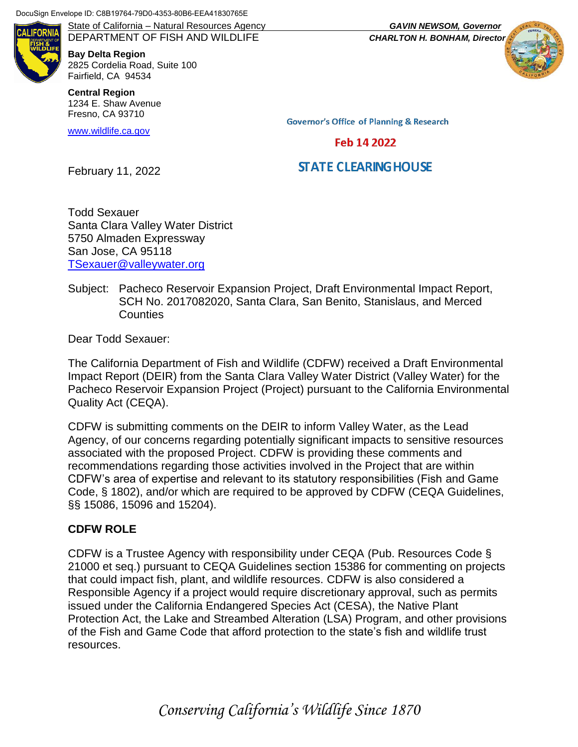DocuSign Envelope ID: C8B19764-79D0-4353-80B6-EEA41830765E

State of California – Natural Resources Agency
DEPARTMENT OF FISH AND WILDLIFE

*GAVIN NEWSOM, Governor*
*CHARLTON H. BONHAM, Director*

**Bay Delta Region**
2825 Cordelia Road, Suite 100
Fairfield, CA 94534

**Central Region**
1234 E. Shaw Avenue
Fresno, CA 93710

www.wildlife.ca.gov

Governor's Office of Planning & Research

Feb 14 2022

STATE CLEARING HOUSE

February 11, 2022

Todd Sexauer
Santa Clara Valley Water District
5750 Almaden Expressway
San Jose, CA 95118
TSexauer@valleywater.org

Subject: Pacheco Reservoir Expansion Project, Draft Environmental Impact Report, SCH No. 2017082020, Santa Clara, San Benito, Stanislaus, and Merced Counties

Dear Todd Sexauer:

The California Department of Fish and Wildlife (CDFW) received a Draft Environmental Impact Report (DEIR) from the Santa Clara Valley Water District (Valley Water) for the Pacheco Reservoir Expansion Project (Project) pursuant to the California Environmental Quality Act (CEQA).

CDFW is submitting comments on the DEIR to inform Valley Water, as the Lead Agency, of our concerns regarding potentially significant impacts to sensitive resources associated with the proposed Project. CDFW is providing these comments and recommendations regarding those activities involved in the Project that are within CDFW's area of expertise and relevant to its statutory responsibilities (Fish and Game Code, § 1802), and/or which are required to be approved by CDFW (CEQA Guidelines, §§ 15086, 15096 and 15204).

## CDFW ROLE

CDFW is a Trustee Agency with responsibility under CEQA (Pub. Resources Code § 21000 et seq.) pursuant to CEQA Guidelines section 15386 for commenting on projects that could impact fish, plant, and wildlife resources. CDFW is also considered a Responsible Agency if a project would require discretionary approval, such as permits issued under the California Endangered Species Act (CESA), the Native Plant Protection Act, the Lake and Streambed Alteration (LSA) Program, and other provisions of the Fish and Game Code that afford protection to the state's fish and wildlife trust resources.

*Conserving California's Wildlife Since 1870*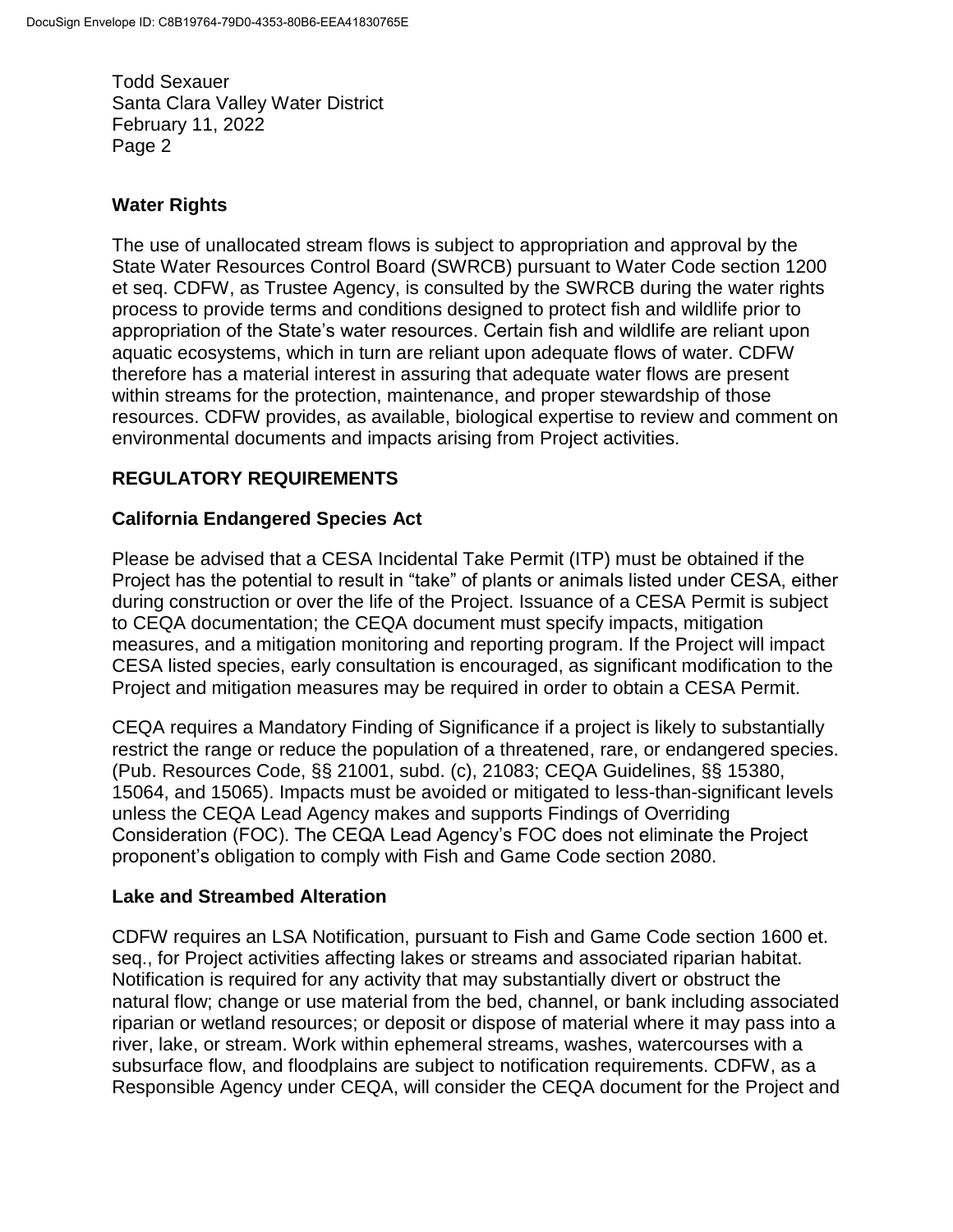## Water Rights

The use of unallocated stream flows is subject to appropriation and approval by the State Water Resources Control Board (SWRCB) pursuant to Water Code section 1200 et seq. CDFW, as Trustee Agency, is consulted by the SWRCB during the water rights process to provide terms and conditions designed to protect fish and wildlife prior to appropriation of the State's water resources. Certain fish and wildlife are reliant upon aquatic ecosystems, which in turn are reliant upon adequate flows of water. CDFW therefore has a material interest in assuring that adequate water flows are present within streams for the protection, maintenance, and proper stewardship of those resources. CDFW provides, as available, biological expertise to review and comment on environmental documents and impacts arising from Project activities.

# REGULATORY REQUIREMENTS

## California Endangered Species Act

Please be advised that a CESA Incidental Take Permit (ITP) must be obtained if the Project has the potential to result in "take" of plants or animals listed under CESA, either during construction or over the life of the Project. Issuance of a CESA Permit is subject to CEQA documentation; the CEQA document must specify impacts, mitigation measures, and a mitigation monitoring and reporting program. If the Project will impact CESA listed species, early consultation is encouraged, as significant modification to the Project and mitigation measures may be required in order to obtain a CESA Permit.

CEQA requires a Mandatory Finding of Significance if a project is likely to substantially restrict the range or reduce the population of a threatened, rare, or endangered species. (Pub. Resources Code, §§ 21001, subd. (c), 21083; CEQA Guidelines, §§ 15380, 15064, and 15065). Impacts must be avoided or mitigated to less-than-significant levels unless the CEQA Lead Agency makes and supports Findings of Overriding Consideration (FOC). The CEQA Lead Agency's FOC does not eliminate the Project proponent's obligation to comply with Fish and Game Code section 2080.

## Lake and Streambed Alteration

CDFW requires an LSA Notification, pursuant to Fish and Game Code section 1600 et. seq., for Project activities affecting lakes or streams and associated riparian habitat. Notification is required for any activity that may substantially divert or obstruct the natural flow; change or use material from the bed, channel, or bank including associated riparian or wetland resources; or deposit or dispose of material where it may pass into a river, lake, or stream. Work within ephemeral streams, washes, watercourses with a subsurface flow, and floodplains are subject to notification requirements. CDFW, as a Responsible Agency under CEQA, will consider the CEQA document for the Project and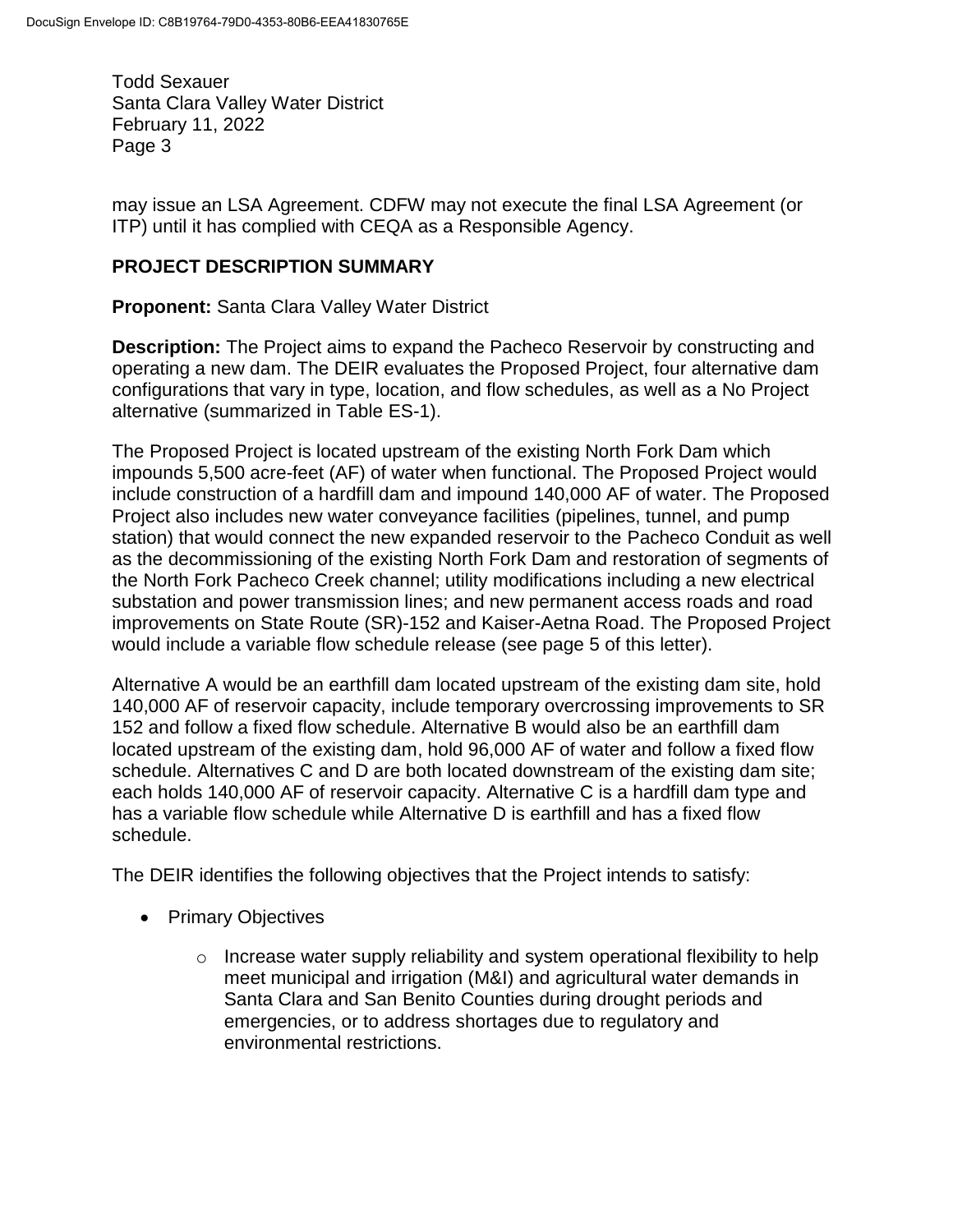may issue an LSA Agreement. CDFW may not execute the final LSA Agreement (or ITP) until it has complied with CEQA as a Responsible Agency.

## PROJECT DESCRIPTION SUMMARY

**Proponent:** Santa Clara Valley Water District

**Description:** The Project aims to expand the Pacheco Reservoir by constructing and operating a new dam. The DEIR evaluates the Proposed Project, four alternative dam configurations that vary in type, location, and flow schedules, as well as a No Project alternative (summarized in Table ES-1).

The Proposed Project is located upstream of the existing North Fork Dam which impounds 5,500 acre-feet (AF) of water when functional. The Proposed Project would include construction of a hardfill dam and impound 140,000 AF of water. The Proposed Project also includes new water conveyance facilities (pipelines, tunnel, and pump station) that would connect the new expanded reservoir to the Pacheco Conduit as well as the decommissioning of the existing North Fork Dam and restoration of segments of the North Fork Pacheco Creek channel; utility modifications including a new electrical substation and power transmission lines; and new permanent access roads and road improvements on State Route (SR)-152 and Kaiser-Aetna Road. The Proposed Project would include a variable flow schedule release (see page 5 of this letter).

Alternative A would be an earthfill dam located upstream of the existing dam site, hold 140,000 AF of reservoir capacity, include temporary overcrossing improvements to SR 152 and follow a fixed flow schedule. Alternative B would also be an earthfill dam located upstream of the existing dam, hold 96,000 AF of water and follow a fixed flow schedule. Alternatives C and D are both located downstream of the existing dam site; each holds 140,000 AF of reservoir capacity. Alternative C is a hardfill dam type and has a variable flow schedule while Alternative D is earthfill and has a fixed flow schedule.

The DEIR identifies the following objectives that the Project intends to satisfy:

- Primary Objectives
    - Increase water supply reliability and system operational flexibility to help meet municipal and irrigation (M&I) and agricultural water demands in Santa Clara and San Benito Counties during drought periods and emergencies, or to address shortages due to regulatory and environmental restrictions.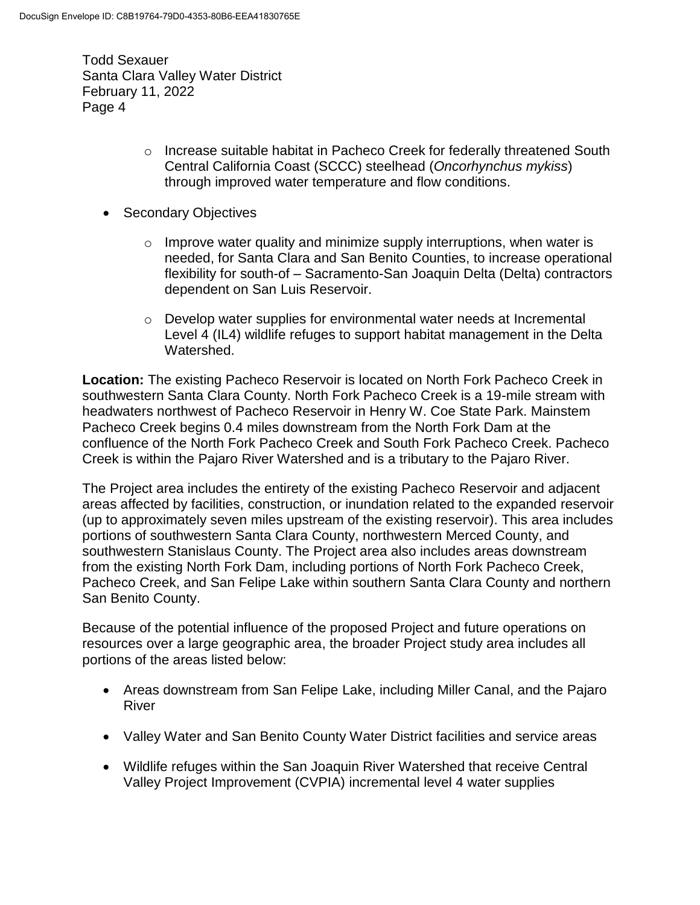- Increase suitable habitat in Pacheco Creek for federally threatened South Central California Coast (SCCC) steelhead (*Oncorhynchus mykiss*) through improved water temperature and flow conditions.

- Secondary Objectives
  - Improve water quality and minimize supply interruptions, when water is needed, for Santa Clara and San Benito Counties, to increase operational flexibility for south-of – Sacramento-San Joaquin Delta (Delta) contractors dependent on San Luis Reservoir.
  - Develop water supplies for environmental water needs at Incremental Level 4 (IL4) wildlife refuges to support habitat management in the Delta Watershed.

**Location:** The existing Pacheco Reservoir is located on North Fork Pacheco Creek in southwestern Santa Clara County. North Fork Pacheco Creek is a 19-mile stream with headwaters northwest of Pacheco Reservoir in Henry W. Coe State Park. Mainstem Pacheco Creek begins 0.4 miles downstream from the North Fork Dam at the confluence of the North Fork Pacheco Creek and South Fork Pacheco Creek. Pacheco Creek is within the Pajaro River Watershed and is a tributary to the Pajaro River.

The Project area includes the entirety of the existing Pacheco Reservoir and adjacent areas affected by facilities, construction, or inundation related to the expanded reservoir (up to approximately seven miles upstream of the existing reservoir). This area includes portions of southwestern Santa Clara County, northwestern Merced County, and southwestern Stanislaus County. The Project area also includes areas downstream from the existing North Fork Dam, including portions of North Fork Pacheco Creek, Pacheco Creek, and San Felipe Lake within southern Santa Clara County and northern San Benito County.

Because of the potential influence of the proposed Project and future operations on resources over a large geographic area, the broader Project study area includes all portions of the areas listed below:

- Areas downstream from San Felipe Lake, including Miller Canal, and the Pajaro River
- Valley Water and San Benito County Water District facilities and service areas
- Wildlife refuges within the San Joaquin River Watershed that receive Central Valley Project Improvement (CVPIA) incremental level 4 water supplies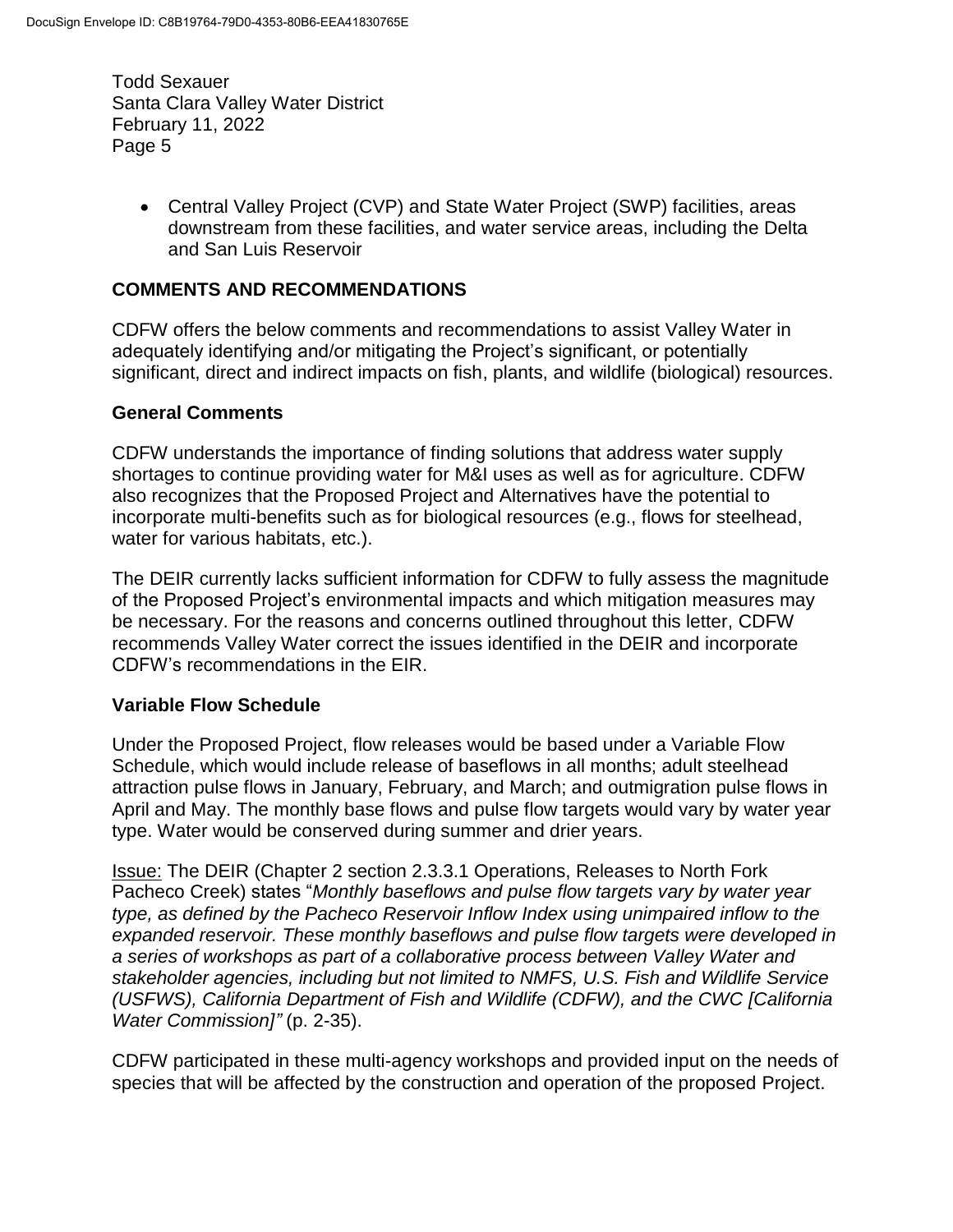- Central Valley Project (CVP) and State Water Project (SWP) facilities, areas downstream from these facilities, and water service areas, including the Delta and San Luis Reservoir

## COMMENTS AND RECOMMENDATIONS

CDFW offers the below comments and recommendations to assist Valley Water in adequately identifying and/or mitigating the Project's significant, or potentially significant, direct and indirect impacts on fish, plants, and wildlife (biological) resources.

### General Comments

CDFW understands the importance of finding solutions that address water supply shortages to continue providing water for M&I uses as well as for agriculture. CDFW also recognizes that the Proposed Project and Alternatives have the potential to incorporate multi-benefits such as for biological resources (e.g., flows for steelhead, water for various habitats, etc.).

The DEIR currently lacks sufficient information for CDFW to fully assess the magnitude of the Proposed Project's environmental impacts and which mitigation measures may be necessary. For the reasons and concerns outlined throughout this letter, CDFW recommends Valley Water correct the issues identified in the DEIR and incorporate CDFW's recommendations in the EIR.

### Variable Flow Schedule

Under the Proposed Project, flow releases would be based under a Variable Flow Schedule, which would include release of baseflows in all months; adult steelhead attraction pulse flows in January, February, and March; and outmigration pulse flows in April and May. The monthly base flows and pulse flow targets would vary by water year type. Water would be conserved during summer and drier years.

<u>Issue:</u> The DEIR (Chapter 2 section 2.3.3.1 Operations, Releases to North Fork Pacheco Creek) states "*Monthly baseflows and pulse flow targets vary by water year type, as defined by the Pacheco Reservoir Inflow Index using unimpaired inflow to the expanded reservoir. These monthly baseflows and pulse flow targets were developed in a series of workshops as part of a collaborative process between Valley Water and stakeholder agencies, including but not limited to NMFS, U.S. Fish and Wildlife Service (USFWS), California Department of Fish and Wildlife (CDFW), and the CWC [California Water Commission]"* (p. 2-35).

CDFW participated in these multi-agency workshops and provided input on the needs of species that will be affected by the construction and operation of the proposed Project.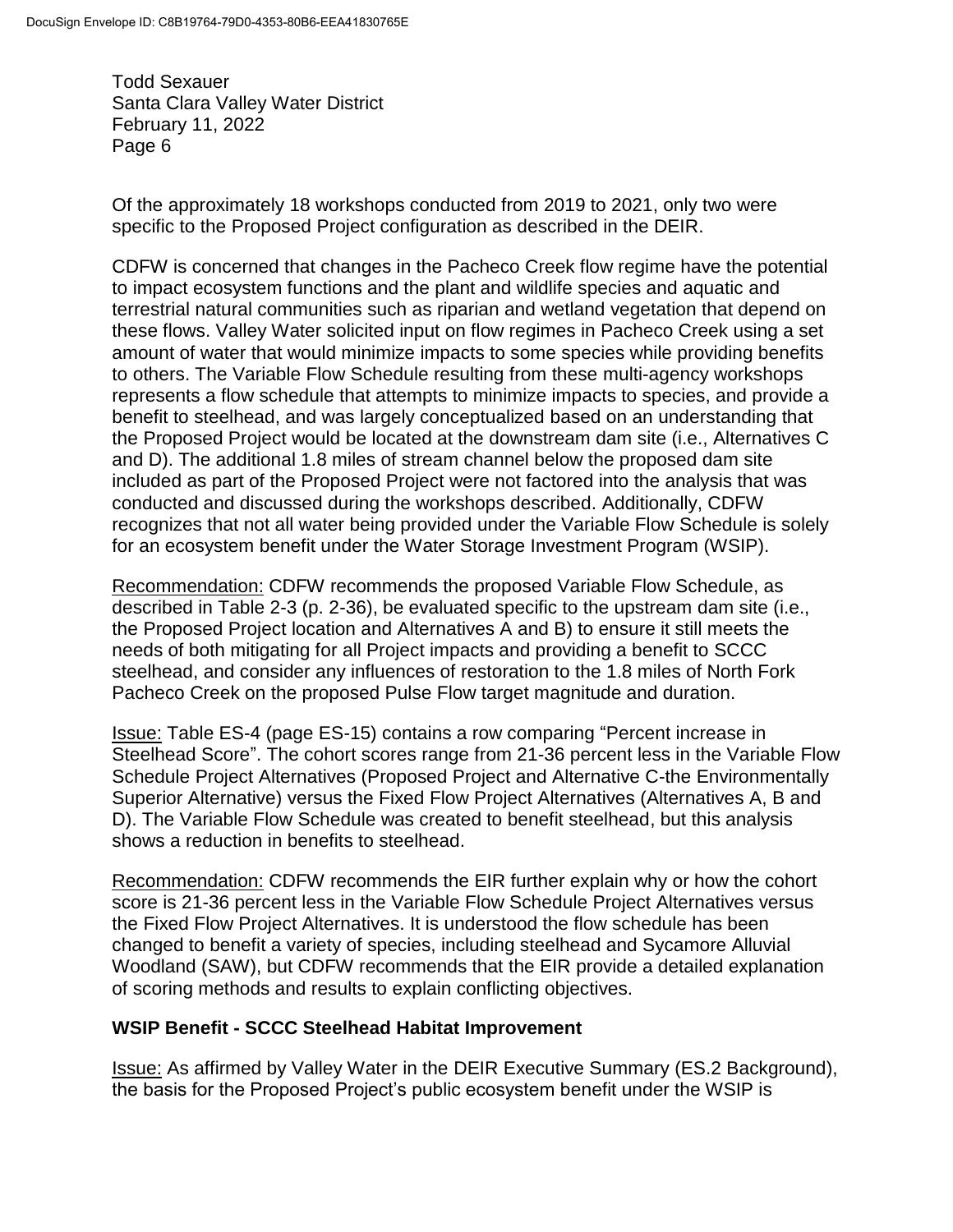Of the approximately 18 workshops conducted from 2019 to 2021, only two were specific to the Proposed Project configuration as described in the DEIR.

CDFW is concerned that changes in the Pacheco Creek flow regime have the potential to impact ecosystem functions and the plant and wildlife species and aquatic and terrestrial natural communities such as riparian and wetland vegetation that depend on these flows. Valley Water solicited input on flow regimes in Pacheco Creek using a set amount of water that would minimize impacts to some species while providing benefits to others. The Variable Flow Schedule resulting from these multi-agency workshops represents a flow schedule that attempts to minimize impacts to species, and provide a benefit to steelhead, and was largely conceptualized based on an understanding that the Proposed Project would be located at the downstream dam site (i.e., Alternatives C and D). The additional 1.8 miles of stream channel below the proposed dam site included as part of the Proposed Project were not factored into the analysis that was conducted and discussed during the workshops described. Additionally, CDFW recognizes that not all water being provided under the Variable Flow Schedule is solely for an ecosystem benefit under the Water Storage Investment Program (WSIP).

Recommendation: CDFW recommends the proposed Variable Flow Schedule, as described in Table 2-3 (p. 2-36), be evaluated specific to the upstream dam site (i.e., the Proposed Project location and Alternatives A and B) to ensure it still meets the needs of both mitigating for all Project impacts and providing a benefit to SCCC steelhead, and consider any influences of restoration to the 1.8 miles of North Fork Pacheco Creek on the proposed Pulse Flow target magnitude and duration.

Issue: Table ES-4 (page ES-15) contains a row comparing "Percent increase in Steelhead Score". The cohort scores range from 21-36 percent less in the Variable Flow Schedule Project Alternatives (Proposed Project and Alternative C-the Environmentally Superior Alternative) versus the Fixed Flow Project Alternatives (Alternatives A, B and D). The Variable Flow Schedule was created to benefit steelhead, but this analysis shows a reduction in benefits to steelhead.

Recommendation: CDFW recommends the EIR further explain why or how the cohort score is 21-36 percent less in the Variable Flow Schedule Project Alternatives versus the Fixed Flow Project Alternatives. It is understood the flow schedule has been changed to benefit a variety of species, including steelhead and Sycamore Alluvial Woodland (SAW), but CDFW recommends that the EIR provide a detailed explanation of scoring methods and results to explain conflicting objectives.

**WSIP Benefit - SCCC Steelhead Habitat Improvement**

Issue: As affirmed by Valley Water in the DEIR Executive Summary (ES.2 Background), the basis for the Proposed Project's public ecosystem benefit under the WSIP is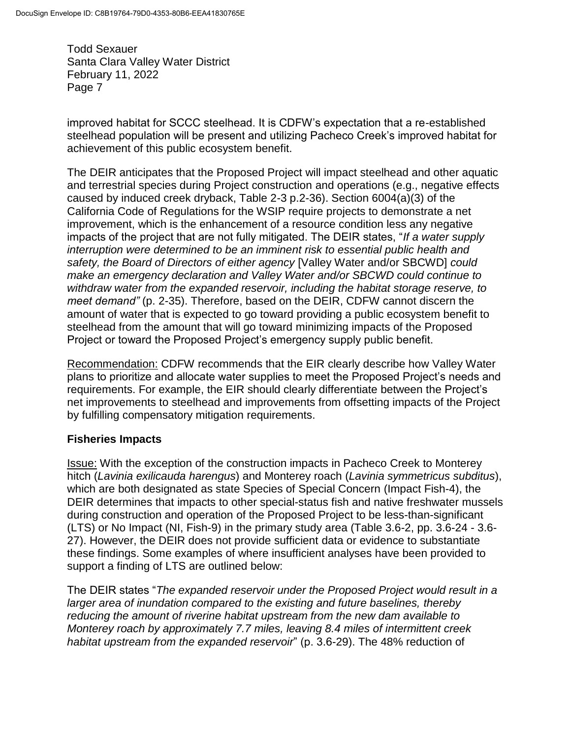improved habitat for SCCC steelhead. It is CDFW's expectation that a re-established steelhead population will be present and utilizing Pacheco Creek's improved habitat for achievement of this public ecosystem benefit.

The DEIR anticipates that the Proposed Project will impact steelhead and other aquatic and terrestrial species during Project construction and operations (e.g., negative effects caused by induced creek dryback, Table 2-3 p.2-36). Section 6004(a)(3) of the California Code of Regulations for the WSIP require projects to demonstrate a net improvement, which is the enhancement of a resource condition less any negative impacts of the project that are not fully mitigated. The DEIR states, "*If a water supply interruption were determined to be an imminent risk to essential public health and safety, the Board of Directors of either agency* [Valley Water and/or SBCWD] *could make an emergency declaration and Valley Water and/or SBCWD could continue to withdraw water from the expanded reservoir, including the habitat storage reserve, to meet demand"* (p. 2-35). Therefore, based on the DEIR, CDFW cannot discern the amount of water that is expected to go toward providing a public ecosystem benefit to steelhead from the amount that will go toward minimizing impacts of the Proposed Project or toward the Proposed Project's emergency supply public benefit.

Recommendation: CDFW recommends that the EIR clearly describe how Valley Water plans to prioritize and allocate water supplies to meet the Proposed Project's needs and requirements. For example, the EIR should clearly differentiate between the Project's net improvements to steelhead and improvements from offsetting impacts of the Project by fulfilling compensatory mitigation requirements.

## Fisheries Impacts

Issue: With the exception of the construction impacts in Pacheco Creek to Monterey hitch (*Lavinia exilicauda harengus*) and Monterey roach (*Lavinia symmetricus subditus*), which are both designated as state Species of Special Concern (Impact Fish-4), the DEIR determines that impacts to other special-status fish and native freshwater mussels during construction and operation of the Proposed Project to be less-than-significant (LTS) or No Impact (NI, Fish-9) in the primary study area (Table 3.6-2, pp. 3.6-24 - 3.6-27). However, the DEIR does not provide sufficient data or evidence to substantiate these findings. Some examples of where insufficient analyses have been provided to support a finding of LTS are outlined below:

The DEIR states "*The expanded reservoir under the Proposed Project would result in a larger area of inundation compared to the existing and future baselines, thereby reducing the amount of riverine habitat upstream from the new dam available to Monterey roach by approximately 7.7 miles, leaving 8.4 miles of intermittent creek habitat upstream from the expanded reservoir*" (p. 3.6-29). The 48% reduction of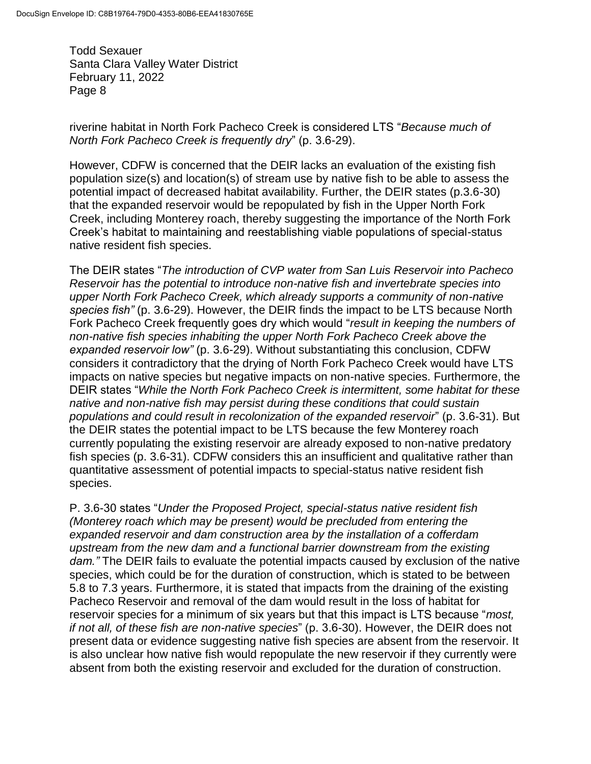riverine habitat in North Fork Pacheco Creek is considered LTS "*Because much of North Fork Pacheco Creek is frequently dry*" (p. 3.6-29).

However, CDFW is concerned that the DEIR lacks an evaluation of the existing fish population size(s) and location(s) of stream use by native fish to be able to assess the potential impact of decreased habitat availability. Further, the DEIR states (p.3.6-30) that the expanded reservoir would be repopulated by fish in the Upper North Fork Creek, including Monterey roach, thereby suggesting the importance of the North Fork Creek's habitat to maintaining and reestablishing viable populations of special-status native resident fish species.

The DEIR states "*The introduction of CVP water from San Luis Reservoir into Pacheco Reservoir has the potential to introduce non-native fish and invertebrate species into upper North Fork Pacheco Creek, which already supports a community of non-native species fish"* (p. 3.6-29). However, the DEIR finds the impact to be LTS because North Fork Pacheco Creek frequently goes dry which would "*result in keeping the numbers of non-native fish species inhabiting the upper North Fork Pacheco Creek above the expanded reservoir low"* (p. 3.6-29). Without substantiating this conclusion, CDFW considers it contradictory that the drying of North Fork Pacheco Creek would have LTS impacts on native species but negative impacts on non-native species. Furthermore, the DEIR states "*While the North Fork Pacheco Creek is intermittent, some habitat for these native and non-native fish may persist during these conditions that could sustain populations and could result in recolonization of the expanded reservoir*" (p. 3.6-31). But the DEIR states the potential impact to be LTS because the few Monterey roach currently populating the existing reservoir are already exposed to non-native predatory fish species (p. 3.6-31). CDFW considers this an insufficient and qualitative rather than quantitative assessment of potential impacts to special-status native resident fish species.

P. 3.6-30 states "*Under the Proposed Project, special-status native resident fish (Monterey roach which may be present) would be precluded from entering the expanded reservoir and dam construction area by the installation of a cofferdam upstream from the new dam and a functional barrier downstream from the existing dam."* The DEIR fails to evaluate the potential impacts caused by exclusion of the native species, which could be for the duration of construction, which is stated to be between 5.8 to 7.3 years. Furthermore, it is stated that impacts from the draining of the existing Pacheco Reservoir and removal of the dam would result in the loss of habitat for reservoir species for a minimum of six years but that this impact is LTS because "*most, if not all, of these fish are non-native species*" (p. 3.6-30). However, the DEIR does not present data or evidence suggesting native fish species are absent from the reservoir. It is also unclear how native fish would repopulate the new reservoir if they currently were absent from both the existing reservoir and excluded for the duration of construction.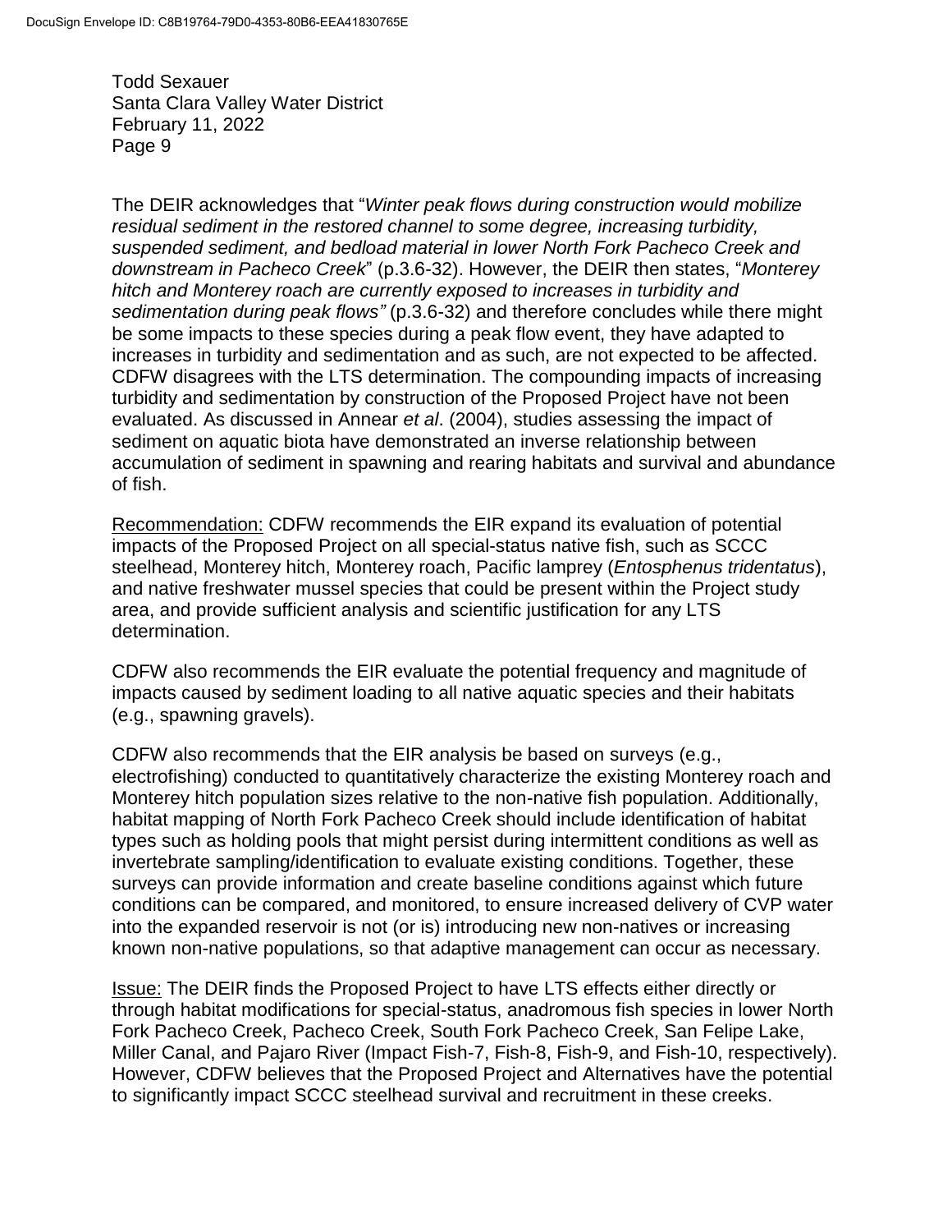The DEIR acknowledges that "*Winter peak flows during construction would mobilize residual sediment in the restored channel to some degree, increasing turbidity, suspended sediment, and bedload material in lower North Fork Pacheco Creek and downstream in Pacheco Creek*" (p.3.6-32). However, the DEIR then states, "*Monterey hitch and Monterey roach are currently exposed to increases in turbidity and sedimentation during peak flows"* (p.3.6-32) and therefore concludes while there might be some impacts to these species during a peak flow event, they have adapted to increases in turbidity and sedimentation and as such, are not expected to be affected. CDFW disagrees with the LTS determination. The compounding impacts of increasing turbidity and sedimentation by construction of the Proposed Project have not been evaluated. As discussed in Annear *et al*. (2004), studies assessing the impact of sediment on aquatic biota have demonstrated an inverse relationship between accumulation of sediment in spawning and rearing habitats and survival and abundance of fish.

<u>Recommendation:</u> CDFW recommends the EIR expand its evaluation of potential impacts of the Proposed Project on all special-status native fish, such as SCCC steelhead, Monterey hitch, Monterey roach, Pacific lamprey (*Entosphenus tridentatus*), and native freshwater mussel species that could be present within the Project study area, and provide sufficient analysis and scientific justification for any LTS determination.

CDFW also recommends the EIR evaluate the potential frequency and magnitude of impacts caused by sediment loading to all native aquatic species and their habitats (e.g., spawning gravels).

CDFW also recommends that the EIR analysis be based on surveys (e.g., electrofishing) conducted to quantitatively characterize the existing Monterey roach and Monterey hitch population sizes relative to the non-native fish population. Additionally, habitat mapping of North Fork Pacheco Creek should include identification of habitat types such as holding pools that might persist during intermittent conditions as well as invertebrate sampling/identification to evaluate existing conditions. Together, these surveys can provide information and create baseline conditions against which future conditions can be compared, and monitored, to ensure increased delivery of CVP water into the expanded reservoir is not (or is) introducing new non-natives or increasing known non-native populations, so that adaptive management can occur as necessary.

<u>Issue:</u> The DEIR finds the Proposed Project to have LTS effects either directly or through habitat modifications for special-status, anadromous fish species in lower North Fork Pacheco Creek, Pacheco Creek, South Fork Pacheco Creek, San Felipe Lake, Miller Canal, and Pajaro River (Impact Fish-7, Fish-8, Fish-9, and Fish-10, respectively). However, CDFW believes that the Proposed Project and Alternatives have the potential to significantly impact SCCC steelhead survival and recruitment in these creeks.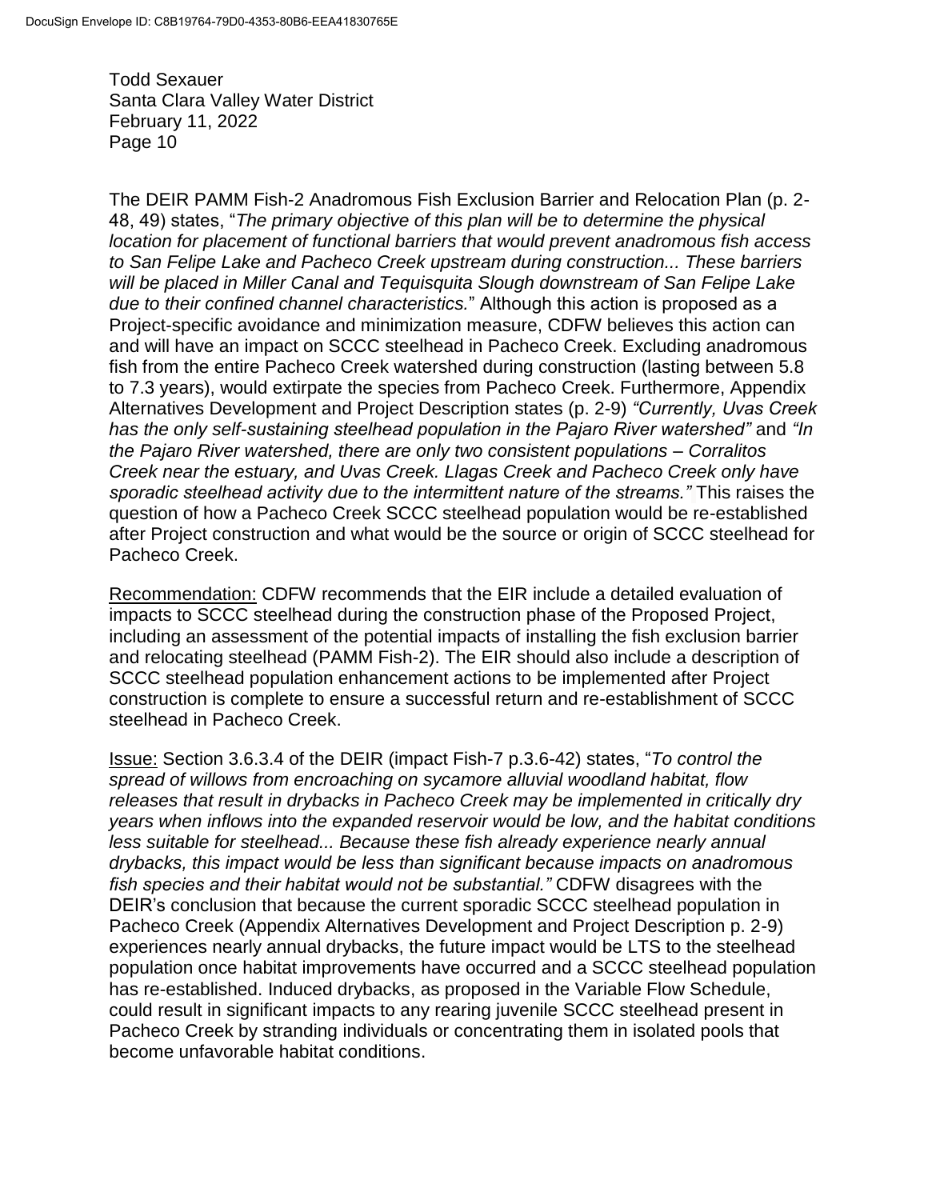The DEIR PAMM Fish-2 Anadromous Fish Exclusion Barrier and Relocation Plan (p. 2-48, 49) states, "*The primary objective of this plan will be to determine the physical location for placement of functional barriers that would prevent anadromous fish access to San Felipe Lake and Pacheco Creek upstream during construction... These barriers will be placed in Miller Canal and Tequisquita Slough downstream of San Felipe Lake due to their confined channel characteristics.*" Although this action is proposed as a Project-specific avoidance and minimization measure, CDFW believes this action can and will have an impact on SCCC steelhead in Pacheco Creek. Excluding anadromous fish from the entire Pacheco Creek watershed during construction (lasting between 5.8 to 7.3 years), would extirpate the species from Pacheco Creek. Furthermore, Appendix Alternatives Development and Project Description states (p. 2-9) *"Currently, Uvas Creek has the only self-sustaining steelhead population in the Pajaro River watershed"* and *"In the Pajaro River watershed, there are only two consistent populations – Corralitos Creek near the estuary, and Uvas Creek. Llagas Creek and Pacheco Creek only have sporadic steelhead activity due to the intermittent nature of the streams."* This raises the question of how a Pacheco Creek SCCC steelhead population would be re-established after Project construction and what would be the source or origin of SCCC steelhead for Pacheco Creek.

<u>Recommendation:</u> CDFW recommends that the EIR include a detailed evaluation of impacts to SCCC steelhead during the construction phase of the Proposed Project, including an assessment of the potential impacts of installing the fish exclusion barrier and relocating steelhead (PAMM Fish-2). The EIR should also include a description of SCCC steelhead population enhancement actions to be implemented after Project construction is complete to ensure a successful return and re-establishment of SCCC steelhead in Pacheco Creek.

<u>Issue:</u> Section 3.6.3.4 of the DEIR (impact Fish-7 p.3.6-42) states, "*To control the spread of willows from encroaching on sycamore alluvial woodland habitat, flow releases that result in drybacks in Pacheco Creek may be implemented in critically dry years when inflows into the expanded reservoir would be low, and the habitat conditions less suitable for steelhead... Because these fish already experience nearly annual drybacks, this impact would be less than significant because impacts on anadromous fish species and their habitat would not be substantial.*" CDFW disagrees with the DEIR's conclusion that because the current sporadic SCCC steelhead population in Pacheco Creek (Appendix Alternatives Development and Project Description p. 2-9) experiences nearly annual drybacks, the future impact would be LTS to the steelhead population once habitat improvements have occurred and a SCCC steelhead population has re-established. Induced drybacks, as proposed in the Variable Flow Schedule, could result in significant impacts to any rearing juvenile SCCC steelhead present in Pacheco Creek by stranding individuals or concentrating them in isolated pools that become unfavorable habitat conditions.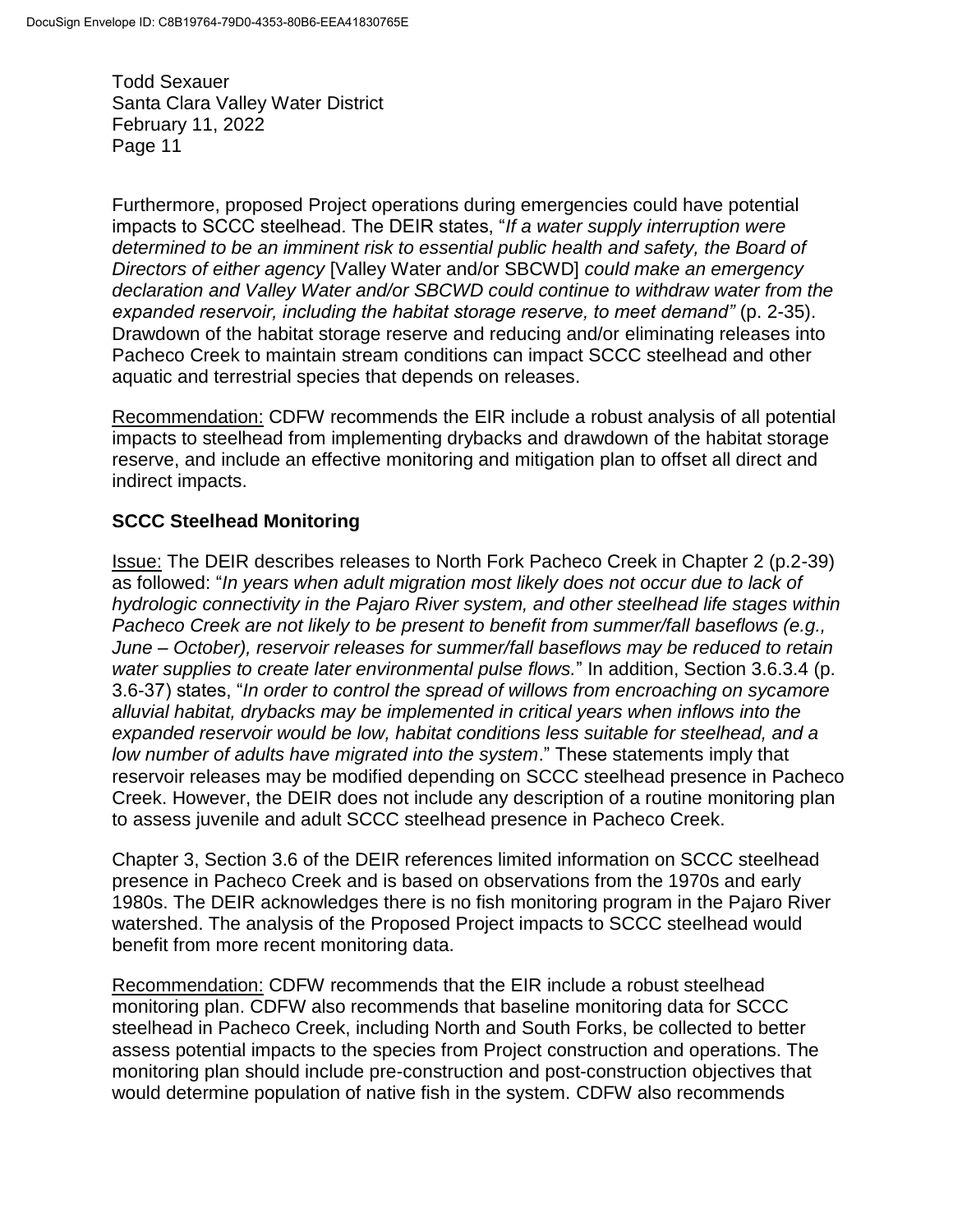Furthermore, proposed Project operations during emergencies could have potential impacts to SCCC steelhead. The DEIR states, "*If a water supply interruption were determined to be an imminent risk to essential public health and safety, the Board of Directors of either agency* [Valley Water and/or SBCWD] *could make an emergency declaration and Valley Water and/or SBCWD could continue to withdraw water from the expanded reservoir, including the habitat storage reserve, to meet demand"* (p. 2-35). Drawdown of the habitat storage reserve and reducing and/or eliminating releases into Pacheco Creek to maintain stream conditions can impact SCCC steelhead and other aquatic and terrestrial species that depends on releases.

Recommendation: CDFW recommends the EIR include a robust analysis of all potential impacts to steelhead from implementing drybacks and drawdown of the habitat storage reserve, and include an effective monitoring and mitigation plan to offset all direct and indirect impacts.

**SCCC Steelhead Monitoring**

Issue: The DEIR describes releases to North Fork Pacheco Creek in Chapter 2 (p.2-39) as followed: "*In years when adult migration most likely does not occur due to lack of hydrologic connectivity in the Pajaro River system, and other steelhead life stages within Pacheco Creek are not likely to be present to benefit from summer/fall baseflows (e.g., June – October), reservoir releases for summer/fall baseflows may be reduced to retain water supplies to create later environmental pulse flows.*" In addition, Section 3.6.3.4 (p. 3.6-37) states, "*In order to control the spread of willows from encroaching on sycamore alluvial habitat, drybacks may be implemented in critical years when inflows into the expanded reservoir would be low, habitat conditions less suitable for steelhead, and a low number of adults have migrated into the system*." These statements imply that reservoir releases may be modified depending on SCCC steelhead presence in Pacheco Creek. However, the DEIR does not include any description of a routine monitoring plan to assess juvenile and adult SCCC steelhead presence in Pacheco Creek.

Chapter 3, Section 3.6 of the DEIR references limited information on SCCC steelhead presence in Pacheco Creek and is based on observations from the 1970s and early 1980s. The DEIR acknowledges there is no fish monitoring program in the Pajaro River watershed. The analysis of the Proposed Project impacts to SCCC steelhead would benefit from more recent monitoring data.

Recommendation: CDFW recommends that the EIR include a robust steelhead monitoring plan. CDFW also recommends that baseline monitoring data for SCCC steelhead in Pacheco Creek, including North and South Forks, be collected to better assess potential impacts to the species from Project construction and operations. The monitoring plan should include pre-construction and post-construction objectives that would determine population of native fish in the system. CDFW also recommends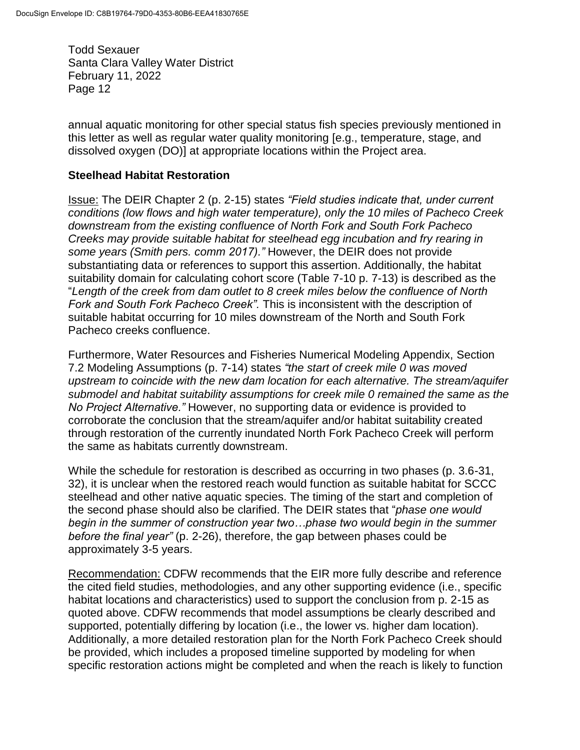annual aquatic monitoring for other special status fish species previously mentioned in this letter as well as regular water quality monitoring [e.g., temperature, stage, and dissolved oxygen (DO)] at appropriate locations within the Project area.

**Steelhead Habitat Restoration**

Issue: The DEIR Chapter 2 (p. 2-15) states *"Field studies indicate that, under current conditions (low flows and high water temperature), only the 10 miles of Pacheco Creek downstream from the existing confluence of North Fork and South Fork Pacheco Creeks may provide suitable habitat for steelhead egg incubation and fry rearing in some years (Smith pers. comm 2017)."* However, the DEIR does not provide substantiating data or references to support this assertion. Additionally, the habitat suitability domain for calculating cohort score (Table 7-10 p. 7-13) is described as the "*Length of the creek from dam outlet to 8 creek miles below the confluence of North Fork and South Fork Pacheco Creek".* This is inconsistent with the description of suitable habitat occurring for 10 miles downstream of the North and South Fork Pacheco creeks confluence.

Furthermore, Water Resources and Fisheries Numerical Modeling Appendix, Section 7.2 Modeling Assumptions (p. 7-14) states *"the start of creek mile 0 was moved upstream to coincide with the new dam location for each alternative. The stream/aquifer submodel and habitat suitability assumptions for creek mile 0 remained the same as the No Project Alternative."* However, no supporting data or evidence is provided to corroborate the conclusion that the stream/aquifer and/or habitat suitability created through restoration of the currently inundated North Fork Pacheco Creek will perform the same as habitats currently downstream.

While the schedule for restoration is described as occurring in two phases (p. 3.6-31, 32), it is unclear when the restored reach would function as suitable habitat for SCCC steelhead and other native aquatic species. The timing of the start and completion of the second phase should also be clarified. The DEIR states that "*phase one would begin in the summer of construction year two…phase two would begin in the summer before the final year"* (p. 2-26), therefore, the gap between phases could be approximately 3-5 years.

Recommendation: CDFW recommends that the EIR more fully describe and reference the cited field studies, methodologies, and any other supporting evidence (i.e., specific habitat locations and characteristics) used to support the conclusion from p. 2-15 as quoted above. CDFW recommends that model assumptions be clearly described and supported, potentially differing by location (i.e., the lower vs. higher dam location). Additionally, a more detailed restoration plan for the North Fork Pacheco Creek should be provided, which includes a proposed timeline supported by modeling for when specific restoration actions might be completed and when the reach is likely to function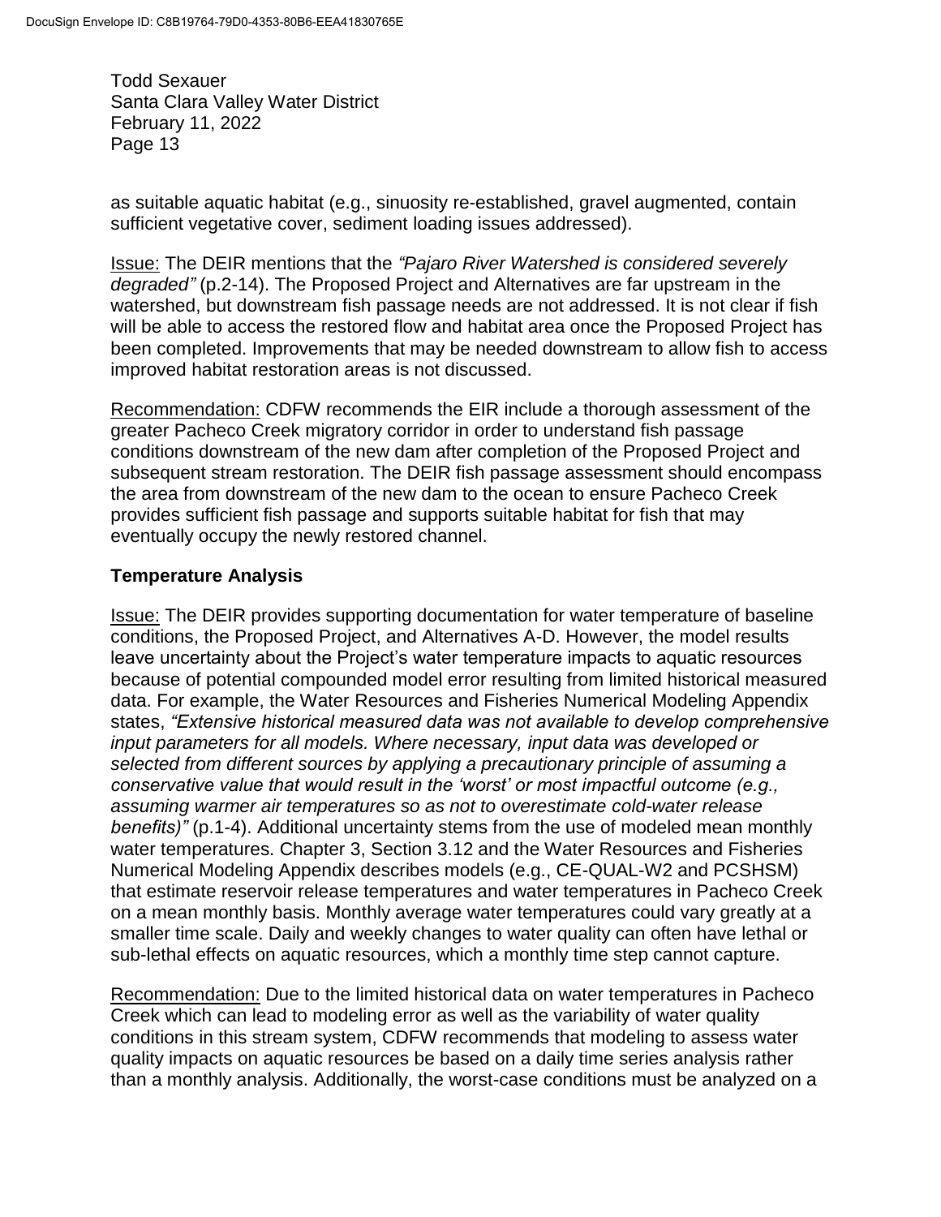as suitable aquatic habitat (e.g., sinuosity re-established, gravel augmented, contain sufficient vegetative cover, sediment loading issues addressed).

Issue: The DEIR mentions that the *"Pajaro River Watershed is considered severely degraded"* (p.2-14). The Proposed Project and Alternatives are far upstream in the watershed, but downstream fish passage needs are not addressed. It is not clear if fish will be able to access the restored flow and habitat area once the Proposed Project has been completed. Improvements that may be needed downstream to allow fish to access improved habitat restoration areas is not discussed.

Recommendation: CDFW recommends the EIR include a thorough assessment of the greater Pacheco Creek migratory corridor in order to understand fish passage conditions downstream of the new dam after completion of the Proposed Project and subsequent stream restoration. The DEIR fish passage assessment should encompass the area from downstream of the new dam to the ocean to ensure Pacheco Creek provides sufficient fish passage and supports suitable habitat for fish that may eventually occupy the newly restored channel.

**Temperature Analysis**

Issue: The DEIR provides supporting documentation for water temperature of baseline conditions, the Proposed Project, and Alternatives A-D. However, the model results leave uncertainty about the Project's water temperature impacts to aquatic resources because of potential compounded model error resulting from limited historical measured data. For example, the Water Resources and Fisheries Numerical Modeling Appendix states, *"Extensive historical measured data was not available to develop comprehensive input parameters for all models. Where necessary, input data was developed or selected from different sources by applying a precautionary principle of assuming a conservative value that would result in the 'worst' or most impactful outcome (e.g., assuming warmer air temperatures so as not to overestimate cold-water release benefits)"* (p.1-4). Additional uncertainty stems from the use of modeled mean monthly water temperatures. Chapter 3, Section 3.12 and the Water Resources and Fisheries Numerical Modeling Appendix describes models (e.g., CE-QUAL-W2 and PCSHSM) that estimate reservoir release temperatures and water temperatures in Pacheco Creek on a mean monthly basis. Monthly average water temperatures could vary greatly at a smaller time scale. Daily and weekly changes to water quality can often have lethal or sub-lethal effects on aquatic resources, which a monthly time step cannot capture.

Recommendation: Due to the limited historical data on water temperatures in Pacheco Creek which can lead to modeling error as well as the variability of water quality conditions in this stream system, CDFW recommends that modeling to assess water quality impacts on aquatic resources be based on a daily time series analysis rather than a monthly analysis. Additionally, the worst-case conditions must be analyzed on a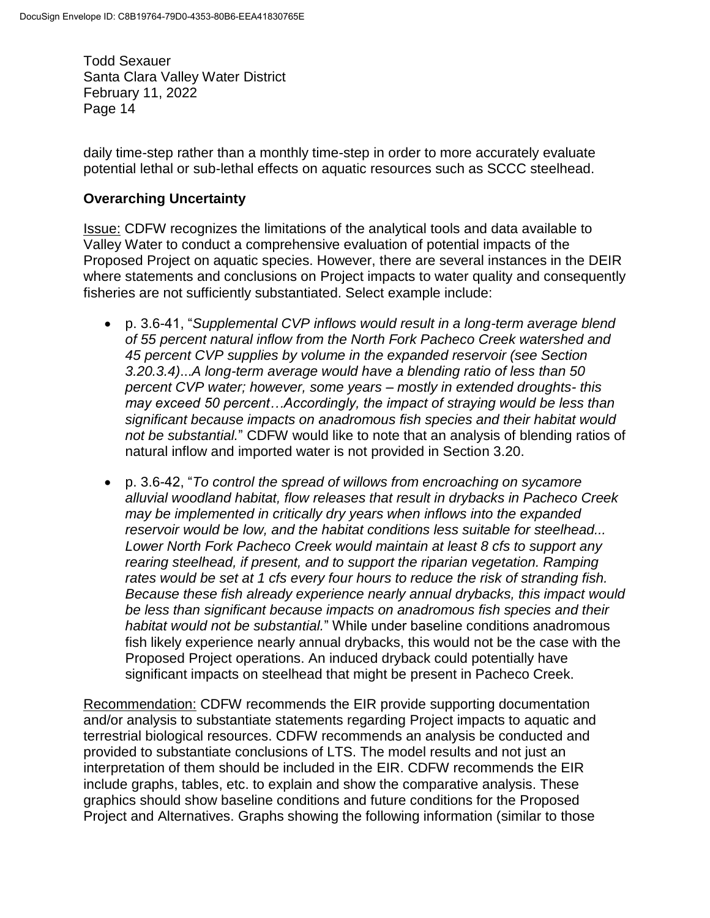daily time-step rather than a monthly time-step in order to more accurately evaluate potential lethal or sub-lethal effects on aquatic resources such as SCCC steelhead.

**Overarching Uncertainty**

Issue: CDFW recognizes the limitations of the analytical tools and data available to Valley Water to conduct a comprehensive evaluation of potential impacts of the Proposed Project on aquatic species. However, there are several instances in the DEIR where statements and conclusions on Project impacts to water quality and consequently fisheries are not sufficiently substantiated. Select example include:

- p. 3.6-41, "*Supplemental CVP inflows would result in a long-term average blend of 55 percent natural inflow from the North Fork Pacheco Creek watershed and 45 percent CVP supplies by volume in the expanded reservoir (see Section 3.20.3.4)...A long-term average would have a blending ratio of less than 50 percent CVP water; however, some years – mostly in extended droughts- this may exceed 50 percent…Accordingly, the impact of straying would be less than significant because impacts on anadromous fish species and their habitat would not be substantial.*" CDFW would like to note that an analysis of blending ratios of natural inflow and imported water is not provided in Section 3.20.
- p. 3.6-42, "*To control the spread of willows from encroaching on sycamore alluvial woodland habitat, flow releases that result in drybacks in Pacheco Creek may be implemented in critically dry years when inflows into the expanded reservoir would be low, and the habitat conditions less suitable for steelhead... Lower North Fork Pacheco Creek would maintain at least 8 cfs to support any rearing steelhead, if present, and to support the riparian vegetation. Ramping rates would be set at 1 cfs every four hours to reduce the risk of stranding fish. Because these fish already experience nearly annual drybacks, this impact would be less than significant because impacts on anadromous fish species and their habitat would not be substantial.*" While under baseline conditions anadromous fish likely experience nearly annual drybacks, this would not be the case with the Proposed Project operations. An induced dryback could potentially have significant impacts on steelhead that might be present in Pacheco Creek.

Recommendation: CDFW recommends the EIR provide supporting documentation and/or analysis to substantiate statements regarding Project impacts to aquatic and terrestrial biological resources. CDFW recommends an analysis be conducted and provided to substantiate conclusions of LTS. The model results and not just an interpretation of them should be included in the EIR. CDFW recommends the EIR include graphs, tables, etc. to explain and show the comparative analysis. These graphics should show baseline conditions and future conditions for the Proposed Project and Alternatives. Graphs showing the following information (similar to those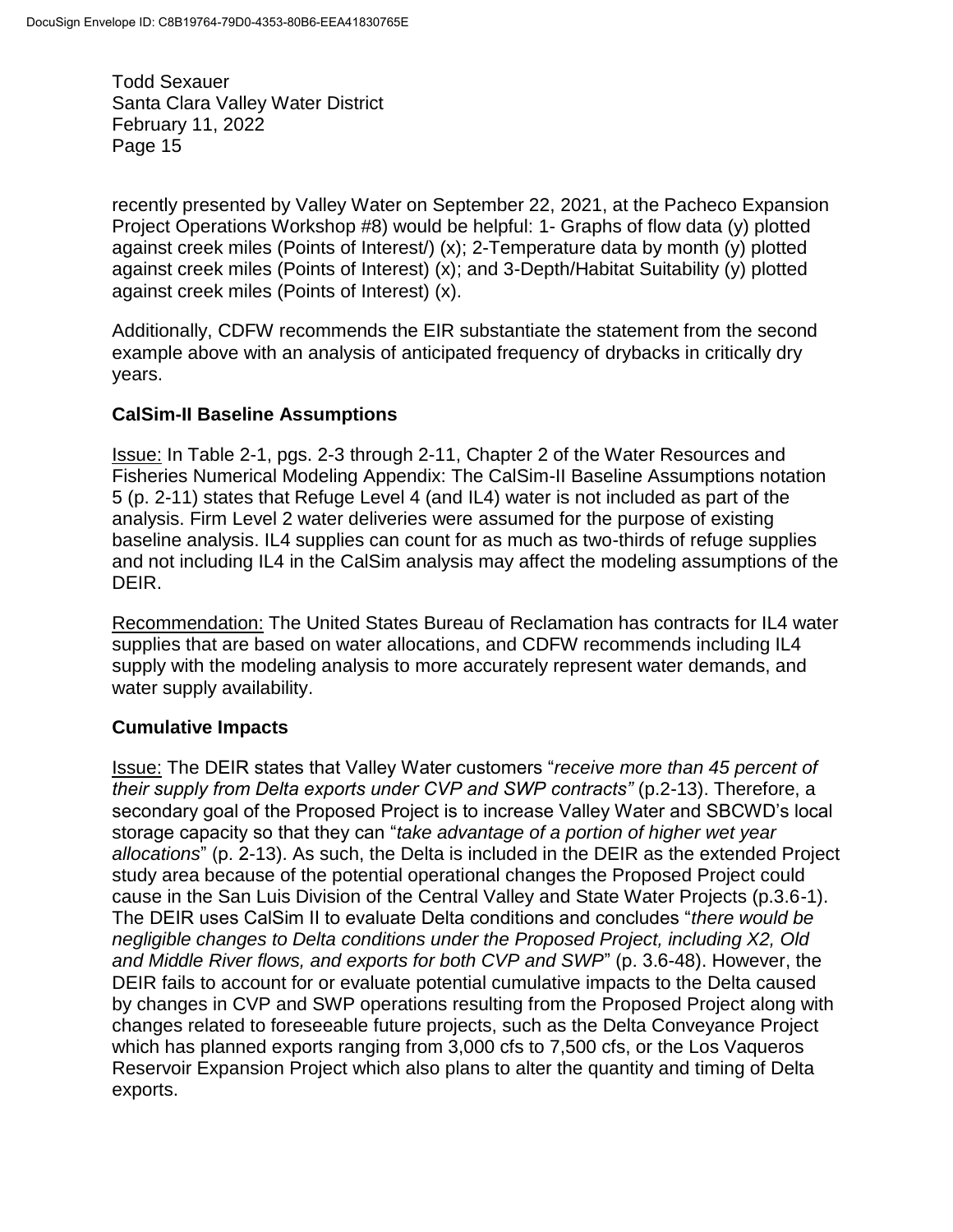recently presented by Valley Water on September 22, 2021, at the Pacheco Expansion Project Operations Workshop #8) would be helpful: 1- Graphs of flow data (y) plotted against creek miles (Points of Interest/) (x); 2-Temperature data by month (y) plotted against creek miles (Points of Interest) (x); and 3-Depth/Habitat Suitability (y) plotted against creek miles (Points of Interest) (x).

Additionally, CDFW recommends the EIR substantiate the statement from the second example above with an analysis of anticipated frequency of drybacks in critically dry years.

### CalSim-II Baseline Assumptions

Issue: In Table 2-1, pgs. 2-3 through 2-11, Chapter 2 of the Water Resources and Fisheries Numerical Modeling Appendix: The CalSim-II Baseline Assumptions notation 5 (p. 2-11) states that Refuge Level 4 (and IL4) water is not included as part of the analysis. Firm Level 2 water deliveries were assumed for the purpose of existing baseline analysis. IL4 supplies can count for as much as two-thirds of refuge supplies and not including IL4 in the CalSim analysis may affect the modeling assumptions of the DEIR.

Recommendation: The United States Bureau of Reclamation has contracts for IL4 water supplies that are based on water allocations, and CDFW recommends including IL4 supply with the modeling analysis to more accurately represent water demands, and water supply availability.

### Cumulative Impacts

Issue: The DEIR states that Valley Water customers "*receive more than 45 percent of their supply from Delta exports under CVP and SWP contracts"* (p.2-13). Therefore, a secondary goal of the Proposed Project is to increase Valley Water and SBCWD's local storage capacity so that they can "*take advantage of a portion of higher wet year allocations*" (p. 2-13). As such, the Delta is included in the DEIR as the extended Project study area because of the potential operational changes the Proposed Project could cause in the San Luis Division of the Central Valley and State Water Projects (p.3.6-1). The DEIR uses CalSim II to evaluate Delta conditions and concludes "*there would be negligible changes to Delta conditions under the Proposed Project, including X2, Old and Middle River flows, and exports for both CVP and SWP*" (p. 3.6-48). However, the DEIR fails to account for or evaluate potential cumulative impacts to the Delta caused by changes in CVP and SWP operations resulting from the Proposed Project along with changes related to foreseeable future projects, such as the Delta Conveyance Project which has planned exports ranging from 3,000 cfs to 7,500 cfs, or the Los Vaqueros Reservoir Expansion Project which also plans to alter the quantity and timing of Delta exports.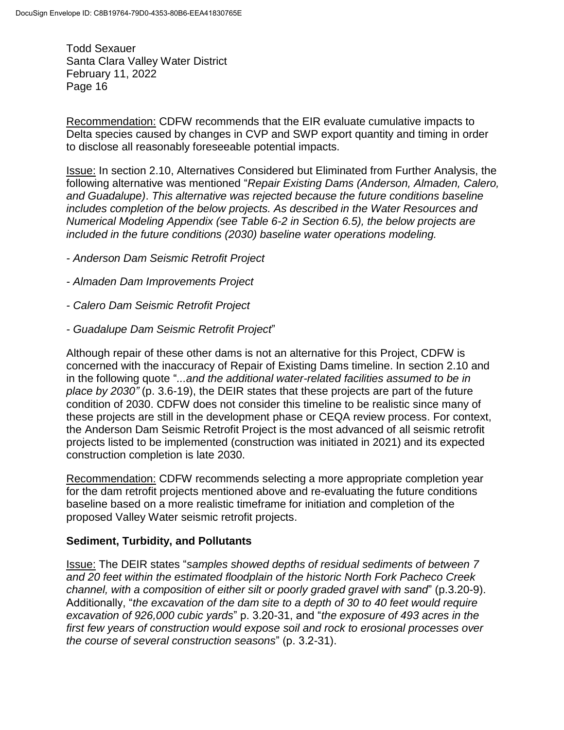Recommendation: CDFW recommends that the EIR evaluate cumulative impacts to Delta species caused by changes in CVP and SWP export quantity and timing in order to disclose all reasonably foreseeable potential impacts.

Issue: In section 2.10, Alternatives Considered but Eliminated from Further Analysis, the following alternative was mentioned "*Repair Existing Dams (Anderson, Almaden, Calero, and Guadalupe)*. *This alternative was rejected because the future conditions baseline includes completion of the below projects. As described in the Water Resources and Numerical Modeling Appendix (see Table 6-2 in Section 6.5), the below projects are included in the future conditions (2030) baseline water operations modeling.*

- *Anderson Dam Seismic Retrofit Project*
- *Almaden Dam Improvements Project*
- *Calero Dam Seismic Retrofit Project*
- *Guadalupe Dam Seismic Retrofit Project*"

Although repair of these other dams is not an alternative for this Project, CDFW is concerned with the inaccuracy of Repair of Existing Dams timeline. In section 2.10 and in the following quote "*...and the additional water-related facilities assumed to be in place by 2030"* (p. 3.6-19), the DEIR states that these projects are part of the future condition of 2030. CDFW does not consider this timeline to be realistic since many of these projects are still in the development phase or CEQA review process. For context, the Anderson Dam Seismic Retrofit Project is the most advanced of all seismic retrofit projects listed to be implemented (construction was initiated in 2021) and its expected construction completion is late 2030.

Recommendation: CDFW recommends selecting a more appropriate completion year for the dam retrofit projects mentioned above and re-evaluating the future conditions baseline based on a more realistic timeframe for initiation and completion of the proposed Valley Water seismic retrofit projects.

**Sediment, Turbidity, and Pollutants**

Issue: The DEIR states "*samples showed depths of residual sediments of between 7 and 20 feet within the estimated floodplain of the historic North Fork Pacheco Creek channel, with a composition of either silt or poorly graded gravel with sand*" (p.3.20-9). Additionally, "*the excavation of the dam site to a depth of 30 to 40 feet would require excavation of 926,000 cubic yards*" p. 3.20-31, and "*the exposure of 493 acres in the first few years of construction would expose soil and rock to erosional processes over the course of several construction seasons*" (p. 3.2-31).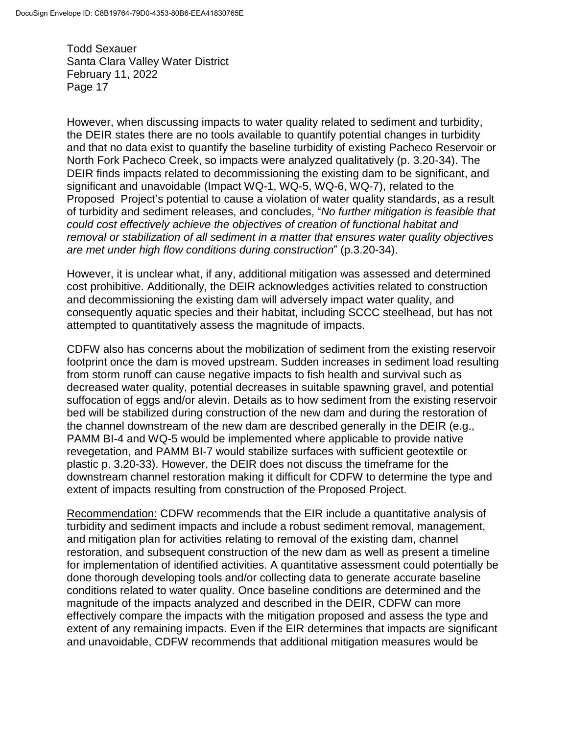However, when discussing impacts to water quality related to sediment and turbidity, the DEIR states there are no tools available to quantify potential changes in turbidity and that no data exist to quantify the baseline turbidity of existing Pacheco Reservoir or North Fork Pacheco Creek, so impacts were analyzed qualitatively (p. 3.20-34). The DEIR finds impacts related to decommissioning the existing dam to be significant, and significant and unavoidable (Impact WQ-1, WQ-5, WQ-6, WQ-7), related to the Proposed Project's potential to cause a violation of water quality standards, as a result of turbidity and sediment releases, and concludes, "*No further mitigation is feasible that could cost effectively achieve the objectives of creation of functional habitat and removal or stabilization of all sediment in a matter that ensures water quality objectives are met under high flow conditions during construction*" (p.3.20-34).

However, it is unclear what, if any, additional mitigation was assessed and determined cost prohibitive. Additionally, the DEIR acknowledges activities related to construction and decommissioning the existing dam will adversely impact water quality, and consequently aquatic species and their habitat, including SCCC steelhead, but has not attempted to quantitatively assess the magnitude of impacts.

CDFW also has concerns about the mobilization of sediment from the existing reservoir footprint once the dam is moved upstream. Sudden increases in sediment load resulting from storm runoff can cause negative impacts to fish health and survival such as decreased water quality, potential decreases in suitable spawning gravel, and potential suffocation of eggs and/or alevin. Details as to how sediment from the existing reservoir bed will be stabilized during construction of the new dam and during the restoration of the channel downstream of the new dam are described generally in the DEIR (e.g., PAMM BI-4 and WQ-5 would be implemented where applicable to provide native revegetation, and PAMM BI-7 would stabilize surfaces with sufficient geotextile or plastic p. 3.20-33). However, the DEIR does not discuss the timeframe for the downstream channel restoration making it difficult for CDFW to determine the type and extent of impacts resulting from construction of the Proposed Project.

Recommendation: CDFW recommends that the EIR include a quantitative analysis of turbidity and sediment impacts and include a robust sediment removal, management, and mitigation plan for activities relating to removal of the existing dam, channel restoration, and subsequent construction of the new dam as well as present a timeline for implementation of identified activities. A quantitative assessment could potentially be done thorough developing tools and/or collecting data to generate accurate baseline conditions related to water quality. Once baseline conditions are determined and the magnitude of the impacts analyzed and described in the DEIR, CDFW can more effectively compare the impacts with the mitigation proposed and assess the type and extent of any remaining impacts. Even if the EIR determines that impacts are significant and unavoidable, CDFW recommends that additional mitigation measures would be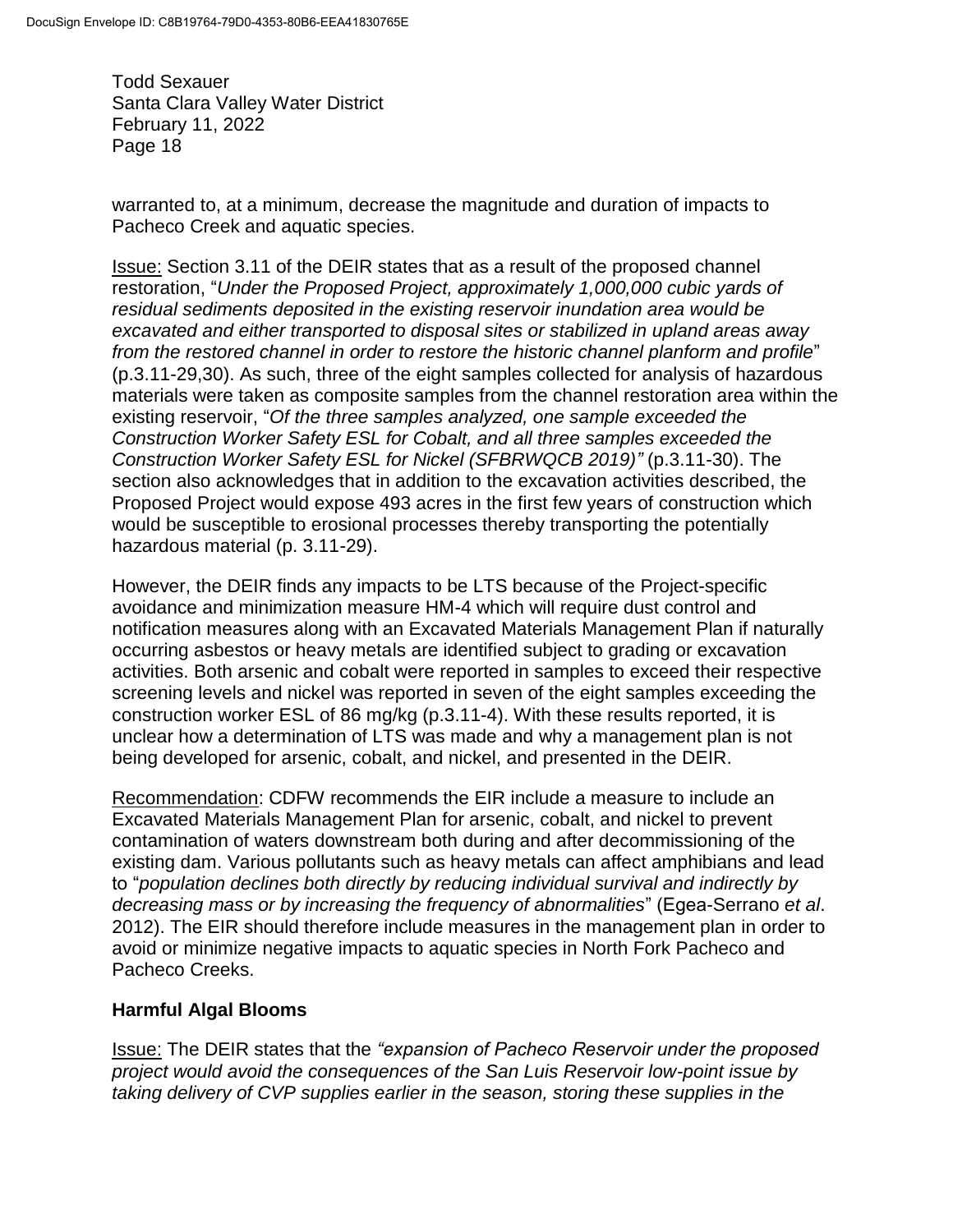warranted to, at a minimum, decrease the magnitude and duration of impacts to Pacheco Creek and aquatic species.

Issue: Section 3.11 of the DEIR states that as a result of the proposed channel restoration, "*Under the Proposed Project, approximately 1,000,000 cubic yards of residual sediments deposited in the existing reservoir inundation area would be excavated and either transported to disposal sites or stabilized in upland areas away from the restored channel in order to restore the historic channel planform and profile*" (p.3.11-29,30). As such, three of the eight samples collected for analysis of hazardous materials were taken as composite samples from the channel restoration area within the existing reservoir, "*Of the three samples analyzed, one sample exceeded the Construction Worker Safety ESL for Cobalt, and all three samples exceeded the Construction Worker Safety ESL for Nickel (SFBRWQCB 2019)"* (p.3.11-30). The section also acknowledges that in addition to the excavation activities described, the Proposed Project would expose 493 acres in the first few years of construction which would be susceptible to erosional processes thereby transporting the potentially hazardous material (p. 3.11-29).

However, the DEIR finds any impacts to be LTS because of the Project-specific avoidance and minimization measure HM-4 which will require dust control and notification measures along with an Excavated Materials Management Plan if naturally occurring asbestos or heavy metals are identified subject to grading or excavation activities. Both arsenic and cobalt were reported in samples to exceed their respective screening levels and nickel was reported in seven of the eight samples exceeding the construction worker ESL of 86 mg/kg (p.3.11-4). With these results reported, it is unclear how a determination of LTS was made and why a management plan is not being developed for arsenic, cobalt, and nickel, and presented in the DEIR.

Recommendation: CDFW recommends the EIR include a measure to include an Excavated Materials Management Plan for arsenic, cobalt, and nickel to prevent contamination of waters downstream both during and after decommissioning of the existing dam. Various pollutants such as heavy metals can affect amphibians and lead to "*population declines both directly by reducing individual survival and indirectly by decreasing mass or by increasing the frequency of abnormalities*" (Egea-Serrano *et al*. 2012). The EIR should therefore include measures in the management plan in order to avoid or minimize negative impacts to aquatic species in North Fork Pacheco and Pacheco Creeks.

**Harmful Algal Blooms**

Issue: The DEIR states that the *"expansion of Pacheco Reservoir under the proposed project would avoid the consequences of the San Luis Reservoir low-point issue by taking delivery of CVP supplies earlier in the season, storing these supplies in the*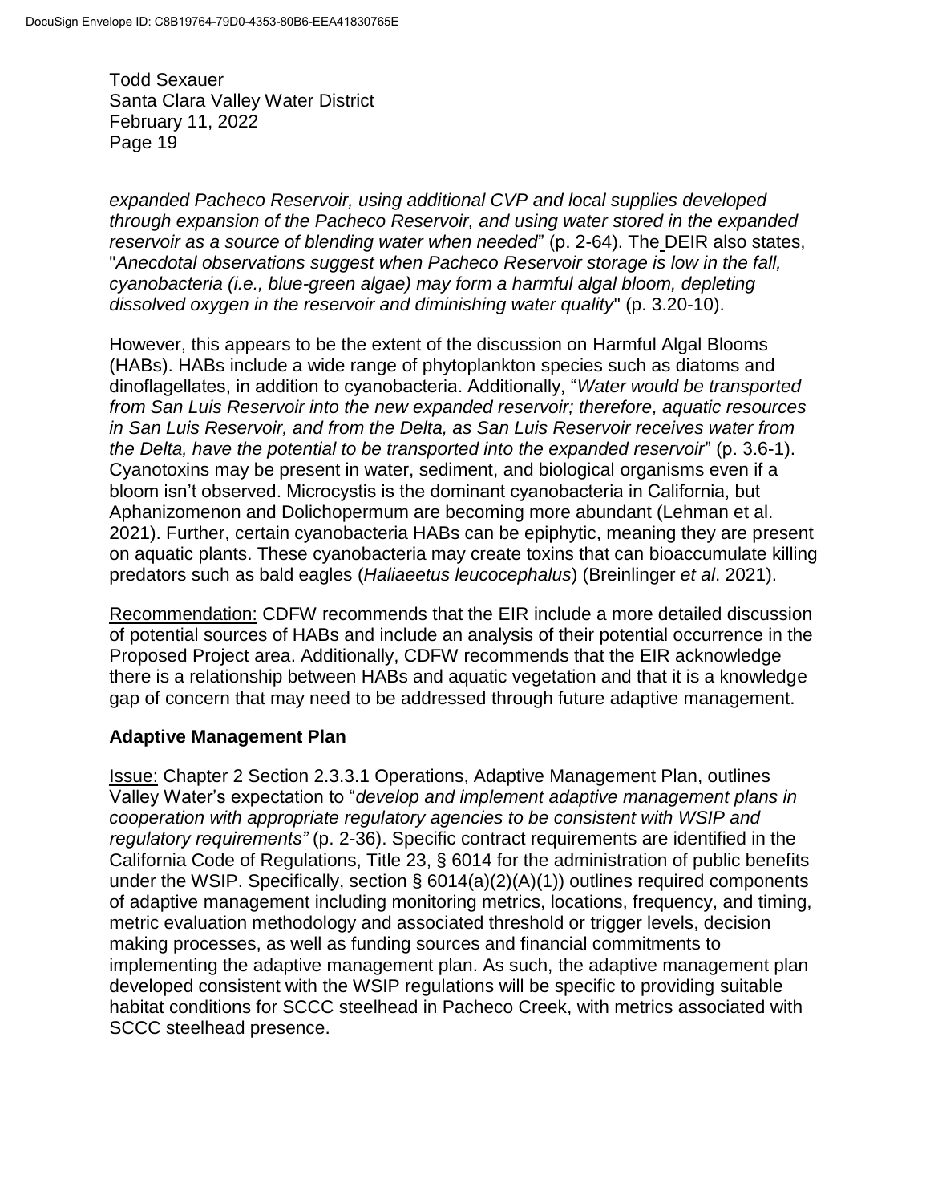*expanded Pacheco Reservoir, using additional CVP and local supplies developed through expansion of the Pacheco Reservoir, and using water stored in the expanded reservoir as a source of blending water when needed*" (p. 2-64). The DEIR also states, "*Anecdotal observations suggest when Pacheco Reservoir storage is low in the fall, cyanobacteria (i.e., blue-green algae) may form a harmful algal bloom, depleting dissolved oxygen in the reservoir and diminishing water quality*" (p. 3.20-10).

However, this appears to be the extent of the discussion on Harmful Algal Blooms (HABs). HABs include a wide range of phytoplankton species such as diatoms and dinoflagellates, in addition to cyanobacteria. Additionally, "*Water would be transported from San Luis Reservoir into the new expanded reservoir; therefore, aquatic resources in San Luis Reservoir, and from the Delta, as San Luis Reservoir receives water from the Delta, have the potential to be transported into the expanded reservoir*" (p. 3.6-1). Cyanotoxins may be present in water, sediment, and biological organisms even if a bloom isn't observed. Microcystis is the dominant cyanobacteria in California, but Aphanizomenon and Dolichopermum are becoming more abundant (Lehman et al. 2021). Further, certain cyanobacteria HABs can be epiphytic, meaning they are present on aquatic plants. These cyanobacteria may create toxins that can bioaccumulate killing predators such as bald eagles (*Haliaeetus leucocephalus*) (Breinlinger *et al*. 2021).

Recommendation: CDFW recommends that the EIR include a more detailed discussion of potential sources of HABs and include an analysis of their potential occurrence in the Proposed Project area. Additionally, CDFW recommends that the EIR acknowledge there is a relationship between HABs and aquatic vegetation and that it is a knowledge gap of concern that may need to be addressed through future adaptive management.

**Adaptive Management Plan**

Issue: Chapter 2 Section 2.3.3.1 Operations, Adaptive Management Plan, outlines Valley Water's expectation to "*develop and implement adaptive management plans in cooperation with appropriate regulatory agencies to be consistent with WSIP and regulatory requirements"* (p. 2-36). Specific contract requirements are identified in the California Code of Regulations, Title 23, § 6014 for the administration of public benefits under the WSIP. Specifically, section § 6014(a)(2)(A)(1)) outlines required components of adaptive management including monitoring metrics, locations, frequency, and timing, metric evaluation methodology and associated threshold or trigger levels, decision making processes, as well as funding sources and financial commitments to implementing the adaptive management plan. As such, the adaptive management plan developed consistent with the WSIP regulations will be specific to providing suitable habitat conditions for SCCC steelhead in Pacheco Creek, with metrics associated with SCCC steelhead presence.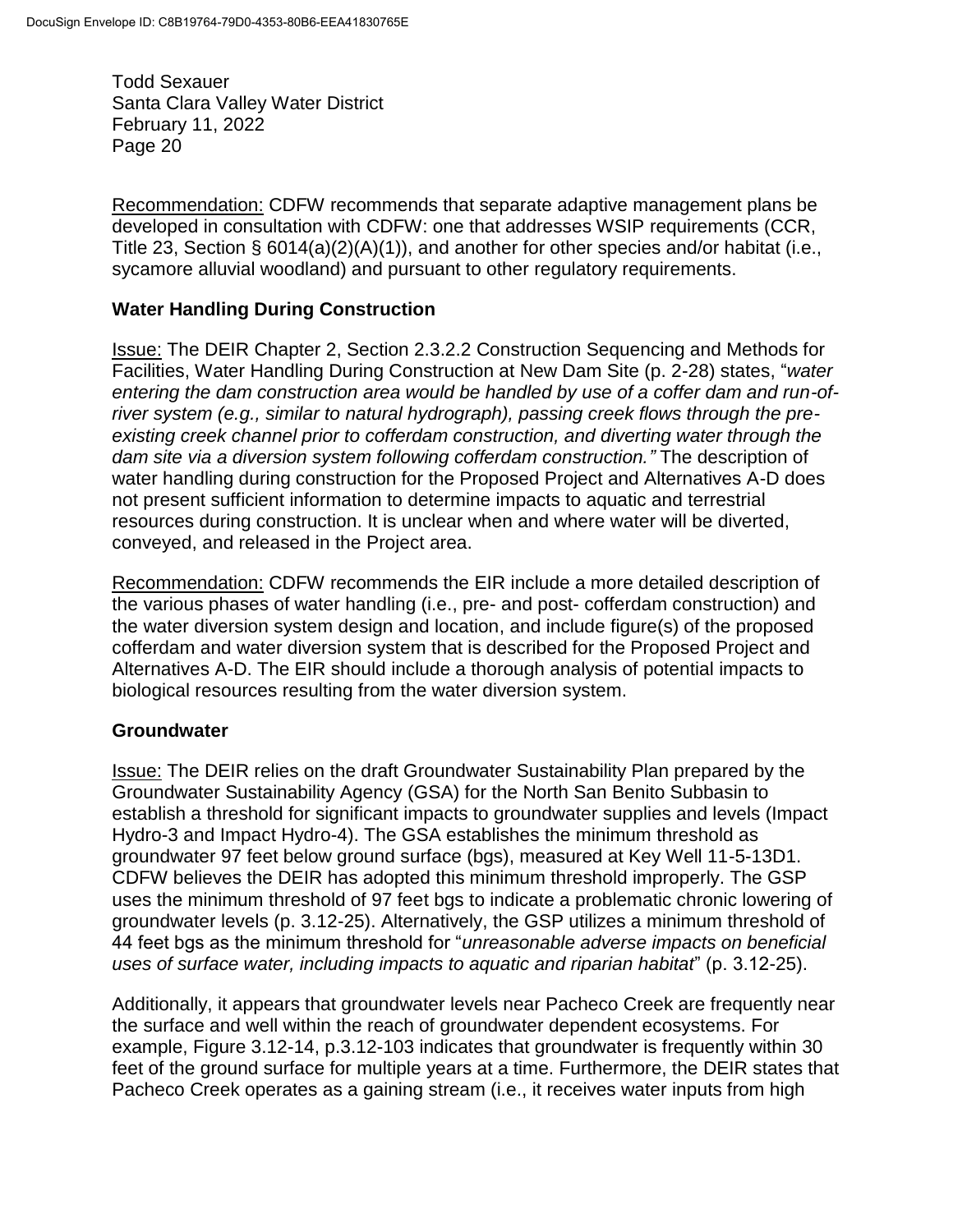<u>Recommendation:</u> CDFW recommends that separate adaptive management plans be developed in consultation with CDFW: one that addresses WSIP requirements (CCR, Title 23, Section § 6014(a)(2)(A)(1)), and another for other species and/or habitat (i.e., sycamore alluvial woodland) and pursuant to other regulatory requirements.

**Water Handling During Construction**

<u>Issue:</u> The DEIR Chapter 2, Section 2.3.2.2 Construction Sequencing and Methods for Facilities, Water Handling During Construction at New Dam Site (p. 2-28) states, "*water entering the dam construction area would be handled by use of a coffer dam and run-of-river system (e.g., similar to natural hydrograph), passing creek flows through the pre-existing creek channel prior to cofferdam construction, and diverting water through the dam site via a diversion system following cofferdam construction.*" The description of water handling during construction for the Proposed Project and Alternatives A-D does not present sufficient information to determine impacts to aquatic and terrestrial resources during construction. It is unclear when and where water will be diverted, conveyed, and released in the Project area.

<u>Recommendation:</u> CDFW recommends the EIR include a more detailed description of the various phases of water handling (i.e., pre- and post- cofferdam construction) and the water diversion system design and location, and include figure(s) of the proposed cofferdam and water diversion system that is described for the Proposed Project and Alternatives A-D. The EIR should include a thorough analysis of potential impacts to biological resources resulting from the water diversion system.

**Groundwater**

<u>Issue:</u> The DEIR relies on the draft Groundwater Sustainability Plan prepared by the Groundwater Sustainability Agency (GSA) for the North San Benito Subbasin to establish a threshold for significant impacts to groundwater supplies and levels (Impact Hydro-3 and Impact Hydro-4). The GSA establishes the minimum threshold as groundwater 97 feet below ground surface (bgs), measured at Key Well 11-5-13D1. CDFW believes the DEIR has adopted this minimum threshold improperly. The GSP uses the minimum threshold of 97 feet bgs to indicate a problematic chronic lowering of groundwater levels (p. 3.12-25). Alternatively, the GSP utilizes a minimum threshold of 44 feet bgs as the minimum threshold for "*unreasonable adverse impacts on beneficial uses of surface water, including impacts to aquatic and riparian habitat*" (p. 3.12-25).

Additionally, it appears that groundwater levels near Pacheco Creek are frequently near the surface and well within the reach of groundwater dependent ecosystems. For example, Figure 3.12-14, p.3.12-103 indicates that groundwater is frequently within 30 feet of the ground surface for multiple years at a time. Furthermore, the DEIR states that Pacheco Creek operates as a gaining stream (i.e., it receives water inputs from high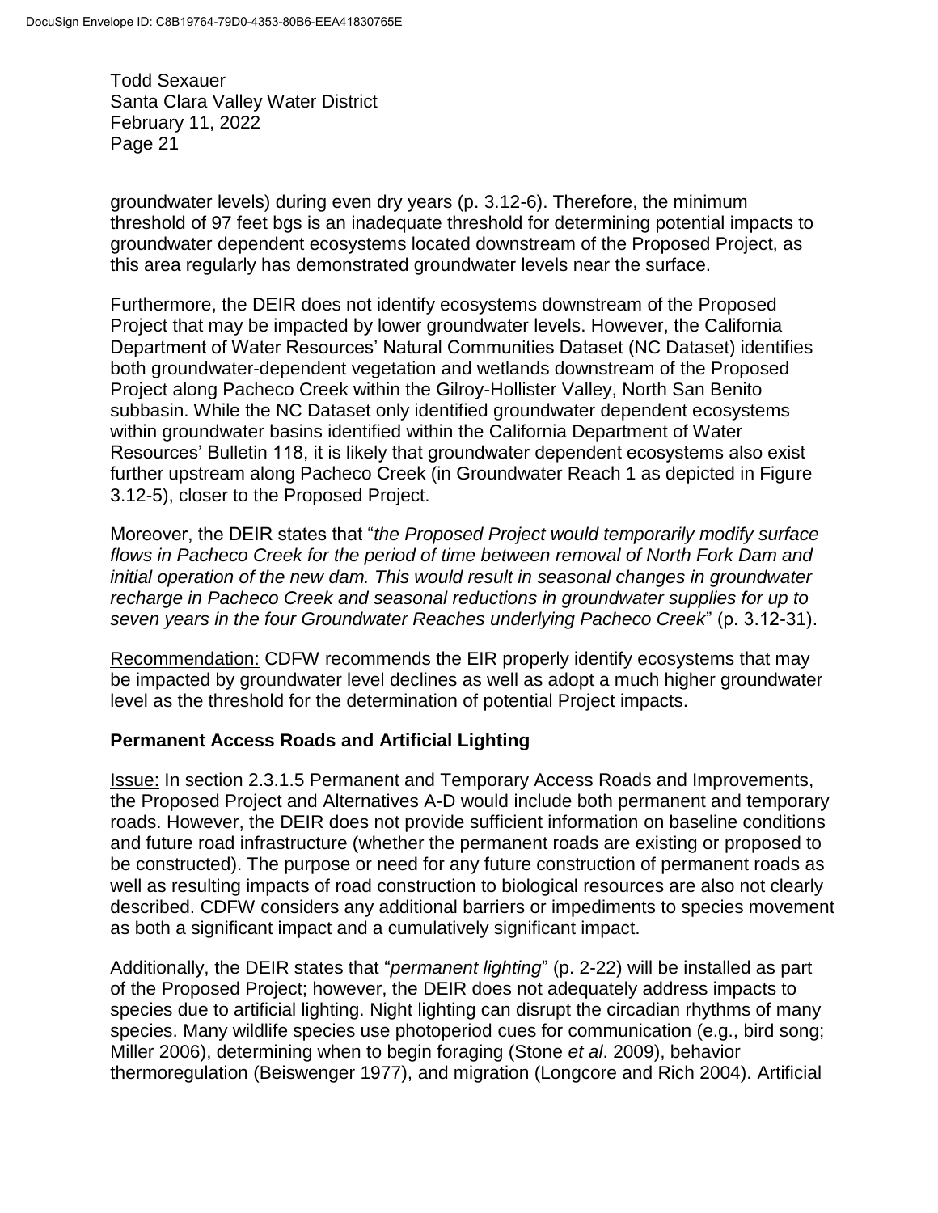groundwater levels) during even dry years (p. 3.12-6). Therefore, the minimum threshold of 97 feet bgs is an inadequate threshold for determining potential impacts to groundwater dependent ecosystems located downstream of the Proposed Project, as this area regularly has demonstrated groundwater levels near the surface.

Furthermore, the DEIR does not identify ecosystems downstream of the Proposed Project that may be impacted by lower groundwater levels. However, the California Department of Water Resources' Natural Communities Dataset (NC Dataset) identifies both groundwater-dependent vegetation and wetlands downstream of the Proposed Project along Pacheco Creek within the Gilroy-Hollister Valley, North San Benito subbasin. While the NC Dataset only identified groundwater dependent ecosystems within groundwater basins identified within the California Department of Water Resources' Bulletin 118, it is likely that groundwater dependent ecosystems also exist further upstream along Pacheco Creek (in Groundwater Reach 1 as depicted in Figure 3.12-5), closer to the Proposed Project.

Moreover, the DEIR states that "*the Proposed Project would temporarily modify surface flows in Pacheco Creek for the period of time between removal of North Fork Dam and initial operation of the new dam. This would result in seasonal changes in groundwater recharge in Pacheco Creek and seasonal reductions in groundwater supplies for up to seven years in the four Groundwater Reaches underlying Pacheco Creek*" (p. 3.12-31).

Recommendation: CDFW recommends the EIR properly identify ecosystems that may be impacted by groundwater level declines as well as adopt a much higher groundwater level as the threshold for the determination of potential Project impacts.

**Permanent Access Roads and Artificial Lighting**

Issue: In section 2.3.1.5 Permanent and Temporary Access Roads and Improvements, the Proposed Project and Alternatives A-D would include both permanent and temporary roads. However, the DEIR does not provide sufficient information on baseline conditions and future road infrastructure (whether the permanent roads are existing or proposed to be constructed). The purpose or need for any future construction of permanent roads as well as resulting impacts of road construction to biological resources are also not clearly described. CDFW considers any additional barriers or impediments to species movement as both a significant impact and a cumulatively significant impact.

Additionally, the DEIR states that "*permanent lighting*" (p. 2-22) will be installed as part of the Proposed Project; however, the DEIR does not adequately address impacts to species due to artificial lighting. Night lighting can disrupt the circadian rhythms of many species. Many wildlife species use photoperiod cues for communication (e.g., bird song; Miller 2006), determining when to begin foraging (Stone *et al*. 2009), behavior thermoregulation (Beiswenger 1977), and migration (Longcore and Rich 2004). Artificial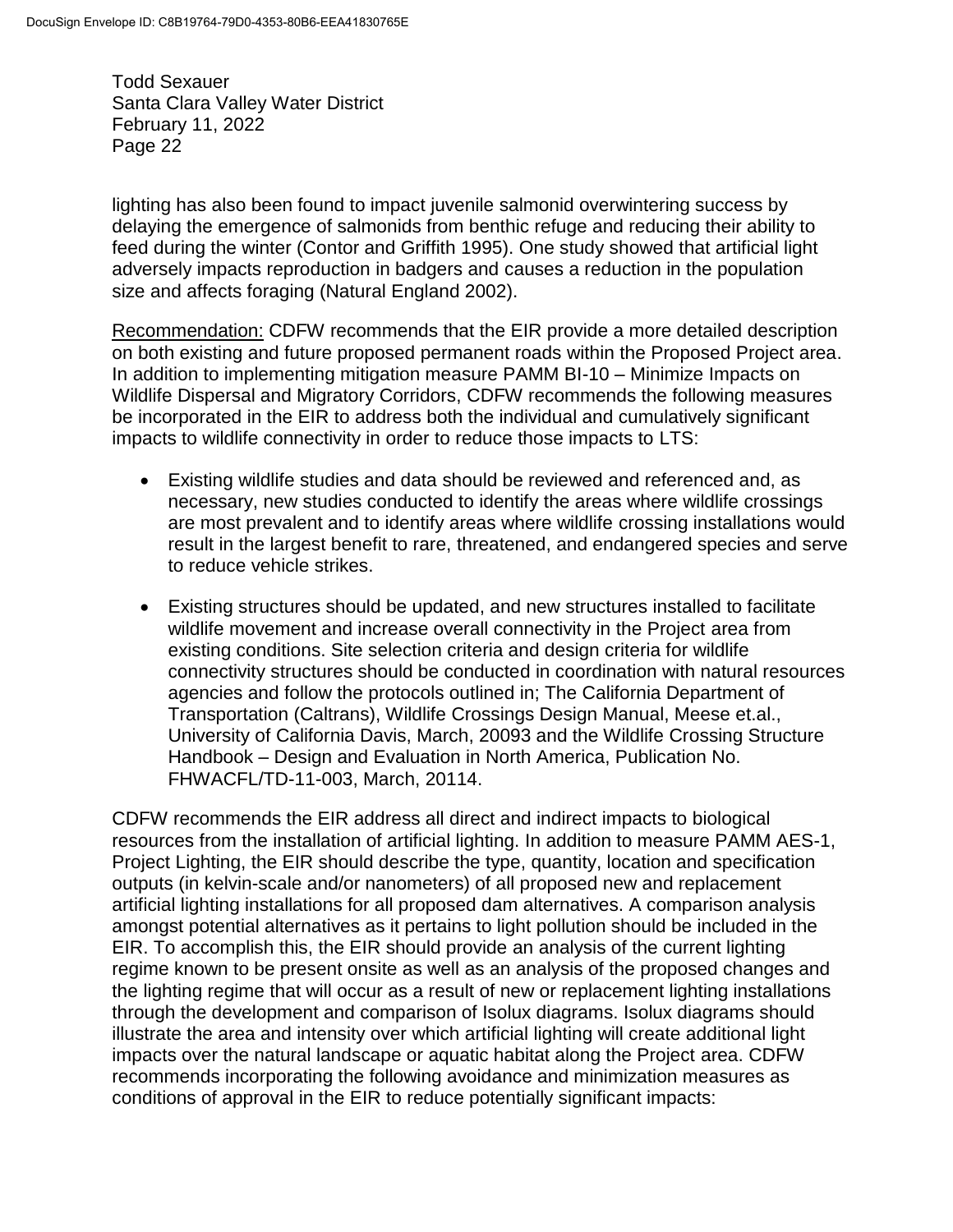lighting has also been found to impact juvenile salmonid overwintering success by delaying the emergence of salmonids from benthic refuge and reducing their ability to feed during the winter (Contor and Griffith 1995). One study showed that artificial light adversely impacts reproduction in badgers and causes a reduction in the population size and affects foraging (Natural England 2002).

Recommendation: CDFW recommends that the EIR provide a more detailed description on both existing and future proposed permanent roads within the Proposed Project area. In addition to implementing mitigation measure PAMM BI-10 – Minimize Impacts on Wildlife Dispersal and Migratory Corridors, CDFW recommends the following measures be incorporated in the EIR to address both the individual and cumulatively significant impacts to wildlife connectivity in order to reduce those impacts to LTS:

- Existing wildlife studies and data should be reviewed and referenced and, as necessary, new studies conducted to identify the areas where wildlife crossings are most prevalent and to identify areas where wildlife crossing installations would result in the largest benefit to rare, threatened, and endangered species and serve to reduce vehicle strikes.
- Existing structures should be updated, and new structures installed to facilitate wildlife movement and increase overall connectivity in the Project area from existing conditions. Site selection criteria and design criteria for wildlife connectivity structures should be conducted in coordination with natural resources agencies and follow the protocols outlined in; The California Department of Transportation (Caltrans), Wildlife Crossings Design Manual, Meese et.al., University of California Davis, March, 20093 and the Wildlife Crossing Structure Handbook – Design and Evaluation in North America, Publication No. FHWACFL/TD-11-003, March, 20114.

CDFW recommends the EIR address all direct and indirect impacts to biological resources from the installation of artificial lighting. In addition to measure PAMM AES-1, Project Lighting, the EIR should describe the type, quantity, location and specification outputs (in kelvin-scale and/or nanometers) of all proposed new and replacement artificial lighting installations for all proposed dam alternatives. A comparison analysis amongst potential alternatives as it pertains to light pollution should be included in the EIR. To accomplish this, the EIR should provide an analysis of the current lighting regime known to be present onsite as well as an analysis of the proposed changes and the lighting regime that will occur as a result of new or replacement lighting installations through the development and comparison of Isolux diagrams. Isolux diagrams should illustrate the area and intensity over which artificial lighting will create additional light impacts over the natural landscape or aquatic habitat along the Project area. CDFW recommends incorporating the following avoidance and minimization measures as conditions of approval in the EIR to reduce potentially significant impacts: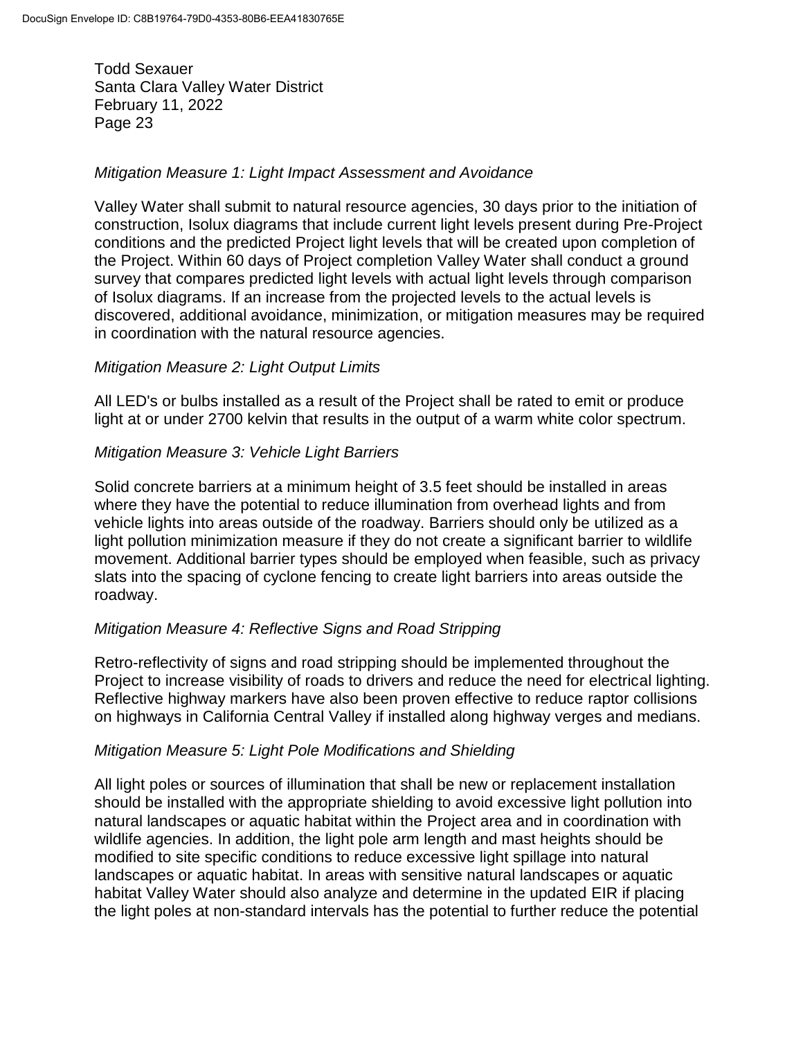*Mitigation Measure 1: Light Impact Assessment and Avoidance*

Valley Water shall submit to natural resource agencies, 30 days prior to the initiation of construction, Isolux diagrams that include current light levels present during Pre-Project conditions and the predicted Project light levels that will be created upon completion of the Project. Within 60 days of Project completion Valley Water shall conduct a ground survey that compares predicted light levels with actual light levels through comparison of Isolux diagrams. If an increase from the projected levels to the actual levels is discovered, additional avoidance, minimization, or mitigation measures may be required in coordination with the natural resource agencies.

*Mitigation Measure 2: Light Output Limits*

All LED's or bulbs installed as a result of the Project shall be rated to emit or produce light at or under 2700 kelvin that results in the output of a warm white color spectrum.

*Mitigation Measure 3: Vehicle Light Barriers*

Solid concrete barriers at a minimum height of 3.5 feet should be installed in areas where they have the potential to reduce illumination from overhead lights and from vehicle lights into areas outside of the roadway. Barriers should only be utilized as a light pollution minimization measure if they do not create a significant barrier to wildlife movement. Additional barrier types should be employed when feasible, such as privacy slats into the spacing of cyclone fencing to create light barriers into areas outside the roadway.

*Mitigation Measure 4: Reflective Signs and Road Stripping*

Retro-reflectivity of signs and road stripping should be implemented throughout the Project to increase visibility of roads to drivers and reduce the need for electrical lighting. Reflective highway markers have also been proven effective to reduce raptor collisions on highways in California Central Valley if installed along highway verges and medians.

*Mitigation Measure 5: Light Pole Modifications and Shielding*

All light poles or sources of illumination that shall be new or replacement installation should be installed with the appropriate shielding to avoid excessive light pollution into natural landscapes or aquatic habitat within the Project area and in coordination with wildlife agencies. In addition, the light pole arm length and mast heights should be modified to site specific conditions to reduce excessive light spillage into natural landscapes or aquatic habitat. In areas with sensitive natural landscapes or aquatic habitat Valley Water should also analyze and determine in the updated EIR if placing the light poles at non-standard intervals has the potential to further reduce the potential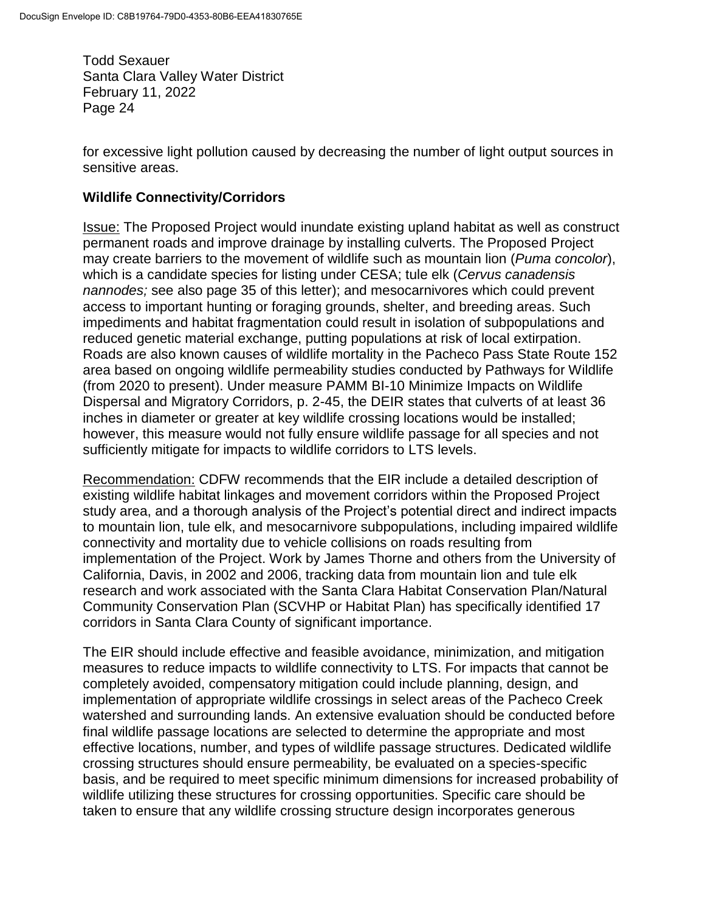for excessive light pollution caused by decreasing the number of light output sources in sensitive areas.

**Wildlife Connectivity/Corridors**

Issue: The Proposed Project would inundate existing upland habitat as well as construct permanent roads and improve drainage by installing culverts. The Proposed Project may create barriers to the movement of wildlife such as mountain lion (*Puma concolor*), which is a candidate species for listing under CESA; tule elk (*Cervus canadensis nannodes;* see also page 35 of this letter); and mesocarnivores which could prevent access to important hunting or foraging grounds, shelter, and breeding areas. Such impediments and habitat fragmentation could result in isolation of subpopulations and reduced genetic material exchange, putting populations at risk of local extirpation. Roads are also known causes of wildlife mortality in the Pacheco Pass State Route 152 area based on ongoing wildlife permeability studies conducted by Pathways for Wildlife (from 2020 to present). Under measure PAMM BI-10 Minimize Impacts on Wildlife Dispersal and Migratory Corridors, p. 2-45, the DEIR states that culverts of at least 36 inches in diameter or greater at key wildlife crossing locations would be installed; however, this measure would not fully ensure wildlife passage for all species and not sufficiently mitigate for impacts to wildlife corridors to LTS levels.

Recommendation: CDFW recommends that the EIR include a detailed description of existing wildlife habitat linkages and movement corridors within the Proposed Project study area, and a thorough analysis of the Project's potential direct and indirect impacts to mountain lion, tule elk, and mesocarnivore subpopulations, including impaired wildlife connectivity and mortality due to vehicle collisions on roads resulting from implementation of the Project. Work by James Thorne and others from the University of California, Davis, in 2002 and 2006, tracking data from mountain lion and tule elk research and work associated with the Santa Clara Habitat Conservation Plan/Natural Community Conservation Plan (SCVHP or Habitat Plan) has specifically identified 17 corridors in Santa Clara County of significant importance.

The EIR should include effective and feasible avoidance, minimization, and mitigation measures to reduce impacts to wildlife connectivity to LTS. For impacts that cannot be completely avoided, compensatory mitigation could include planning, design, and implementation of appropriate wildlife crossings in select areas of the Pacheco Creek watershed and surrounding lands. An extensive evaluation should be conducted before final wildlife passage locations are selected to determine the appropriate and most effective locations, number, and types of wildlife passage structures. Dedicated wildlife crossing structures should ensure permeability, be evaluated on a species-specific basis, and be required to meet specific minimum dimensions for increased probability of wildlife utilizing these structures for crossing opportunities. Specific care should be taken to ensure that any wildlife crossing structure design incorporates generous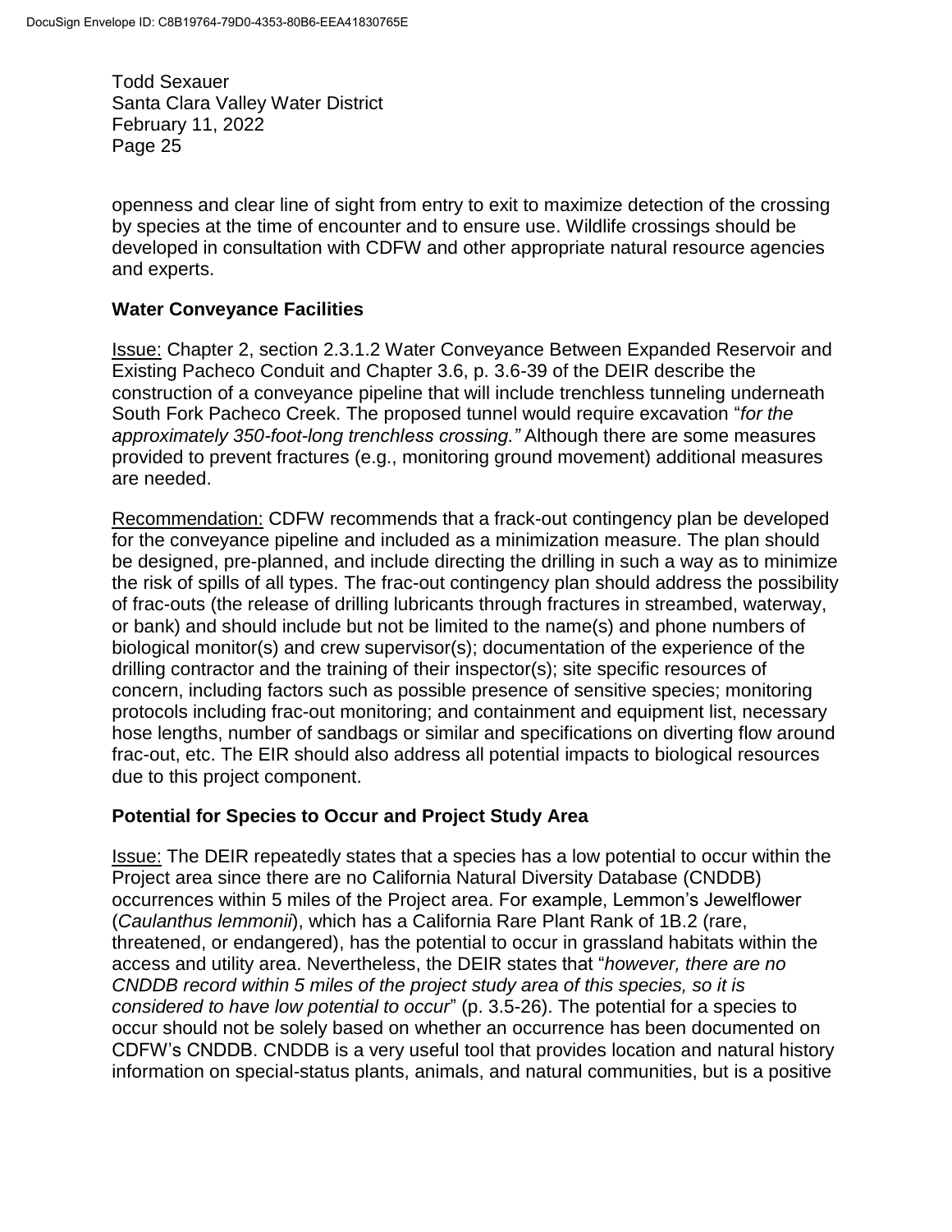openness and clear line of sight from entry to exit to maximize detection of the crossing by species at the time of encounter and to ensure use. Wildlife crossings should be developed in consultation with CDFW and other appropriate natural resource agencies and experts.

## Water Conveyance Facilities

Issue: Chapter 2, section 2.3.1.2 Water Conveyance Between Expanded Reservoir and Existing Pacheco Conduit and Chapter 3.6, p. 3.6-39 of the DEIR describe the construction of a conveyance pipeline that will include trenchless tunneling underneath South Fork Pacheco Creek. The proposed tunnel would require excavation "*for the approximately 350-foot-long trenchless crossing.*" Although there are some measures provided to prevent fractures (e.g., monitoring ground movement) additional measures are needed.

Recommendation: CDFW recommends that a frack-out contingency plan be developed for the conveyance pipeline and included as a minimization measure. The plan should be designed, pre-planned, and include directing the drilling in such a way as to minimize the risk of spills of all types. The frac-out contingency plan should address the possibility of frac-outs (the release of drilling lubricants through fractures in streambed, waterway, or bank) and should include but not be limited to the name(s) and phone numbers of biological monitor(s) and crew supervisor(s); documentation of the experience of the drilling contractor and the training of their inspector(s); site specific resources of concern, including factors such as possible presence of sensitive species; monitoring protocols including frac-out monitoring; and containment and equipment list, necessary hose lengths, number of sandbags or similar and specifications on diverting flow around frac-out, etc. The EIR should also address all potential impacts to biological resources due to this project component.

## Potential for Species to Occur and Project Study Area

Issue: The DEIR repeatedly states that a species has a low potential to occur within the Project area since there are no California Natural Diversity Database (CNDDB) occurrences within 5 miles of the Project area. For example, Lemmon's Jewelflower (*Caulanthus lemmonii*), which has a California Rare Plant Rank of 1B.2 (rare, threatened, or endangered), has the potential to occur in grassland habitats within the access and utility area. Nevertheless, the DEIR states that "*however, there are no CNDDB record within 5 miles of the project study area of this species, so it is considered to have low potential to occur*" (p. 3.5-26). The potential for a species to occur should not be solely based on whether an occurrence has been documented on CDFW's CNDDB. CNDDB is a very useful tool that provides location and natural history information on special-status plants, animals, and natural communities, but is a positive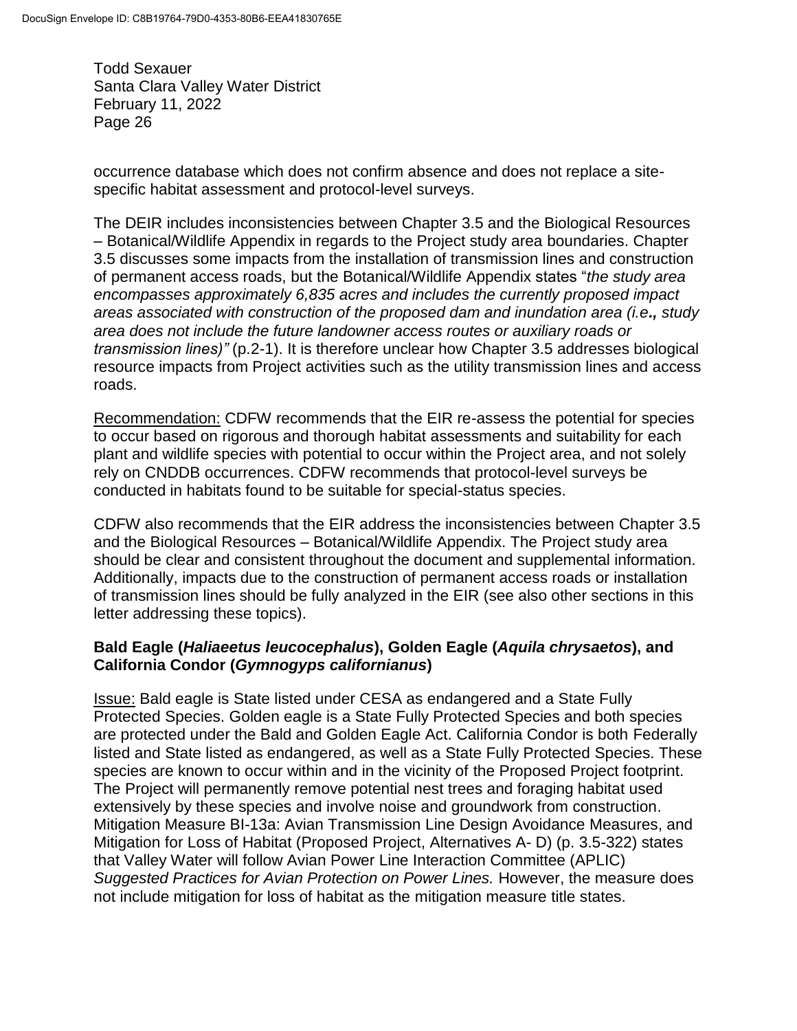occurrence database which does not confirm absence and does not replace a site-specific habitat assessment and protocol-level surveys.

The DEIR includes inconsistencies between Chapter 3.5 and the Biological Resources – Botanical/Wildlife Appendix in regards to the Project study area boundaries. Chapter 3.5 discusses some impacts from the installation of transmission lines and construction of permanent access roads, but the Botanical/Wildlife Appendix states "*the study area encompasses approximately 6,835 acres and includes the currently proposed impact areas associated with construction of the proposed dam and inundation area (i.e., study area does not include the future landowner access routes or auxiliary roads or transmission lines)"* (p.2-1). It is therefore unclear how Chapter 3.5 addresses biological resource impacts from Project activities such as the utility transmission lines and access roads.

Recommendation: CDFW recommends that the EIR re-assess the potential for species to occur based on rigorous and thorough habitat assessments and suitability for each plant and wildlife species with potential to occur within the Project area, and not solely rely on CNDDB occurrences. CDFW recommends that protocol-level surveys be conducted in habitats found to be suitable for special-status species.

CDFW also recommends that the EIR address the inconsistencies between Chapter 3.5 and the Biological Resources – Botanical/Wildlife Appendix. The Project study area should be clear and consistent throughout the document and supplemental information. Additionally, impacts due to the construction of permanent access roads or installation of transmission lines should be fully analyzed in the EIR (see also other sections in this letter addressing these topics).

**Bald Eagle (*Haliaeetus leucocephalus*), Golden Eagle (*Aquila chrysaetos*), and California Condor (*Gymnogyps californianus*)**

Issue: Bald eagle is State listed under CESA as endangered and a State Fully Protected Species. Golden eagle is a State Fully Protected Species and both species are protected under the Bald and Golden Eagle Act. California Condor is both Federally listed and State listed as endangered, as well as a State Fully Protected Species. These species are known to occur within and in the vicinity of the Proposed Project footprint. The Project will permanently remove potential nest trees and foraging habitat used extensively by these species and involve noise and groundwork from construction. Mitigation Measure BI-13a: Avian Transmission Line Design Avoidance Measures, and Mitigation for Loss of Habitat (Proposed Project, Alternatives A- D) (p. 3.5-322) states that Valley Water will follow Avian Power Line Interaction Committee (APLIC) *Suggested Practices for Avian Protection on Power Lines.* However, the measure does not include mitigation for loss of habitat as the mitigation measure title states.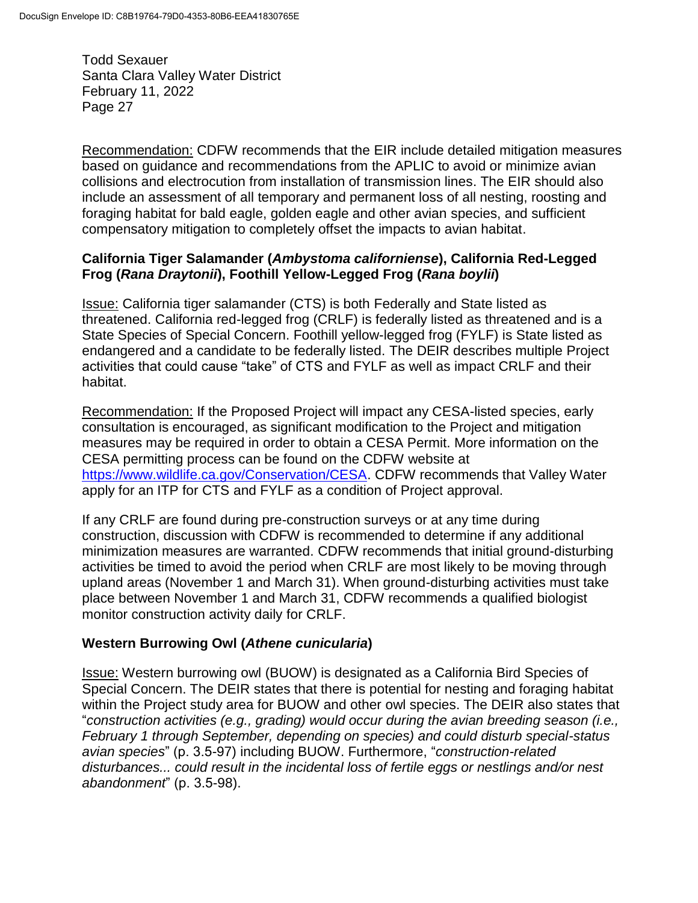Recommendation: CDFW recommends that the EIR include detailed mitigation measures based on guidance and recommendations from the APLIC to avoid or minimize avian collisions and electrocution from installation of transmission lines. The EIR should also include an assessment of all temporary and permanent loss of all nesting, roosting and foraging habitat for bald eagle, golden eagle and other avian species, and sufficient compensatory mitigation to completely offset the impacts to avian habitat.

**California Tiger Salamander (*Ambystoma californiense*), California Red-Legged Frog (*Rana Draytonii*), Foothill Yellow-Legged Frog (*Rana boylii*)**

Issue: California tiger salamander (CTS) is both Federally and State listed as threatened. California red-legged frog (CRLF) is federally listed as threatened and is a State Species of Special Concern. Foothill yellow-legged frog (FYLF) is State listed as endangered and a candidate to be federally listed. The DEIR describes multiple Project activities that could cause "take" of CTS and FYLF as well as impact CRLF and their habitat.

Recommendation: If the Proposed Project will impact any CESA-listed species, early consultation is encouraged, as significant modification to the Project and mitigation measures may be required in order to obtain a CESA Permit. More information on the CESA permitting process can be found on the CDFW website at https://www.wildlife.ca.gov/Conservation/CESA. CDFW recommends that Valley Water apply for an ITP for CTS and FYLF as a condition of Project approval.

If any CRLF are found during pre-construction surveys or at any time during construction, discussion with CDFW is recommended to determine if any additional minimization measures are warranted. CDFW recommends that initial ground-disturbing activities be timed to avoid the period when CRLF are most likely to be moving through upland areas (November 1 and March 31). When ground-disturbing activities must take place between November 1 and March 31, CDFW recommends a qualified biologist monitor construction activity daily for CRLF.

**Western Burrowing Owl (*Athene cunicularia*)**

Issue: Western burrowing owl (BUOW) is designated as a California Bird Species of Special Concern. The DEIR states that there is potential for nesting and foraging habitat within the Project study area for BUOW and other owl species. The DEIR also states that "*construction activities (e.g., grading) would occur during the avian breeding season (i.e., February 1 through September, depending on species) and could disturb special-status avian species*" (p. 3.5-97) including BUOW. Furthermore, "*construction-related disturbances... could result in the incidental loss of fertile eggs or nestlings and/or nest abandonment*" (p. 3.5-98).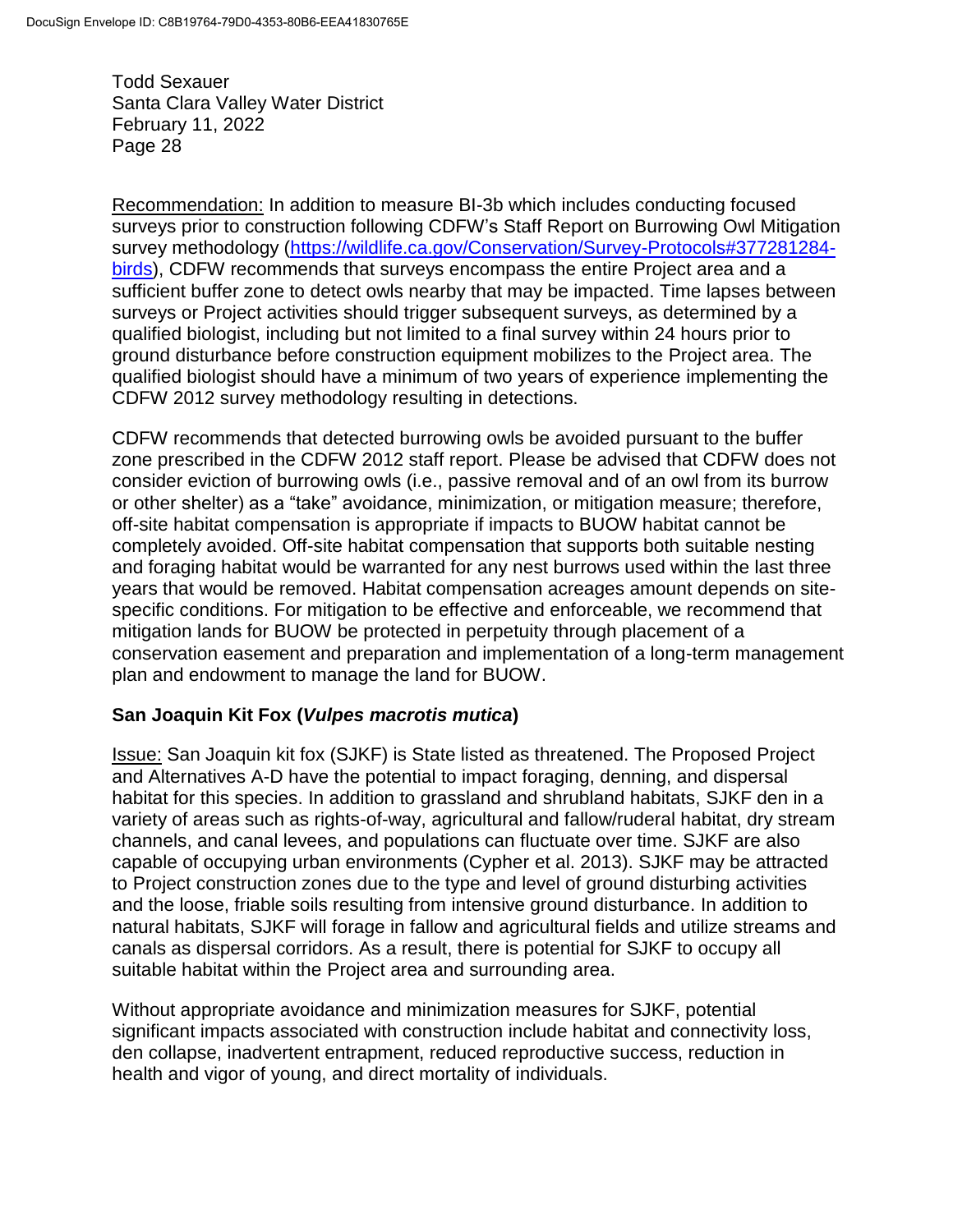Recommendation: In addition to measure BI-3b which includes conducting focused surveys prior to construction following CDFW's Staff Report on Burrowing Owl Mitigation survey methodology (https://wildlife.ca.gov/Conservation/Survey-Protocols#377281284-birds), CDFW recommends that surveys encompass the entire Project area and a sufficient buffer zone to detect owls nearby that may be impacted. Time lapses between surveys or Project activities should trigger subsequent surveys, as determined by a qualified biologist, including but not limited to a final survey within 24 hours prior to ground disturbance before construction equipment mobilizes to the Project area. The qualified biologist should have a minimum of two years of experience implementing the CDFW 2012 survey methodology resulting in detections.

CDFW recommends that detected burrowing owls be avoided pursuant to the buffer zone prescribed in the CDFW 2012 staff report. Please be advised that CDFW does not consider eviction of burrowing owls (i.e., passive removal and of an owl from its burrow or other shelter) as a "take" avoidance, minimization, or mitigation measure; therefore, off-site habitat compensation is appropriate if impacts to BUOW habitat cannot be completely avoided. Off-site habitat compensation that supports both suitable nesting and foraging habitat would be warranted for any nest burrows used within the last three years that would be removed. Habitat compensation acreages amount depends on site-specific conditions. For mitigation to be effective and enforceable, we recommend that mitigation lands for BUOW be protected in perpetuity through placement of a conservation easement and preparation and implementation of a long-term management plan and endowment to manage the land for BUOW.

**San Joaquin Kit Fox (*Vulpes macrotis mutica*)**

Issue: San Joaquin kit fox (SJKF) is State listed as threatened. The Proposed Project and Alternatives A-D have the potential to impact foraging, denning, and dispersal habitat for this species. In addition to grassland and shrubland habitats, SJKF den in a variety of areas such as rights-of-way, agricultural and fallow/ruderal habitat, dry stream channels, and canal levees, and populations can fluctuate over time. SJKF are also capable of occupying urban environments (Cypher et al. 2013). SJKF may be attracted to Project construction zones due to the type and level of ground disturbing activities and the loose, friable soils resulting from intensive ground disturbance. In addition to natural habitats, SJKF will forage in fallow and agricultural fields and utilize streams and canals as dispersal corridors. As a result, there is potential for SJKF to occupy all suitable habitat within the Project area and surrounding area.

Without appropriate avoidance and minimization measures for SJKF, potential significant impacts associated with construction include habitat and connectivity loss, den collapse, inadvertent entrapment, reduced reproductive success, reduction in health and vigor of young, and direct mortality of individuals.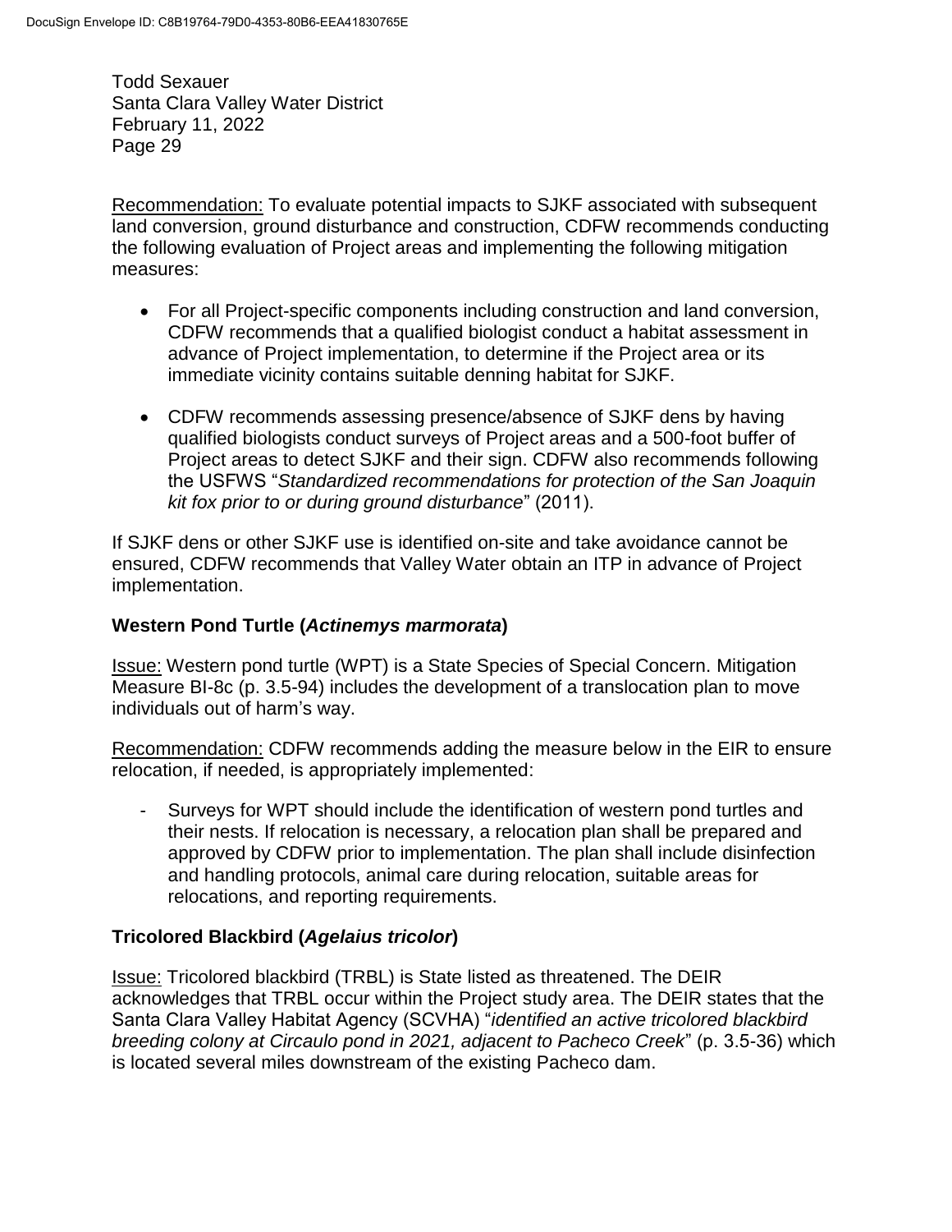Recommendation: To evaluate potential impacts to SJKF associated with subsequent land conversion, ground disturbance and construction, CDFW recommends conducting the following evaluation of Project areas and implementing the following mitigation measures:

- For all Project-specific components including construction and land conversion, CDFW recommends that a qualified biologist conduct a habitat assessment in advance of Project implementation, to determine if the Project area or its immediate vicinity contains suitable denning habitat for SJKF.
- CDFW recommends assessing presence/absence of SJKF dens by having qualified biologists conduct surveys of Project areas and a 500-foot buffer of Project areas to detect SJKF and their sign. CDFW also recommends following the USFWS "*Standardized recommendations for protection of the San Joaquin kit fox prior to or during ground disturbance*" (2011).

If SJKF dens or other SJKF use is identified on-site and take avoidance cannot be ensured, CDFW recommends that Valley Water obtain an ITP in advance of Project implementation.

**Western Pond Turtle (*Actinemys marmorata*)**

Issue: Western pond turtle (WPT) is a State Species of Special Concern. Mitigation Measure BI-8c (p. 3.5-94) includes the development of a translocation plan to move individuals out of harm's way.

Recommendation: CDFW recommends adding the measure below in the EIR to ensure relocation, if needed, is appropriately implemented:

- Surveys for WPT should include the identification of western pond turtles and their nests. If relocation is necessary, a relocation plan shall be prepared and approved by CDFW prior to implementation. The plan shall include disinfection and handling protocols, animal care during relocation, suitable areas for relocations, and reporting requirements.

**Tricolored Blackbird (*Agelaius tricolor*)**

Issue: Tricolored blackbird (TRBL) is State listed as threatened. The DEIR acknowledges that TRBL occur within the Project study area. The DEIR states that the Santa Clara Valley Habitat Agency (SCVHA) "*identified an active tricolored blackbird breeding colony at Circaulo pond in 2021, adjacent to Pacheco Creek*" (p. 3.5-36) which is located several miles downstream of the existing Pacheco dam.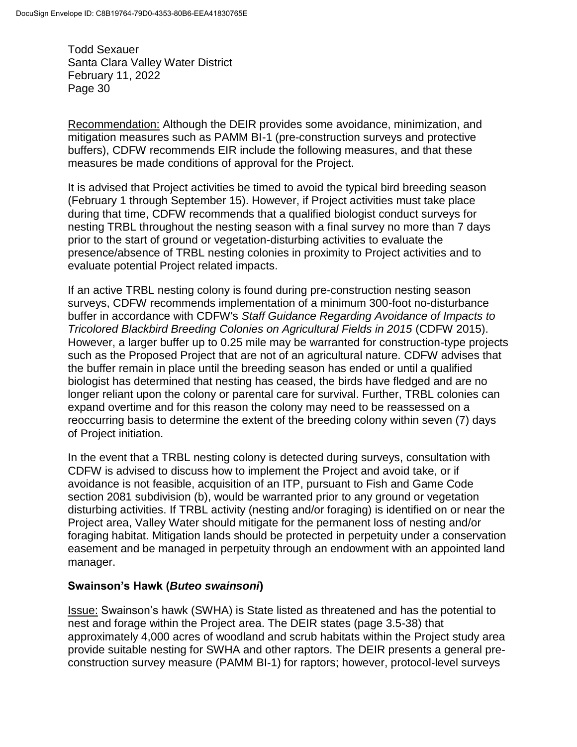Recommendation: Although the DEIR provides some avoidance, minimization, and mitigation measures such as PAMM BI-1 (pre-construction surveys and protective buffers), CDFW recommends EIR include the following measures, and that these measures be made conditions of approval for the Project.

It is advised that Project activities be timed to avoid the typical bird breeding season (February 1 through September 15). However, if Project activities must take place during that time, CDFW recommends that a qualified biologist conduct surveys for nesting TRBL throughout the nesting season with a final survey no more than 7 days prior to the start of ground or vegetation-disturbing activities to evaluate the presence/absence of TRBL nesting colonies in proximity to Project activities and to evaluate potential Project related impacts.

If an active TRBL nesting colony is found during pre-construction nesting season surveys, CDFW recommends implementation of a minimum 300-foot no-disturbance buffer in accordance with CDFW's *Staff Guidance Regarding Avoidance of Impacts to Tricolored Blackbird Breeding Colonies on Agricultural Fields in 2015* (CDFW 2015). However, a larger buffer up to 0.25 mile may be warranted for construction-type projects such as the Proposed Project that are not of an agricultural nature. CDFW advises that the buffer remain in place until the breeding season has ended or until a qualified biologist has determined that nesting has ceased, the birds have fledged and are no longer reliant upon the colony or parental care for survival. Further, TRBL colonies can expand overtime and for this reason the colony may need to be reassessed on a reoccurring basis to determine the extent of the breeding colony within seven (7) days of Project initiation.

In the event that a TRBL nesting colony is detected during surveys, consultation with CDFW is advised to discuss how to implement the Project and avoid take, or if avoidance is not feasible, acquisition of an ITP, pursuant to Fish and Game Code section 2081 subdivision (b), would be warranted prior to any ground or vegetation disturbing activities. If TRBL activity (nesting and/or foraging) is identified on or near the Project area, Valley Water should mitigate for the permanent loss of nesting and/or foraging habitat. Mitigation lands should be protected in perpetuity under a conservation easement and be managed in perpetuity through an endowment with an appointed land manager.

**Swainson's Hawk (*Buteo swainsoni*)**

Issue: Swainson's hawk (SWHA) is State listed as threatened and has the potential to nest and forage within the Project area. The DEIR states (page 3.5-38) that approximately 4,000 acres of woodland and scrub habitats within the Project study area provide suitable nesting for SWHA and other raptors. The DEIR presents a general pre-construction survey measure (PAMM BI-1) for raptors; however, protocol-level surveys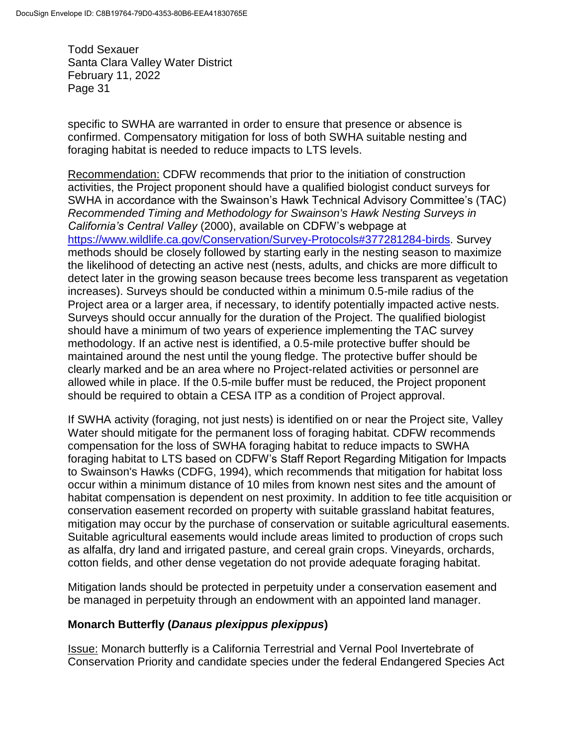specific to SWHA are warranted in order to ensure that presence or absence is confirmed. Compensatory mitigation for loss of both SWHA suitable nesting and foraging habitat is needed to reduce impacts to LTS levels.

Recommendation: CDFW recommends that prior to the initiation of construction activities, the Project proponent should have a qualified biologist conduct surveys for SWHA in accordance with the Swainson's Hawk Technical Advisory Committee's (TAC) *Recommended Timing and Methodology for Swainson's Hawk Nesting Surveys in California's Central Valley* (2000), available on CDFW's webpage at https://www.wildlife.ca.gov/Conservation/Survey-Protocols#377281284-birds. Survey methods should be closely followed by starting early in the nesting season to maximize the likelihood of detecting an active nest (nests, adults, and chicks are more difficult to detect later in the growing season because trees become less transparent as vegetation increases). Surveys should be conducted within a minimum 0.5-mile radius of the Project area or a larger area, if necessary, to identify potentially impacted active nests. Surveys should occur annually for the duration of the Project. The qualified biologist should have a minimum of two years of experience implementing the TAC survey methodology. If an active nest is identified, a 0.5-mile protective buffer should be maintained around the nest until the young fledge. The protective buffer should be clearly marked and be an area where no Project-related activities or personnel are allowed while in place. If the 0.5-mile buffer must be reduced, the Project proponent should be required to obtain a CESA ITP as a condition of Project approval.

If SWHA activity (foraging, not just nests) is identified on or near the Project site, Valley Water should mitigate for the permanent loss of foraging habitat. CDFW recommends compensation for the loss of SWHA foraging habitat to reduce impacts to SWHA foraging habitat to LTS based on CDFW's Staff Report Regarding Mitigation for Impacts to Swainson's Hawks (CDFG, 1994), which recommends that mitigation for habitat loss occur within a minimum distance of 10 miles from known nest sites and the amount of habitat compensation is dependent on nest proximity. In addition to fee title acquisition or conservation easement recorded on property with suitable grassland habitat features, mitigation may occur by the purchase of conservation or suitable agricultural easements. Suitable agricultural easements would include areas limited to production of crops such as alfalfa, dry land and irrigated pasture, and cereal grain crops. Vineyards, orchards, cotton fields, and other dense vegetation do not provide adequate foraging habitat.

Mitigation lands should be protected in perpetuity under a conservation easement and be managed in perpetuity through an endowment with an appointed land manager.

**Monarch Butterfly (*Danaus plexippus plexippus*)**

Issue: Monarch butterfly is a California Terrestrial and Vernal Pool Invertebrate of Conservation Priority and candidate species under the federal Endangered Species Act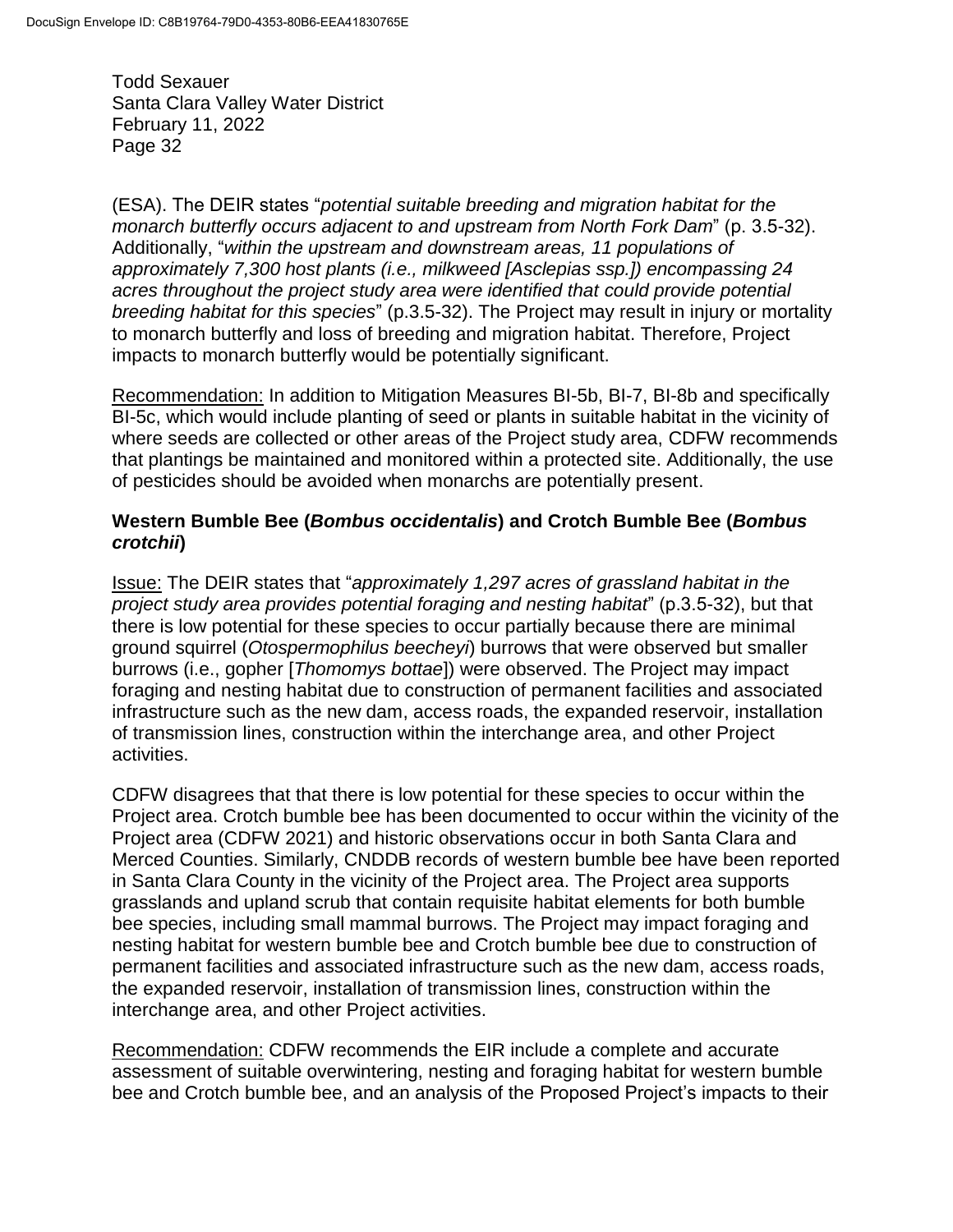(ESA). The DEIR states "*potential suitable breeding and migration habitat for the monarch butterfly occurs adjacent to and upstream from North Fork Dam*" (p. 3.5-32). Additionally, "*within the upstream and downstream areas, 11 populations of approximately 7,300 host plants (i.e., milkweed [Asclepias ssp.]) encompassing 24 acres throughout the project study area were identified that could provide potential breeding habitat for this species*" (p.3.5-32). The Project may result in injury or mortality to monarch butterfly and loss of breeding and migration habitat. Therefore, Project impacts to monarch butterfly would be potentially significant.

Recommendation: In addition to Mitigation Measures BI-5b, BI-7, BI-8b and specifically BI-5c, which would include planting of seed or plants in suitable habitat in the vicinity of where seeds are collected or other areas of the Project study area, CDFW recommends that plantings be maintained and monitored within a protected site. Additionally, the use of pesticides should be avoided when monarchs are potentially present.

### Western Bumble Bee (*Bombus occidentalis*) and Crotch Bumble Bee (*Bombus crotchii*)

Issue: The DEIR states that "*approximately 1,297 acres of grassland habitat in the project study area provides potential foraging and nesting habitat*" (p.3.5-32), but that there is low potential for these species to occur partially because there are minimal ground squirrel (*Otospermophilus beecheyi*) burrows that were observed but smaller burrows (i.e., gopher [*Thomomys bottae*]) were observed. The Project may impact foraging and nesting habitat due to construction of permanent facilities and associated infrastructure such as the new dam, access roads, the expanded reservoir, installation of transmission lines, construction within the interchange area, and other Project activities.

CDFW disagrees that that there is low potential for these species to occur within the Project area. Crotch bumble bee has been documented to occur within the vicinity of the Project area (CDFW 2021) and historic observations occur in both Santa Clara and Merced Counties. Similarly, CNDDB records of western bumble bee have been reported in Santa Clara County in the vicinity of the Project area. The Project area supports grasslands and upland scrub that contain requisite habitat elements for both bumble bee species, including small mammal burrows. The Project may impact foraging and nesting habitat for western bumble bee and Crotch bumble bee due to construction of permanent facilities and associated infrastructure such as the new dam, access roads, the expanded reservoir, installation of transmission lines, construction within the interchange area, and other Project activities.

Recommendation: CDFW recommends the EIR include a complete and accurate assessment of suitable overwintering, nesting and foraging habitat for western bumble bee and Crotch bumble bee, and an analysis of the Proposed Project's impacts to their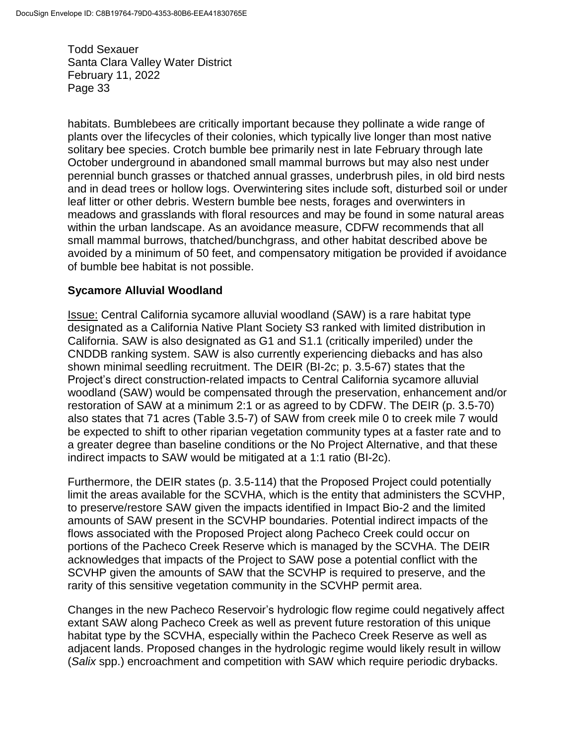habitats. Bumblebees are critically important because they pollinate a wide range of plants over the lifecycles of their colonies, which typically live longer than most native solitary bee species. Crotch bumble bee primarily nest in late February through late October underground in abandoned small mammal burrows but may also nest under perennial bunch grasses or thatched annual grasses, underbrush piles, in old bird nests and in dead trees or hollow logs. Overwintering sites include soft, disturbed soil or under leaf litter or other debris. Western bumble bee nests, forages and overwinters in meadows and grasslands with floral resources and may be found in some natural areas within the urban landscape. As an avoidance measure, CDFW recommends that all small mammal burrows, thatched/bunchgrass, and other habitat described above be avoided by a minimum of 50 feet, and compensatory mitigation be provided if avoidance of bumble bee habitat is not possible.

**Sycamore Alluvial Woodland**

Issue: Central California sycamore alluvial woodland (SAW) is a rare habitat type designated as a California Native Plant Society S3 ranked with limited distribution in California. SAW is also designated as G1 and S1.1 (critically imperiled) under the CNDDB ranking system. SAW is also currently experiencing diebacks and has also shown minimal seedling recruitment. The DEIR (BI-2c; p. 3.5-67) states that the Project's direct construction-related impacts to Central California sycamore alluvial woodland (SAW) would be compensated through the preservation, enhancement and/or restoration of SAW at a minimum 2:1 or as agreed to by CDFW. The DEIR (p. 3.5-70) also states that 71 acres (Table 3.5-7) of SAW from creek mile 0 to creek mile 7 would be expected to shift to other riparian vegetation community types at a faster rate and to a greater degree than baseline conditions or the No Project Alternative, and that these indirect impacts to SAW would be mitigated at a 1:1 ratio (BI-2c).

Furthermore, the DEIR states (p. 3.5-114) that the Proposed Project could potentially limit the areas available for the SCVHA, which is the entity that administers the SCVHP, to preserve/restore SAW given the impacts identified in Impact Bio-2 and the limited amounts of SAW present in the SCVHP boundaries. Potential indirect impacts of the flows associated with the Proposed Project along Pacheco Creek could occur on portions of the Pacheco Creek Reserve which is managed by the SCVHA. The DEIR acknowledges that impacts of the Project to SAW pose a potential conflict with the SCVHP given the amounts of SAW that the SCVHP is required to preserve, and the rarity of this sensitive vegetation community in the SCVHP permit area.

Changes in the new Pacheco Reservoir's hydrologic flow regime could negatively affect extant SAW along Pacheco Creek as well as prevent future restoration of this unique habitat type by the SCVHA, especially within the Pacheco Creek Reserve as well as adjacent lands. Proposed changes in the hydrologic regime would likely result in willow (*Salix* spp.) encroachment and competition with SAW which require periodic drybacks.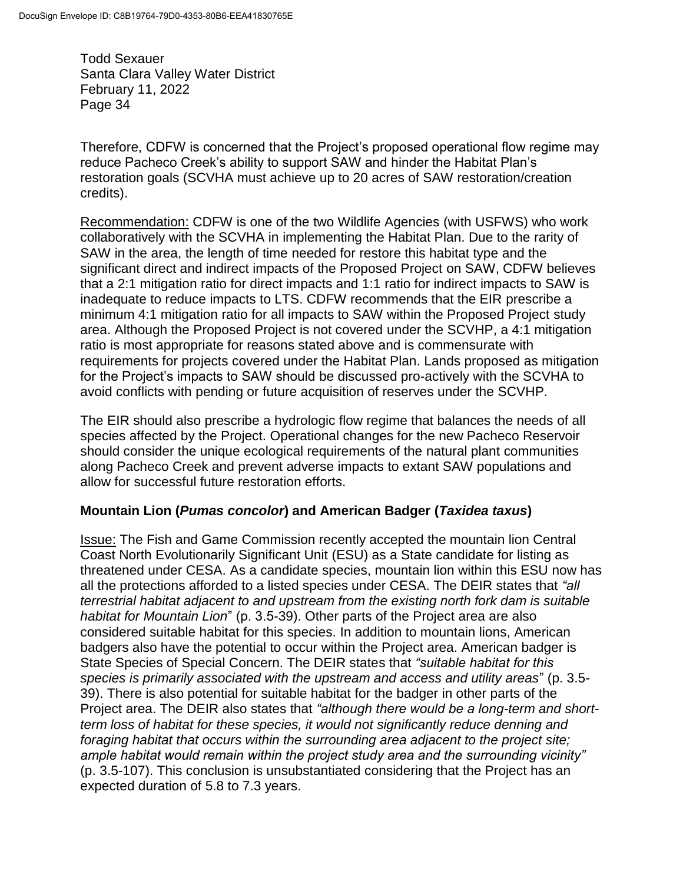Therefore, CDFW is concerned that the Project's proposed operational flow regime may reduce Pacheco Creek's ability to support SAW and hinder the Habitat Plan's restoration goals (SCVHA must achieve up to 20 acres of SAW restoration/creation credits).

Recommendation: CDFW is one of the two Wildlife Agencies (with USFWS) who work collaboratively with the SCVHA in implementing the Habitat Plan. Due to the rarity of SAW in the area, the length of time needed for restore this habitat type and the significant direct and indirect impacts of the Proposed Project on SAW, CDFW believes that a 2:1 mitigation ratio for direct impacts and 1:1 ratio for indirect impacts to SAW is inadequate to reduce impacts to LTS. CDFW recommends that the EIR prescribe a minimum 4:1 mitigation ratio for all impacts to SAW within the Proposed Project study area. Although the Proposed Project is not covered under the SCVHP, a 4:1 mitigation ratio is most appropriate for reasons stated above and is commensurate with requirements for projects covered under the Habitat Plan. Lands proposed as mitigation for the Project's impacts to SAW should be discussed pro-actively with the SCVHA to avoid conflicts with pending or future acquisition of reserves under the SCVHP.

The EIR should also prescribe a hydrologic flow regime that balances the needs of all species affected by the Project. Operational changes for the new Pacheco Reservoir should consider the unique ecological requirements of the natural plant communities along Pacheco Creek and prevent adverse impacts to extant SAW populations and allow for successful future restoration efforts.

**Mountain Lion (*Pumas concolor*) and American Badger (*Taxidea taxus*)**

Issue: The Fish and Game Commission recently accepted the mountain lion Central Coast North Evolutionarily Significant Unit (ESU) as a State candidate for listing as threatened under CESA. As a candidate species, mountain lion within this ESU now has all the protections afforded to a listed species under CESA. The DEIR states that *"all terrestrial habitat adjacent to and upstream from the existing north fork dam is suitable habitat for Mountain Lion"* (p. 3.5-39). Other parts of the Project area are also considered suitable habitat for this species. In addition to mountain lions, American badgers also have the potential to occur within the Project area. American badger is State Species of Special Concern. The DEIR states that *"suitable habitat for this species is primarily associated with the upstream and access and utility areas"* (p. 3.5-39). There is also potential for suitable habitat for the badger in other parts of the Project area. The DEIR also states that *"although there would be a long-term and short-term loss of habitat for these species, it would not significantly reduce denning and foraging habitat that occurs within the surrounding area adjacent to the project site; ample habitat would remain within the project study area and the surrounding vicinity"* (p. 3.5-107). This conclusion is unsubstantiated considering that the Project has an expected duration of 5.8 to 7.3 years.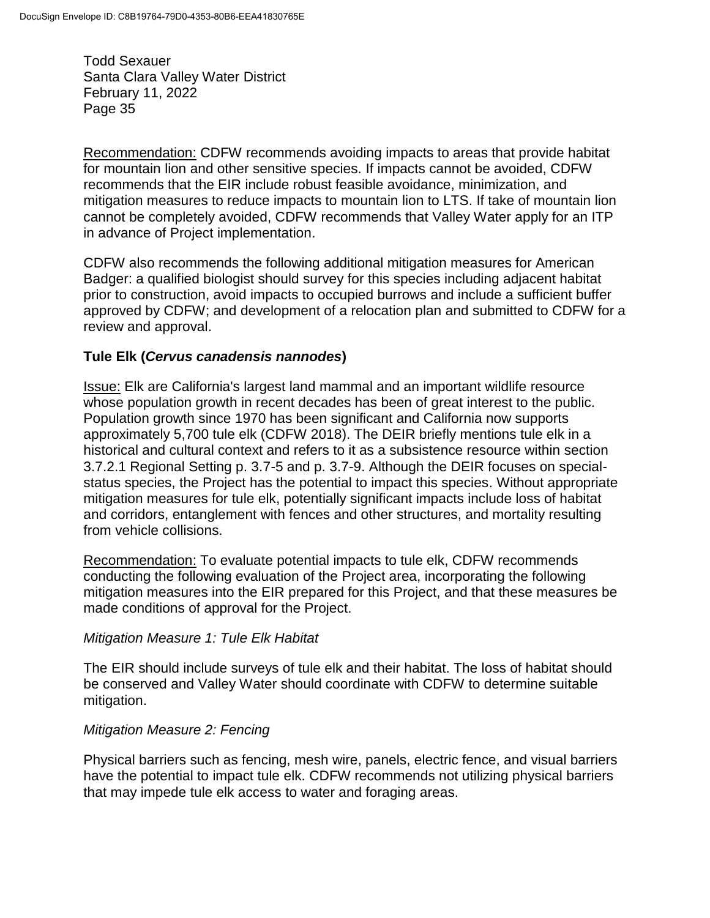Recommendation: CDFW recommends avoiding impacts to areas that provide habitat for mountain lion and other sensitive species. If impacts cannot be avoided, CDFW recommends that the EIR include robust feasible avoidance, minimization, and mitigation measures to reduce impacts to mountain lion to LTS. If take of mountain lion cannot be completely avoided, CDFW recommends that Valley Water apply for an ITP in advance of Project implementation.

CDFW also recommends the following additional mitigation measures for American Badger: a qualified biologist should survey for this species including adjacent habitat prior to construction, avoid impacts to occupied burrows and include a sufficient buffer approved by CDFW; and development of a relocation plan and submitted to CDFW for a review and approval.

**Tule Elk (*Cervus canadensis nannodes*)**

Issue: Elk are California's largest land mammal and an important wildlife resource whose population growth in recent decades has been of great interest to the public. Population growth since 1970 has been significant and California now supports approximately 5,700 tule elk (CDFW 2018). The DEIR briefly mentions tule elk in a historical and cultural context and refers to it as a subsistence resource within section 3.7.2.1 Regional Setting p. 3.7-5 and p. 3.7-9. Although the DEIR focuses on special-status species, the Project has the potential to impact this species. Without appropriate mitigation measures for tule elk, potentially significant impacts include loss of habitat and corridors, entanglement with fences and other structures, and mortality resulting from vehicle collisions.

Recommendation: To evaluate potential impacts to tule elk, CDFW recommends conducting the following evaluation of the Project area, incorporating the following mitigation measures into the EIR prepared for this Project, and that these measures be made conditions of approval for the Project.

*Mitigation Measure 1: Tule Elk Habitat*

The EIR should include surveys of tule elk and their habitat. The loss of habitat should be conserved and Valley Water should coordinate with CDFW to determine suitable mitigation.

*Mitigation Measure 2: Fencing*

Physical barriers such as fencing, mesh wire, panels, electric fence, and visual barriers have the potential to impact tule elk. CDFW recommends not utilizing physical barriers that may impede tule elk access to water and foraging areas.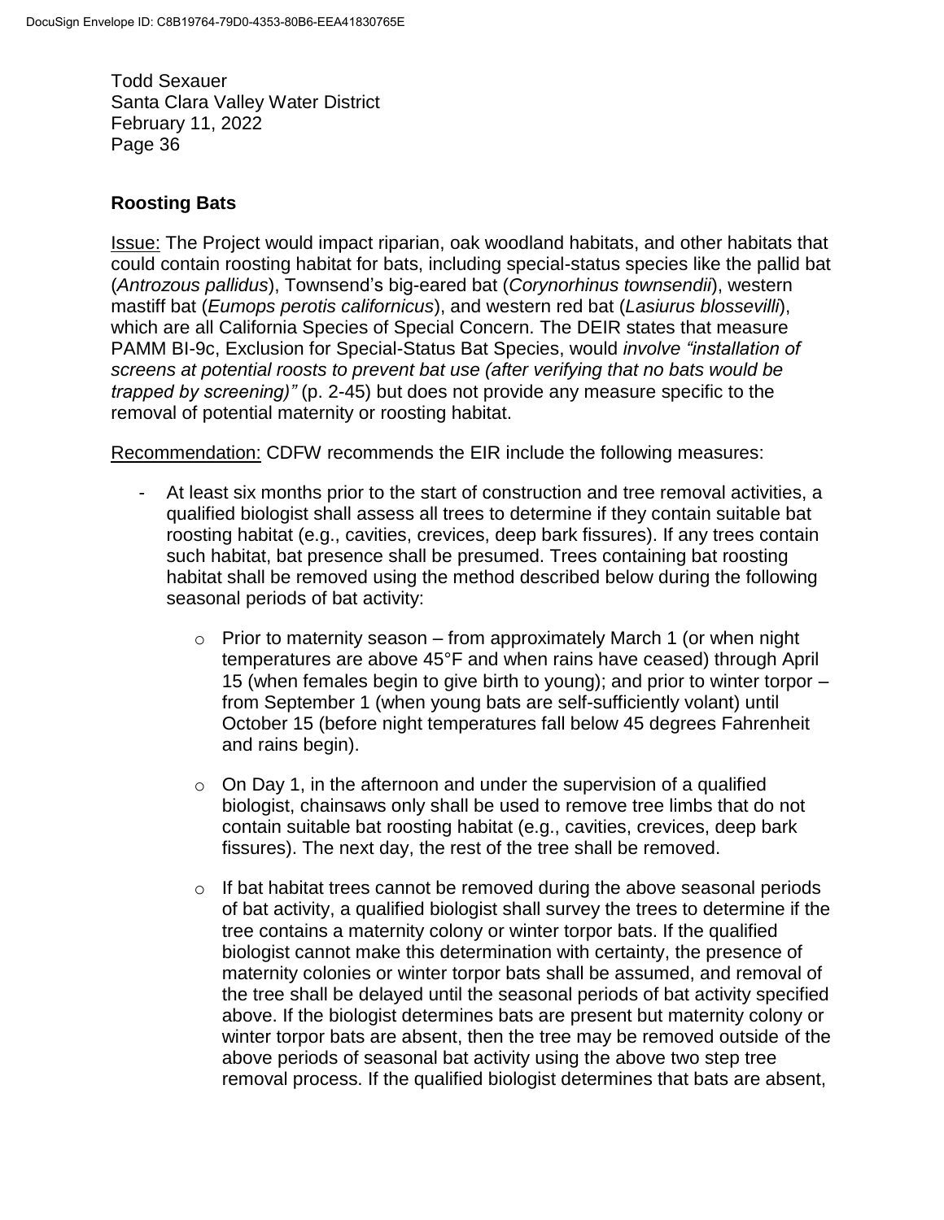## Roosting Bats

Issue: The Project would impact riparian, oak woodland habitats, and other habitats that could contain roosting habitat for bats, including special-status species like the pallid bat (*Antrozous pallidus*), Townsend's big-eared bat (*Corynorhinus townsendii*), western mastiff bat (*Eumops perotis californicus*), and western red bat (*Lasiurus blossevilli*), which are all California Species of Special Concern. The DEIR states that measure PAMM BI-9c, Exclusion for Special-Status Bat Species, would *involve "installation of screens at potential roosts to prevent bat use (after verifying that no bats would be trapped by screening)"* (p. 2-45) but does not provide any measure specific to the removal of potential maternity or roosting habitat.

Recommendation: CDFW recommends the EIR include the following measures:

- At least six months prior to the start of construction and tree removal activities, a qualified biologist shall assess all trees to determine if they contain suitable bat roosting habitat (e.g., cavities, crevices, deep bark fissures). If any trees contain such habitat, bat presence shall be presumed. Trees containing bat roosting habitat shall be removed using the method described below during the following seasonal periods of bat activity:
    - Prior to maternity season – from approximately March 1 (or when night temperatures are above 45°F and when rains have ceased) through April 15 (when females begin to give birth to young); and prior to winter torpor – from September 1 (when young bats are self-sufficiently volant) until October 15 (before night temperatures fall below 45 degrees Fahrenheit and rains begin).
    - On Day 1, in the afternoon and under the supervision of a qualified biologist, chainsaws only shall be used to remove tree limbs that do not contain suitable bat roosting habitat (e.g., cavities, crevices, deep bark fissures). The next day, the rest of the tree shall be removed.
    - If bat habitat trees cannot be removed during the above seasonal periods of bat activity, a qualified biologist shall survey the trees to determine if the tree contains a maternity colony or winter torpor bats. If the qualified biologist cannot make this determination with certainty, the presence of maternity colonies or winter torpor bats shall be assumed, and removal of the tree shall be delayed until the seasonal periods of bat activity specified above. If the biologist determines bats are present but maternity colony or winter torpor bats are absent, then the tree may be removed outside of the above periods of seasonal bat activity using the above two step tree removal process. If the qualified biologist determines that bats are absent,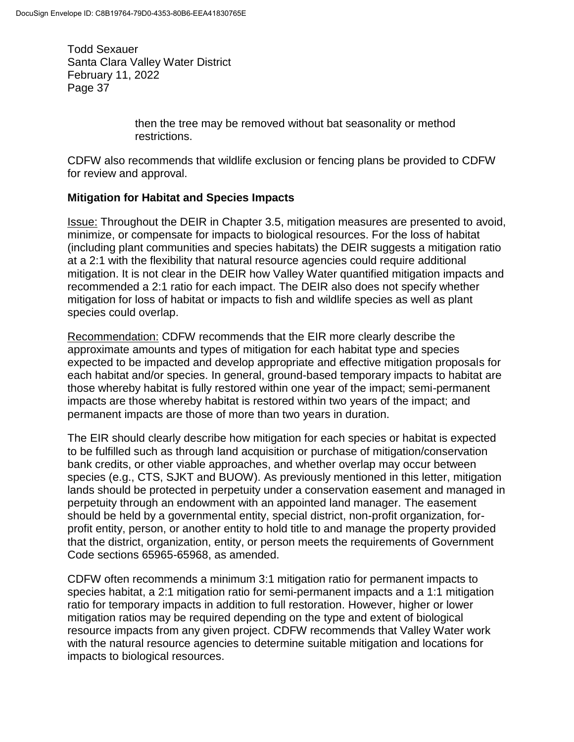then the tree may be removed without bat seasonality or method restrictions.

CDFW also recommends that wildlife exclusion or fencing plans be provided to CDFW for review and approval.

**Mitigation for Habitat and Species Impacts**

Issue: Throughout the DEIR in Chapter 3.5, mitigation measures are presented to avoid, minimize, or compensate for impacts to biological resources. For the loss of habitat (including plant communities and species habitats) the DEIR suggests a mitigation ratio at a 2:1 with the flexibility that natural resource agencies could require additional mitigation. It is not clear in the DEIR how Valley Water quantified mitigation impacts and recommended a 2:1 ratio for each impact. The DEIR also does not specify whether mitigation for loss of habitat or impacts to fish and wildlife species as well as plant species could overlap.

Recommendation: CDFW recommends that the EIR more clearly describe the approximate amounts and types of mitigation for each habitat type and species expected to be impacted and develop appropriate and effective mitigation proposals for each habitat and/or species. In general, ground-based temporary impacts to habitat are those whereby habitat is fully restored within one year of the impact; semi-permanent impacts are those whereby habitat is restored within two years of the impact; and permanent impacts are those of more than two years in duration.

The EIR should clearly describe how mitigation for each species or habitat is expected to be fulfilled such as through land acquisition or purchase of mitigation/conservation bank credits, or other viable approaches, and whether overlap may occur between species (e.g., CTS, SJKT and BUOW). As previously mentioned in this letter, mitigation lands should be protected in perpetuity under a conservation easement and managed in perpetuity through an endowment with an appointed land manager. The easement should be held by a governmental entity, special district, non-profit organization, for-profit entity, person, or another entity to hold title to and manage the property provided that the district, organization, entity, or person meets the requirements of Government Code sections 65965-65968, as amended.

CDFW often recommends a minimum 3:1 mitigation ratio for permanent impacts to species habitat, a 2:1 mitigation ratio for semi-permanent impacts and a 1:1 mitigation ratio for temporary impacts in addition to full restoration. However, higher or lower mitigation ratios may be required depending on the type and extent of biological resource impacts from any given project. CDFW recommends that Valley Water work with the natural resource agencies to determine suitable mitigation and locations for impacts to biological resources.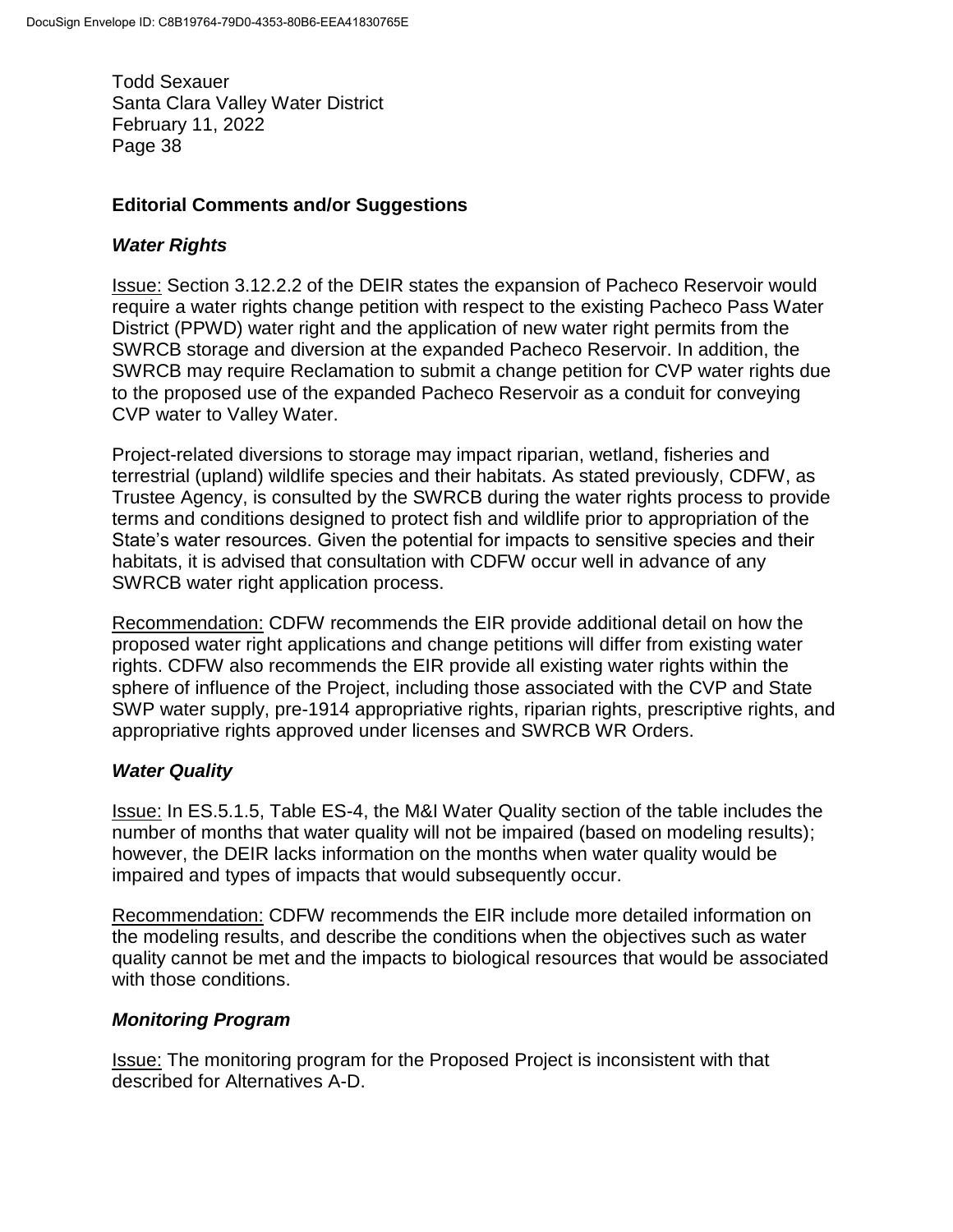## Editorial Comments and/or Suggestions

### *Water Rights*

Issue: Section 3.12.2.2 of the DEIR states the expansion of Pacheco Reservoir would require a water rights change petition with respect to the existing Pacheco Pass Water District (PPWD) water right and the application of new water right permits from the SWRCB storage and diversion at the expanded Pacheco Reservoir. In addition, the SWRCB may require Reclamation to submit a change petition for CVP water rights due to the proposed use of the expanded Pacheco Reservoir as a conduit for conveying CVP water to Valley Water.

Project-related diversions to storage may impact riparian, wetland, fisheries and terrestrial (upland) wildlife species and their habitats. As stated previously, CDFW, as Trustee Agency, is consulted by the SWRCB during the water rights process to provide terms and conditions designed to protect fish and wildlife prior to appropriation of the State's water resources. Given the potential for impacts to sensitive species and their habitats, it is advised that consultation with CDFW occur well in advance of any SWRCB water right application process.

Recommendation: CDFW recommends the EIR provide additional detail on how the proposed water right applications and change petitions will differ from existing water rights. CDFW also recommends the EIR provide all existing water rights within the sphere of influence of the Project, including those associated with the CVP and State SWP water supply, pre-1914 appropriative rights, riparian rights, prescriptive rights, and appropriative rights approved under licenses and SWRCB WR Orders.

### *Water Quality*

Issue: In ES.5.1.5, Table ES-4, the M&I Water Quality section of the table includes the number of months that water quality will not be impaired (based on modeling results); however, the DEIR lacks information on the months when water quality would be impaired and types of impacts that would subsequently occur.

Recommendation: CDFW recommends the EIR include more detailed information on the modeling results, and describe the conditions when the objectives such as water quality cannot be met and the impacts to biological resources that would be associated with those conditions.

### *Monitoring Program*

Issue: The monitoring program for the Proposed Project is inconsistent with that described for Alternatives A-D.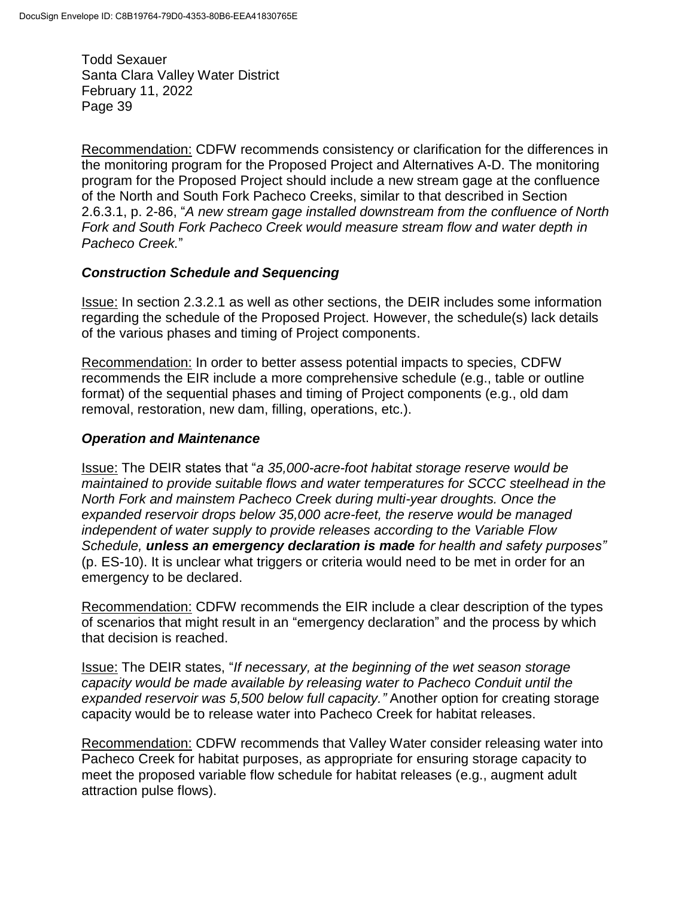<u>Recommendation:</u> CDFW recommends consistency or clarification for the differences in the monitoring program for the Proposed Project and Alternatives A-D. The monitoring program for the Proposed Project should include a new stream gage at the confluence of the North and South Fork Pacheco Creeks, similar to that described in Section 2.6.3.1, p. 2-86, "*A new stream gage installed downstream from the confluence of North Fork and South Fork Pacheco Creek would measure stream flow and water depth in Pacheco Creek.*"

### *Construction Schedule and Sequencing*

<u>Issue:</u> In section 2.3.2.1 as well as other sections, the DEIR includes some information regarding the schedule of the Proposed Project. However, the schedule(s) lack details of the various phases and timing of Project components.

<u>Recommendation:</u> In order to better assess potential impacts to species, CDFW recommends the EIR include a more comprehensive schedule (e.g., table or outline format) of the sequential phases and timing of Project components (e.g., old dam removal, restoration, new dam, filling, operations, etc.).

### *Operation and Maintenance*

<u>Issue:</u> The DEIR states that "*a 35,000-acre-foot habitat storage reserve would be maintained to provide suitable flows and water temperatures for SCCC steelhead in the North Fork and mainstem Pacheco Creek during multi-year droughts. Once the expanded reservoir drops below 35,000 acre-feet, the reserve would be managed independent of water supply to provide releases according to the Variable Flow Schedule, **unless an emergency declaration is made** for health and safety purposes"* (p. ES-10). It is unclear what triggers or criteria would need to be met in order for an emergency to be declared.

<u>Recommendation:</u> CDFW recommends the EIR include a clear description of the types of scenarios that might result in an "emergency declaration" and the process by which that decision is reached.

<u>Issue:</u> The DEIR states, "*If necessary, at the beginning of the wet season storage capacity would be made available by releasing water to Pacheco Conduit until the expanded reservoir was 5,500 below full capacity."* Another option for creating storage capacity would be to release water into Pacheco Creek for habitat releases.

<u>Recommendation:</u> CDFW recommends that Valley Water consider releasing water into Pacheco Creek for habitat purposes, as appropriate for ensuring storage capacity to meet the proposed variable flow schedule for habitat releases (e.g., augment adult attraction pulse flows).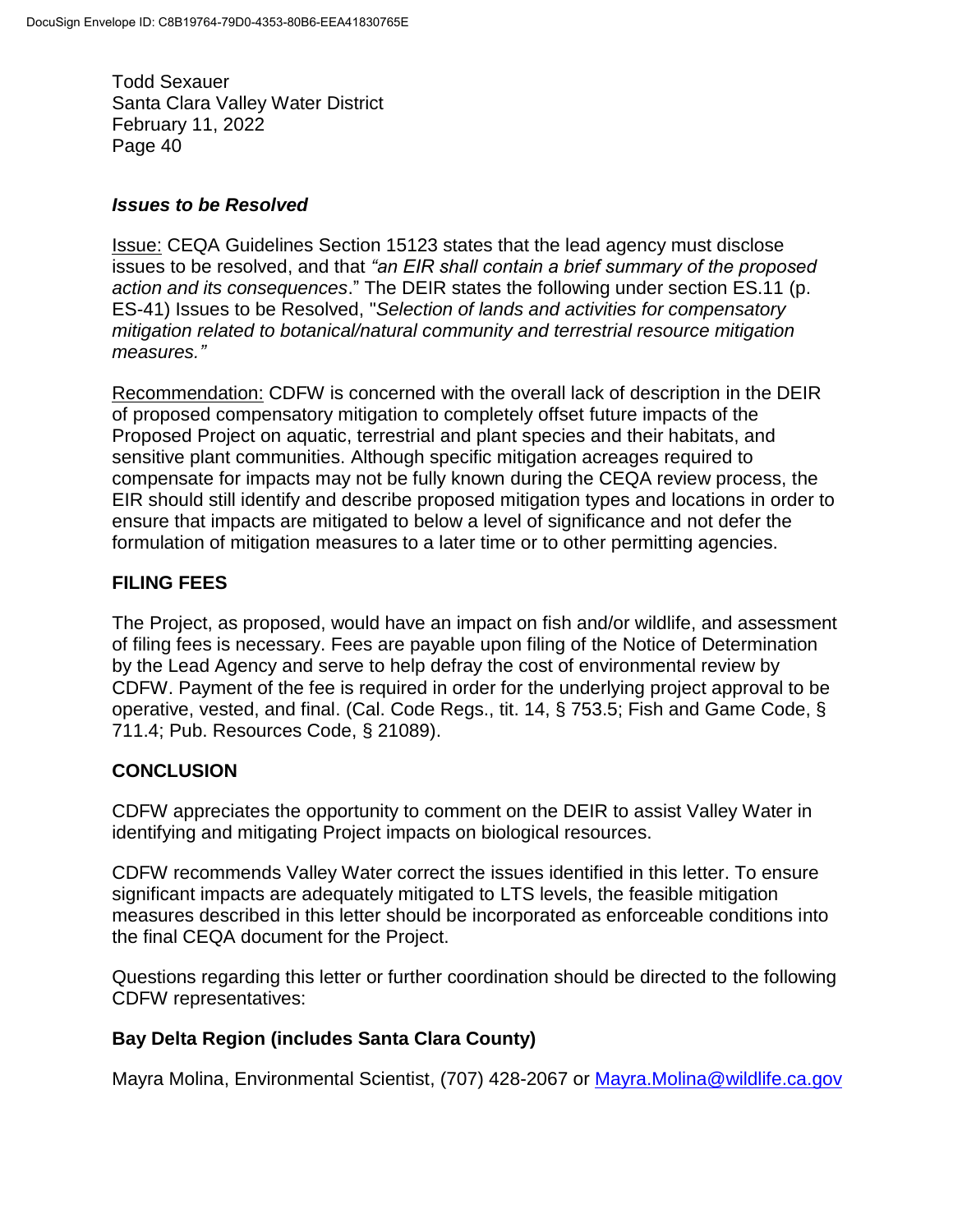### *Issues to be Resolved*

Issue: CEQA Guidelines Section 15123 states that the lead agency must disclose issues to be resolved, and that *"an EIR shall contain a brief summary of the proposed action and its consequences*." The DEIR states the following under section ES.11 (p. ES-41) Issues to be Resolved, "*Selection of lands and activities for compensatory mitigation related to botanical/natural community and terrestrial resource mitigation measures."*

Recommendation: CDFW is concerned with the overall lack of description in the DEIR of proposed compensatory mitigation to completely offset future impacts of the Proposed Project on aquatic, terrestrial and plant species and their habitats, and sensitive plant communities. Although specific mitigation acreages required to compensate for impacts may not be fully known during the CEQA review process, the EIR should still identify and describe proposed mitigation types and locations in order to ensure that impacts are mitigated to below a level of significance and not defer the formulation of mitigation measures to a later time or to other permitting agencies.

## FILING FEES

The Project, as proposed, would have an impact on fish and/or wildlife, and assessment of filing fees is necessary. Fees are payable upon filing of the Notice of Determination by the Lead Agency and serve to help defray the cost of environmental review by CDFW. Payment of the fee is required in order for the underlying project approval to be operative, vested, and final. (Cal. Code Regs., tit. 14, § 753.5; Fish and Game Code, § 711.4; Pub. Resources Code, § 21089).

## CONCLUSION

CDFW appreciates the opportunity to comment on the DEIR to assist Valley Water in identifying and mitigating Project impacts on biological resources.

CDFW recommends Valley Water correct the issues identified in this letter. To ensure significant impacts are adequately mitigated to LTS levels, the feasible mitigation measures described in this letter should be incorporated as enforceable conditions into the final CEQA document for the Project.

Questions regarding this letter or further coordination should be directed to the following CDFW representatives:

### Bay Delta Region (includes Santa Clara County)

Mayra Molina, Environmental Scientist, (707) 428-2067 or Mayra.Molina@wildlife.ca.gov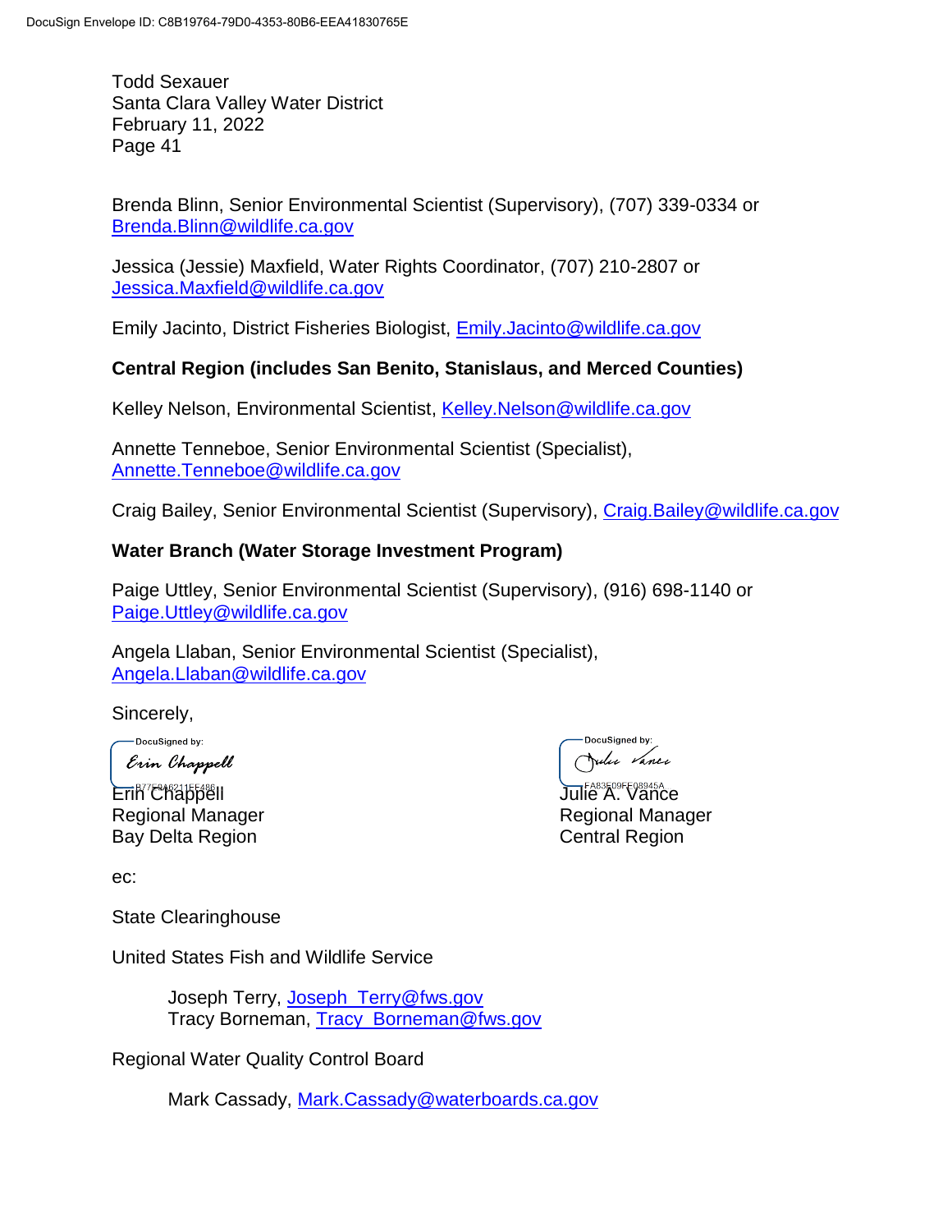Brenda Blinn, Senior Environmental Scientist (Supervisory), (707) 339-0334 or Brenda.Blinn@wildlife.ca.gov

Jessica (Jessie) Maxfield, Water Rights Coordinator, (707) 210-2807 or Jessica.Maxfield@wildlife.ca.gov

Emily Jacinto, District Fisheries Biologist, Emily.Jacinto@wildlife.ca.gov

**Central Region (includes San Benito, Stanislaus, and Merced Counties)**

Kelley Nelson, Environmental Scientist, Kelley.Nelson@wildlife.ca.gov

Annette Tenneboe, Senior Environmental Scientist (Specialist), Annette.Tenneboe@wildlife.ca.gov

Craig Bailey, Senior Environmental Scientist (Supervisory), Craig.Bailey@wildlife.ca.gov

**Water Branch (Water Storage Investment Program)**

Paige Uttley, Senior Environmental Scientist (Supervisory), (916) 698-1140 or Paige.Uttley@wildlife.ca.gov

Angela Llaban, Senior Environmental Scientist (Specialist), Angela.Llaban@wildlife.ca.gov

Sincerely,

DocuSigned by:
Erin Chappell
B77F8A6211EE486...

Erin Chappell
Regional Manager
Bay Delta Region

DocuSigned by:
Julie Vance
FA83E09FE08945A...

Julie A. Vance
Regional Manager
Central Region

ec:

State Clearinghouse

United States Fish and Wildlife Service

Joseph Terry, Joseph_Terry@fws.gov
Tracy Borneman, Tracy_Borneman@fws.gov

Regional Water Quality Control Board

Mark Cassady, Mark.Cassady@waterboards.ca.gov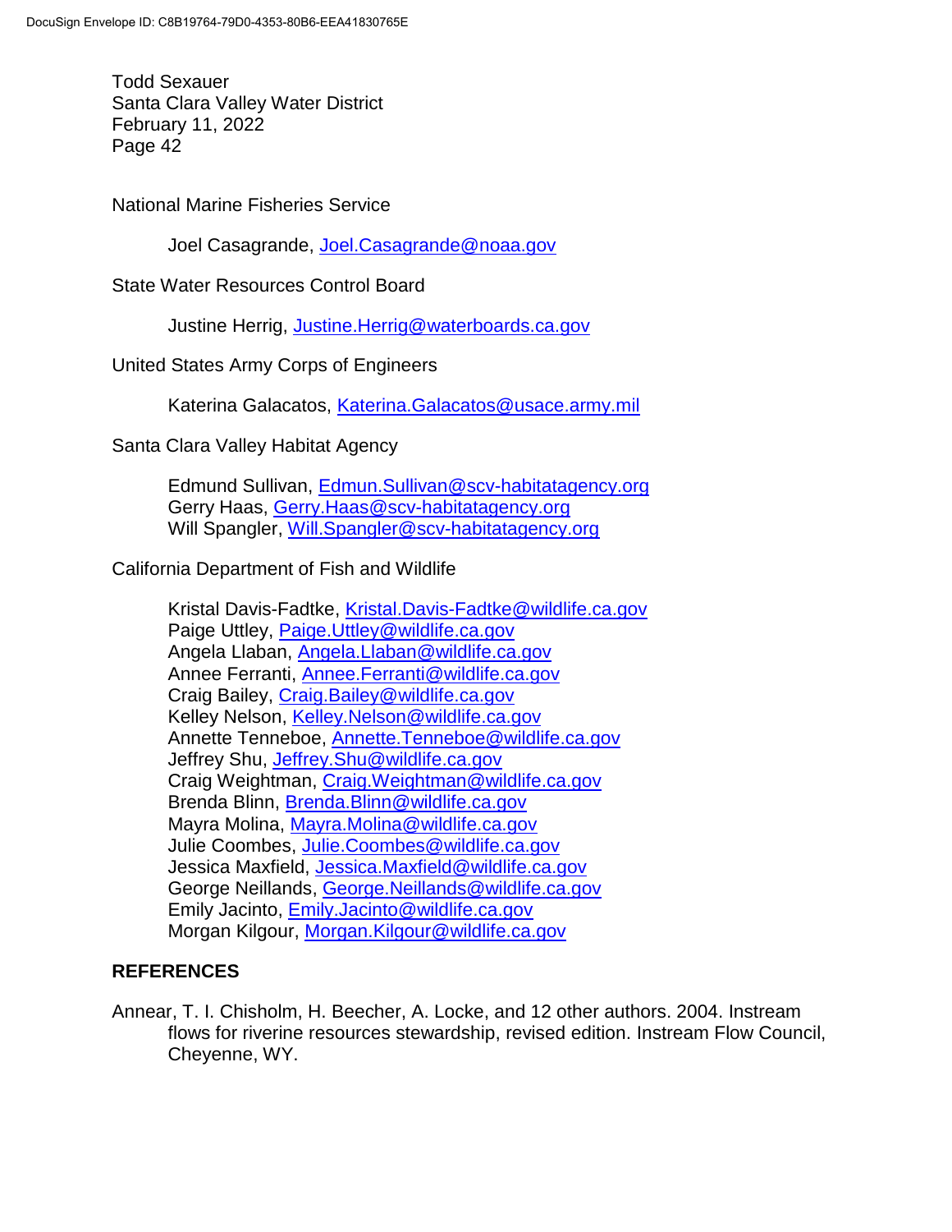National Marine Fisheries Service

Joel Casagrande, Joel.Casagrande@noaa.gov

State Water Resources Control Board

Justine Herrig, Justine.Herrig@waterboards.ca.gov

United States Army Corps of Engineers

Katerina Galacatos, Katerina.Galacatos@usace.army.mil

Santa Clara Valley Habitat Agency

Edmund Sullivan, Edmun.Sullivan@scv-habitatagency.org
Gerry Haas, Gerry.Haas@scv-habitatagency.org
Will Spangler, Will.Spangler@scv-habitatagency.org

California Department of Fish and Wildlife

Kristal Davis-Fadtke, Kristal.Davis-Fadtke@wildlife.ca.gov
Paige Uttley, Paige.Uttley@wildlife.ca.gov
Angela Llaban, Angela.Llaban@wildlife.ca.gov
Annee Ferranti, Annee.Ferranti@wildlife.ca.gov
Craig Bailey, Craig.Bailey@wildlife.ca.gov
Kelley Nelson, Kelley.Nelson@wildlife.ca.gov
Annette Tenneboe, Annette.Tenneboe@wildlife.ca.gov
Jeffrey Shu, Jeffrey.Shu@wildlife.ca.gov
Craig Weightman, Craig.Weightman@wildlife.ca.gov
Brenda Blinn, Brenda.Blinn@wildlife.ca.gov
Mayra Molina, Mayra.Molina@wildlife.ca.gov
Julie Coombes, Julie.Coombes@wildlife.ca.gov
Jessica Maxfield, Jessica.Maxfield@wildlife.ca.gov
George Neillands, George.Neillands@wildlife.ca.gov
Emily Jacinto, Emily.Jacinto@wildlife.ca.gov
Morgan Kilgour, Morgan.Kilgour@wildlife.ca.gov

## REFERENCES

Annear, T. I. Chisholm, H. Beecher, A. Locke, and 12 other authors. 2004. Instream flows for riverine resources stewardship, revised edition. Instream Flow Council, Cheyenne, WY.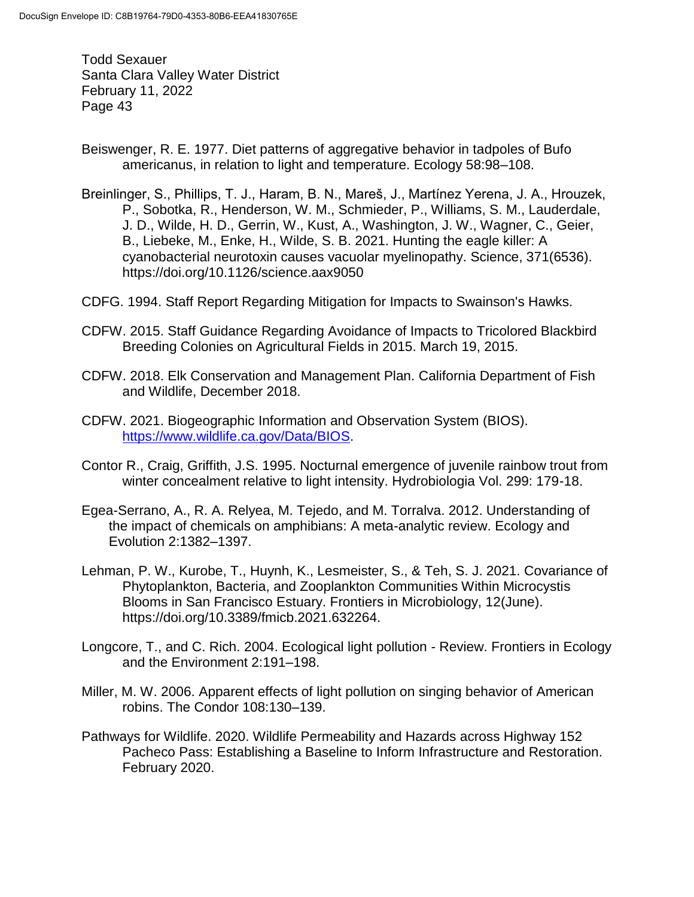Beiswenger, R. E. 1977. Diet patterns of aggregative behavior in tadpoles of Bufo americanus, in relation to light and temperature. Ecology 58:98–108.

Breinlinger, S., Phillips, T. J., Haram, B. N., Mareš, J., Martínez Yerena, J. A., Hrouzek, P., Sobotka, R., Henderson, W. M., Schmieder, P., Williams, S. M., Lauderdale, J. D., Wilde, H. D., Gerrin, W., Kust, A., Washington, J. W., Wagner, C., Geier, B., Liebeke, M., Enke, H., Wilde, S. B. 2021. Hunting the eagle killer: A cyanobacterial neurotoxin causes vacuolar myelinopathy. Science, 371(6536). https://doi.org/10.1126/science.aax9050

CDFG. 1994. Staff Report Regarding Mitigation for Impacts to Swainson's Hawks.

CDFW. 2015. Staff Guidance Regarding Avoidance of Impacts to Tricolored Blackbird Breeding Colonies on Agricultural Fields in 2015. March 19, 2015.

CDFW. 2018. Elk Conservation and Management Plan. California Department of Fish and Wildlife, December 2018.

CDFW. 2021. Biogeographic Information and Observation System (BIOS). https://www.wildlife.ca.gov/Data/BIOS.

Contor R., Craig, Griffith, J.S. 1995. Nocturnal emergence of juvenile rainbow trout from winter concealment relative to light intensity. Hydrobiologia Vol. 299: 179-18.

Egea-Serrano, A., R. A. Relyea, M. Tejedo, and M. Torralva. 2012. Understanding of the impact of chemicals on amphibians: A meta-analytic review. Ecology and Evolution 2:1382–1397.

Lehman, P. W., Kurobe, T., Huynh, K., Lesmeister, S., & Teh, S. J. 2021. Covariance of Phytoplankton, Bacteria, and Zooplankton Communities Within Microcystis Blooms in San Francisco Estuary. Frontiers in Microbiology, 12(June). https://doi.org/10.3389/fmicb.2021.632264.

Longcore, T., and C. Rich. 2004. Ecological light pollution - Review. Frontiers in Ecology and the Environment 2:191–198.

Miller, M. W. 2006. Apparent effects of light pollution on singing behavior of American robins. The Condor 108:130–139.

Pathways for Wildlife. 2020. Wildlife Permeability and Hazards across Highway 152 Pacheco Pass: Establishing a Baseline to Inform Infrastructure and Restoration. February 2020.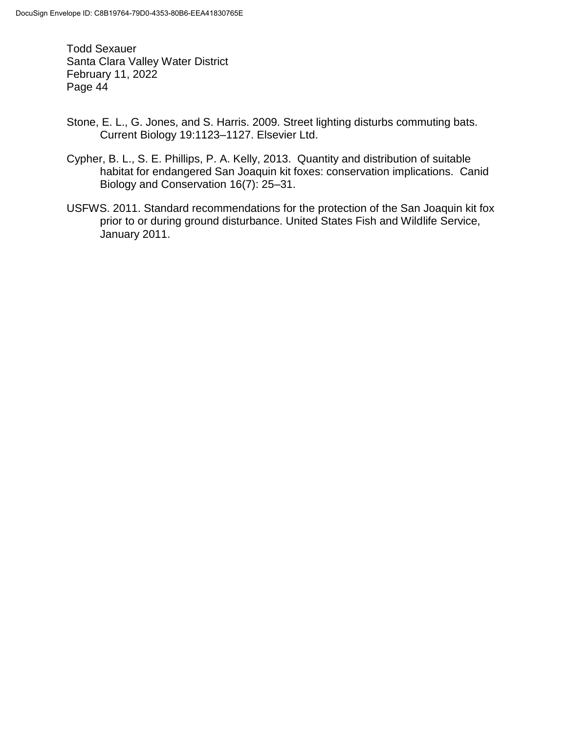Stone, E. L., G. Jones, and S. Harris. 2009. Street lighting disturbs commuting bats. Current Biology 19:1123–1127. Elsevier Ltd.

Cypher, B. L., S. E. Phillips, P. A. Kelly, 2013. Quantity and distribution of suitable habitat for endangered San Joaquin kit foxes: conservation implications. Canid Biology and Conservation 16(7): 25–31.

USFWS. 2011. Standard recommendations for the protection of the San Joaquin kit fox prior to or during ground disturbance. United States Fish and Wildlife Service, January 2011.